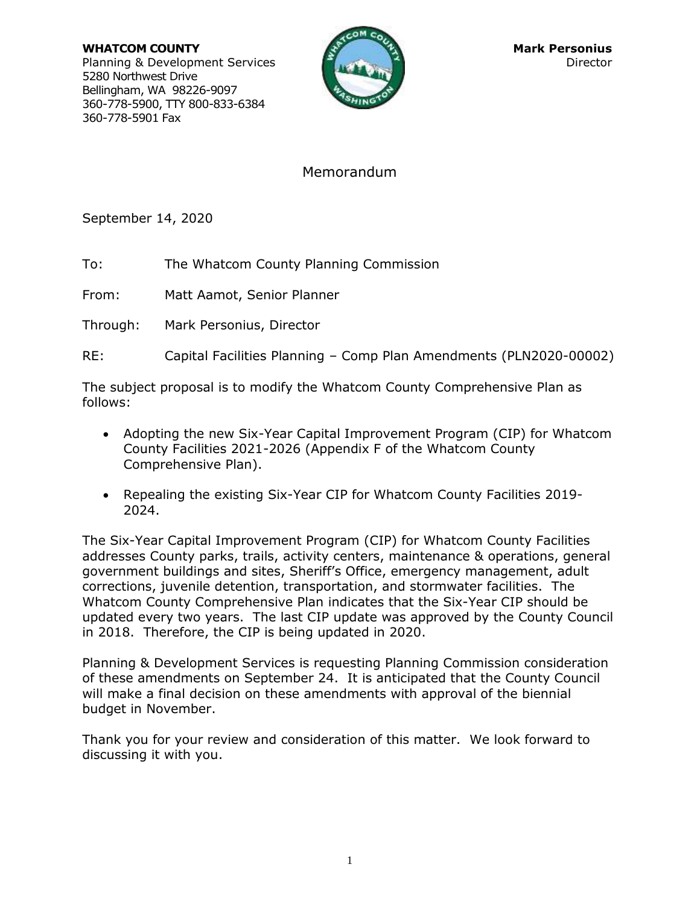**WHATCOM COUNTY**
Planning & Development Services
5280 Northwest Drive
Bellingham, WA 98226-9097
360-778-5900, TTY 800-833-6384
360-778-5901 Fax

**Mark Personius**
Director

# Memorandum

September 14, 2020

To: The Whatcom County Planning Commission

From: Matt Aamot, Senior Planner

Through: Mark Personius, Director

RE: Capital Facilities Planning – Comp Plan Amendments (PLN2020-00002)

The subject proposal is to modify the Whatcom County Comprehensive Plan as follows:

- Adopting the new Six-Year Capital Improvement Program (CIP) for Whatcom County Facilities 2021-2026 (Appendix F of the Whatcom County Comprehensive Plan).
- Repealing the existing Six-Year CIP for Whatcom County Facilities 2019-2024.

The Six-Year Capital Improvement Program (CIP) for Whatcom County Facilities addresses County parks, trails, activity centers, maintenance & operations, general government buildings and sites, Sheriff's Office, emergency management, adult corrections, juvenile detention, transportation, and stormwater facilities. The Whatcom County Comprehensive Plan indicates that the Six-Year CIP should be updated every two years. The last CIP update was approved by the County Council in 2018. Therefore, the CIP is being updated in 2020.

Planning & Development Services is requesting Planning Commission consideration of these amendments on September 24. It is anticipated that the County Council will make a final decision on these amendments with approval of the biennial budget in November.

Thank you for your review and consideration of this matter. We look forward to discussing it with you.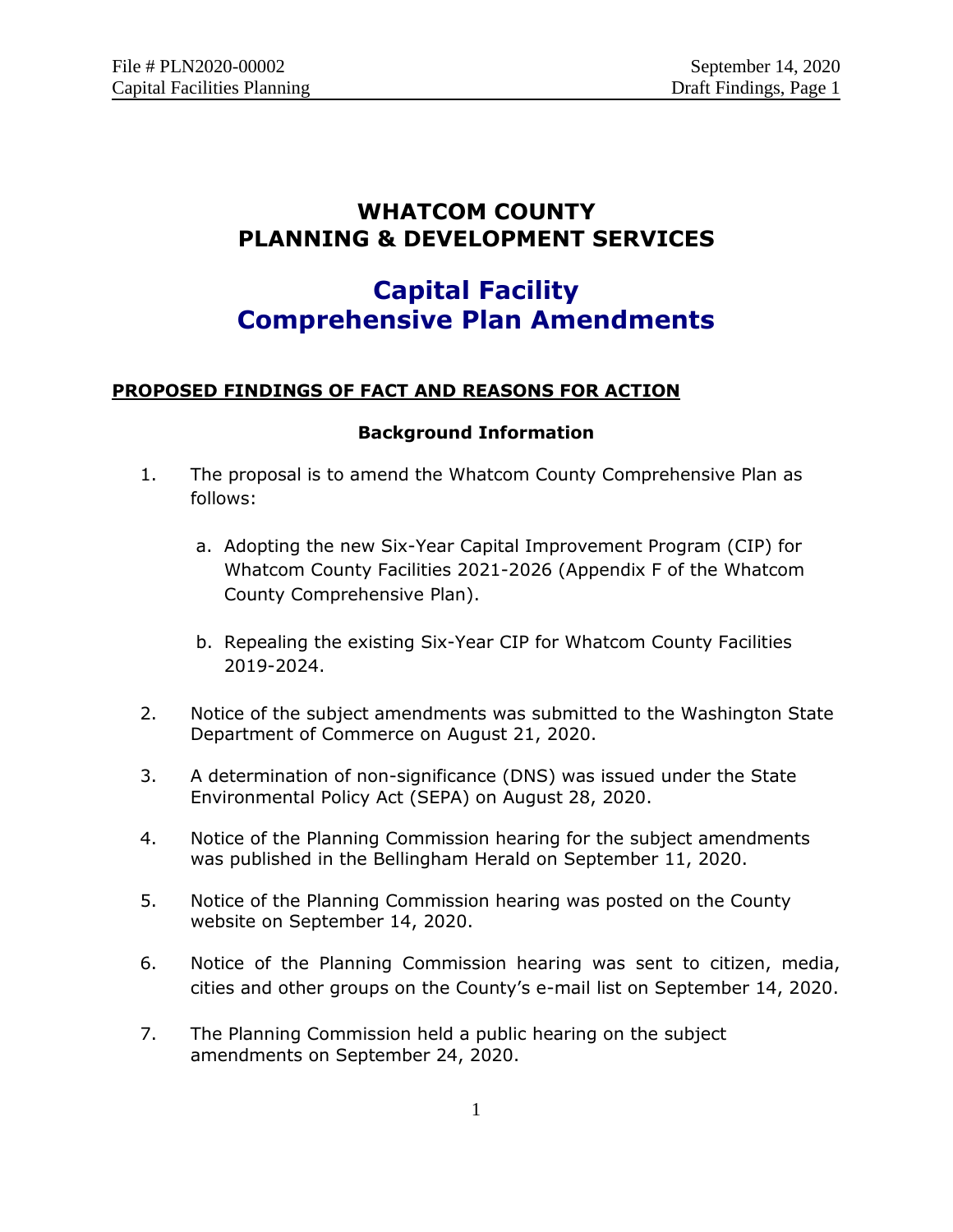# WHATCOM COUNTY
# PLANNING & DEVELOPMENT SERVICES

# Capital Facility Comprehensive Plan Amendments

## PROPOSED FINDINGS OF FACT AND REASONS FOR ACTION

### Background Information

1. The proposal is to amend the Whatcom County Comprehensive Plan as follows:

   a. Adopting the new Six-Year Capital Improvement Program (CIP) for Whatcom County Facilities 2021-2026 (Appendix F of the Whatcom County Comprehensive Plan).

   b. Repealing the existing Six-Year CIP for Whatcom County Facilities 2019-2024.

2. Notice of the subject amendments was submitted to the Washington State Department of Commerce on August 21, 2020.

3. A determination of non-significance (DNS) was issued under the State Environmental Policy Act (SEPA) on August 28, 2020.

4. Notice of the Planning Commission hearing for the subject amendments was published in the Bellingham Herald on September 11, 2020.

5. Notice of the Planning Commission hearing was posted on the County website on September 14, 2020.

6. Notice of the Planning Commission hearing was sent to citizen, media, cities and other groups on the County's e-mail list on September 14, 2020.

7. The Planning Commission held a public hearing on the subject amendments on September 24, 2020.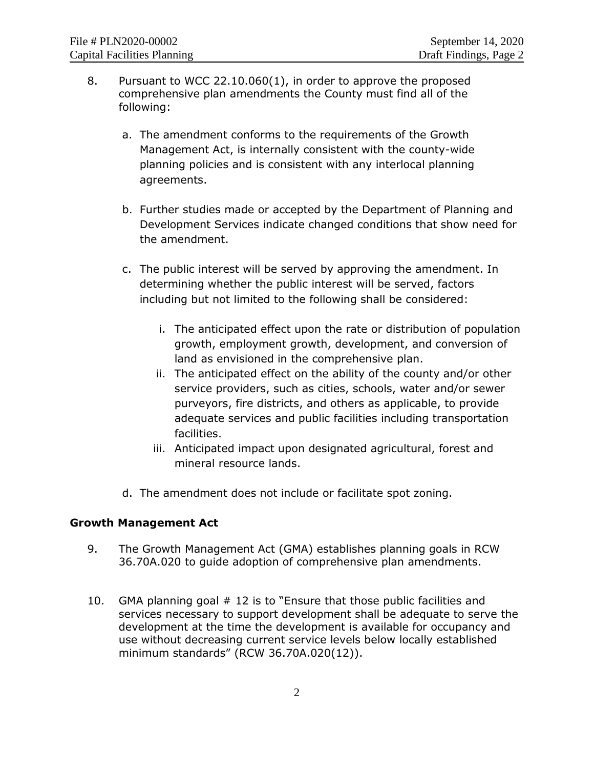8. Pursuant to WCC 22.10.060(1), in order to approve the proposed comprehensive plan amendments the County must find all of the following:

   a. The amendment conforms to the requirements of the Growth Management Act, is internally consistent with the county-wide planning policies and is consistent with any interlocal planning agreements.

   b. Further studies made or accepted by the Department of Planning and Development Services indicate changed conditions that show need for the amendment.

   c. The public interest will be served by approving the amendment. In determining whether the public interest will be served, factors including but not limited to the following shall be considered:

      i. The anticipated effect upon the rate or distribution of population growth, employment growth, development, and conversion of land as envisioned in the comprehensive plan.
      ii. The anticipated effect on the ability of the county and/or other service providers, such as cities, schools, water and/or sewer purveyors, fire districts, and others as applicable, to provide adequate services and public facilities including transportation facilities.
      iii. Anticipated impact upon designated agricultural, forest and mineral resource lands.

   d. The amendment does not include or facilitate spot zoning.

**Growth Management Act**

9. The Growth Management Act (GMA) establishes planning goals in RCW 36.70A.020 to guide adoption of comprehensive plan amendments.

10. GMA planning goal # 12 is to "Ensure that those public facilities and services necessary to support development shall be adequate to serve the development at the time the development is available for occupancy and use without decreasing current service levels below locally established minimum standards" (RCW 36.70A.020(12)).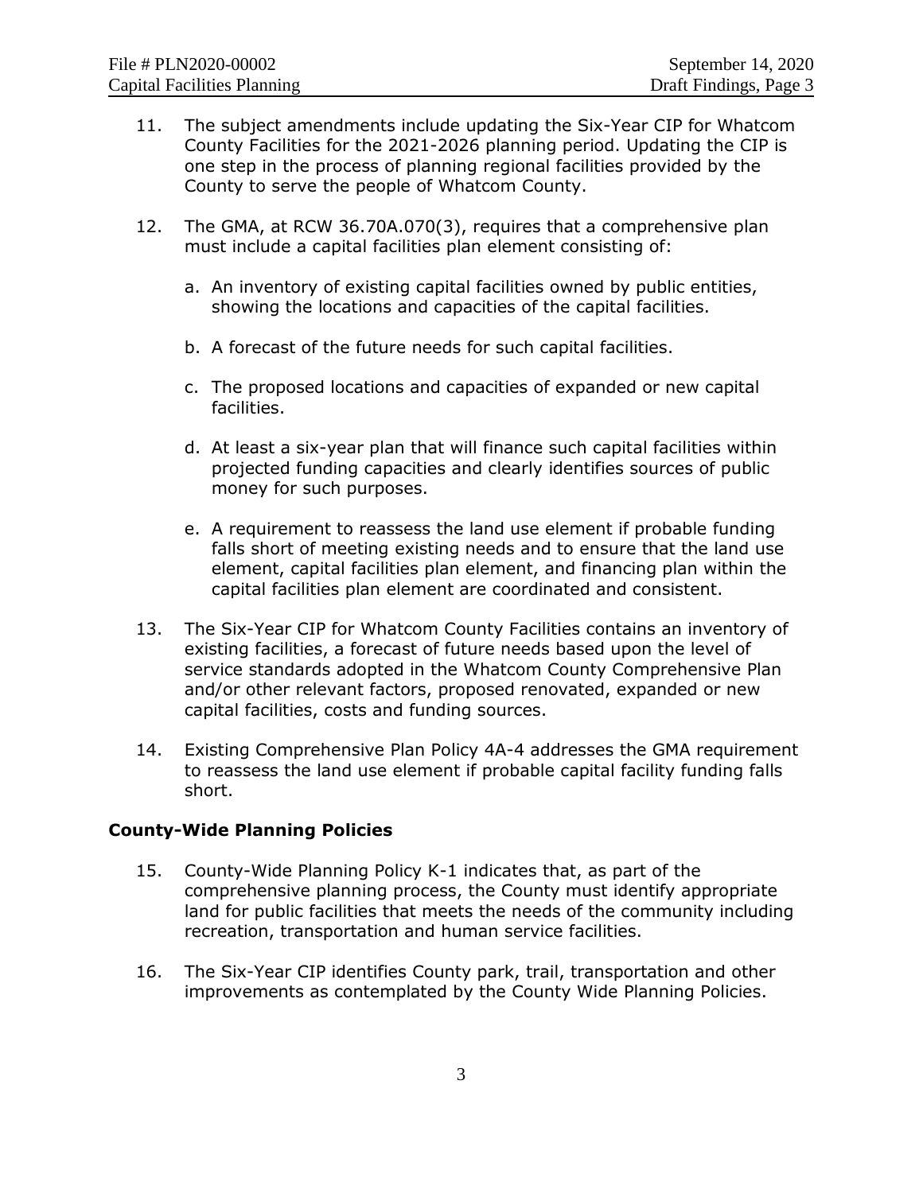11. The subject amendments include updating the Six-Year CIP for Whatcom County Facilities for the 2021-2026 planning period. Updating the CIP is one step in the process of planning regional facilities provided by the County to serve the people of Whatcom County.

12. The GMA, at RCW 36.70A.070(3), requires that a comprehensive plan must include a capital facilities plan element consisting of:

    a. An inventory of existing capital facilities owned by public entities, showing the locations and capacities of the capital facilities.

    b. A forecast of the future needs for such capital facilities.

    c. The proposed locations and capacities of expanded or new capital facilities.

    d. At least a six-year plan that will finance such capital facilities within projected funding capacities and clearly identifies sources of public money for such purposes.

    e. A requirement to reassess the land use element if probable funding falls short of meeting existing needs and to ensure that the land use element, capital facilities plan element, and financing plan within the capital facilities plan element are coordinated and consistent.

13. The Six-Year CIP for Whatcom County Facilities contains an inventory of existing facilities, a forecast of future needs based upon the level of service standards adopted in the Whatcom County Comprehensive Plan and/or other relevant factors, proposed renovated, expanded or new capital facilities, costs and funding sources.

14. Existing Comprehensive Plan Policy 4A-4 addresses the GMA requirement to reassess the land use element if probable capital facility funding falls short.

## County-Wide Planning Policies

15. County-Wide Planning Policy K-1 indicates that, as part of the comprehensive planning process, the County must identify appropriate land for public facilities that meets the needs of the community including recreation, transportation and human service facilities.

16. The Six-Year CIP identifies County park, trail, transportation and other improvements as contemplated by the County Wide Planning Policies.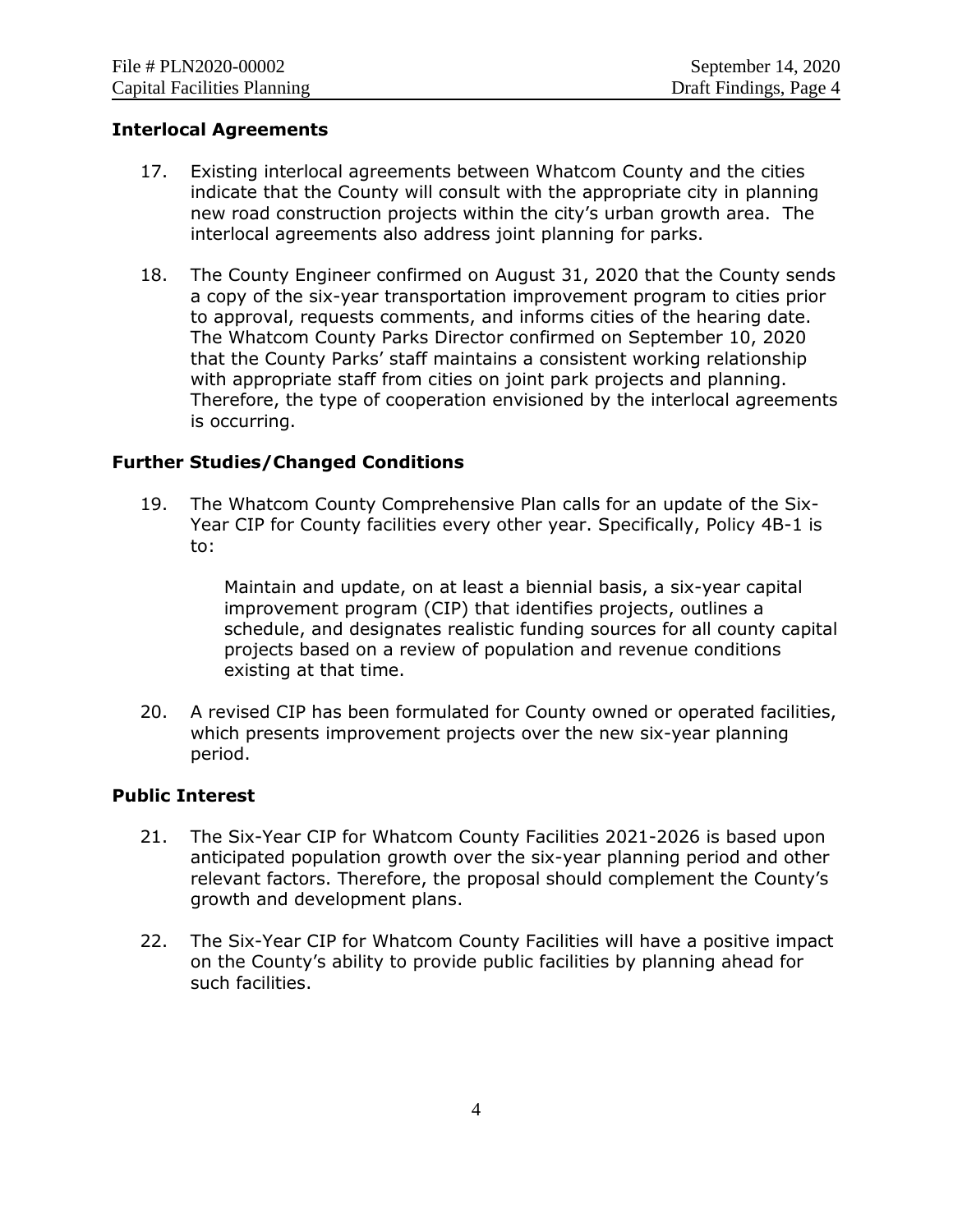## Interlocal Agreements

17. Existing interlocal agreements between Whatcom County and the cities indicate that the County will consult with the appropriate city in planning new road construction projects within the city's urban growth area. The interlocal agreements also address joint planning for parks.

18. The County Engineer confirmed on August 31, 2020 that the County sends a copy of the six-year transportation improvement program to cities prior to approval, requests comments, and informs cities of the hearing date. The Whatcom County Parks Director confirmed on September 10, 2020 that the County Parks' staff maintains a consistent working relationship with appropriate staff from cities on joint park projects and planning. Therefore, the type of cooperation envisioned by the interlocal agreements is occurring.

## Further Studies/Changed Conditions

19. The Whatcom County Comprehensive Plan calls for an update of the Six-Year CIP for County facilities every other year. Specifically, Policy 4B-1 is to:

    Maintain and update, on at least a biennial basis, a six-year capital improvement program (CIP) that identifies projects, outlines a schedule, and designates realistic funding sources for all county capital projects based on a review of population and revenue conditions existing at that time.

20. A revised CIP has been formulated for County owned or operated facilities, which presents improvement projects over the new six-year planning period.

## Public Interest

21. The Six-Year CIP for Whatcom County Facilities 2021-2026 is based upon anticipated population growth over the six-year planning period and other relevant factors. Therefore, the proposal should complement the County's growth and development plans.

22. The Six-Year CIP for Whatcom County Facilities will have a positive impact on the County's ability to provide public facilities by planning ahead for such facilities.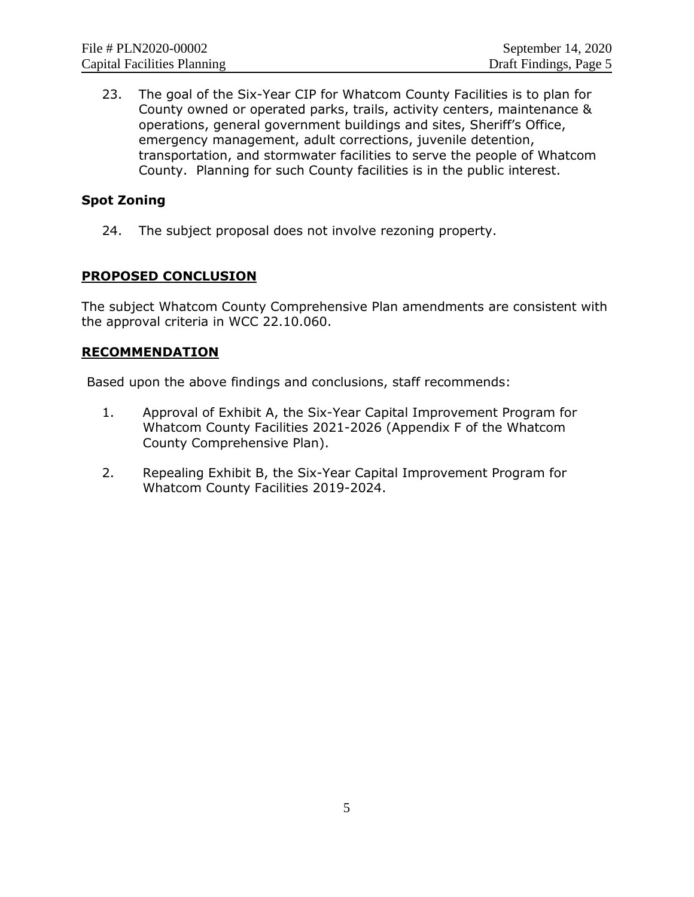23. The goal of the Six-Year CIP for Whatcom County Facilities is to plan for County owned or operated parks, trails, activity centers, maintenance & operations, general government buildings and sites, Sheriff's Office, emergency management, adult corrections, juvenile detention, transportation, and stormwater facilities to serve the people of Whatcom County. Planning for such County facilities is in the public interest.

### Spot Zoning

24. The subject proposal does not involve rezoning property.

## PROPOSED CONCLUSION

The subject Whatcom County Comprehensive Plan amendments are consistent with the approval criteria in WCC 22.10.060.

## RECOMMENDATION

Based upon the above findings and conclusions, staff recommends:

1. Approval of Exhibit A, the Six-Year Capital Improvement Program for Whatcom County Facilities 2021-2026 (Appendix F of the Whatcom County Comprehensive Plan).

2. Repealing Exhibit B, the Six-Year Capital Improvement Program for Whatcom County Facilities 2019-2024.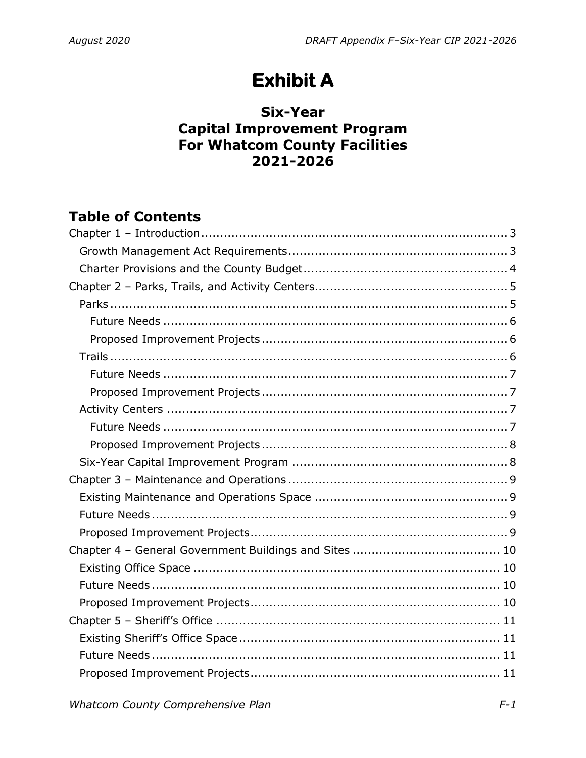# Exhibit A

## Six-Year Capital Improvement Program For Whatcom County Facilities 2021-2026

## Table of Contents

Chapter 1 – Introduction ... 3
- Growth Management Act Requirements ... 3
- Charter Provisions and the County Budget ... 4

Chapter 2 – Parks, Trails, and Activity Centers ... 5
- Parks ... 5
  - Future Needs ... 6
  - Proposed Improvement Projects ... 6
- Trails ... 6
  - Future Needs ... 7
  - Proposed Improvement Projects ... 7
- Activity Centers ... 7
  - Future Needs ... 7
  - Proposed Improvement Projects ... 8
- Six-Year Capital Improvement Program ... 8

Chapter 3 – Maintenance and Operations ... 9
- Existing Maintenance and Operations Space ... 9
- Future Needs ... 9
- Proposed Improvement Projects ... 9

Chapter 4 – General Government Buildings and Sites ... 10
- Existing Office Space ... 10
- Future Needs ... 10
- Proposed Improvement Projects ... 10

Chapter 5 – Sheriff's Office ... 11
- Existing Sheriff's Office Space ... 11
- Future Needs ... 11
- Proposed Improvement Projects ... 11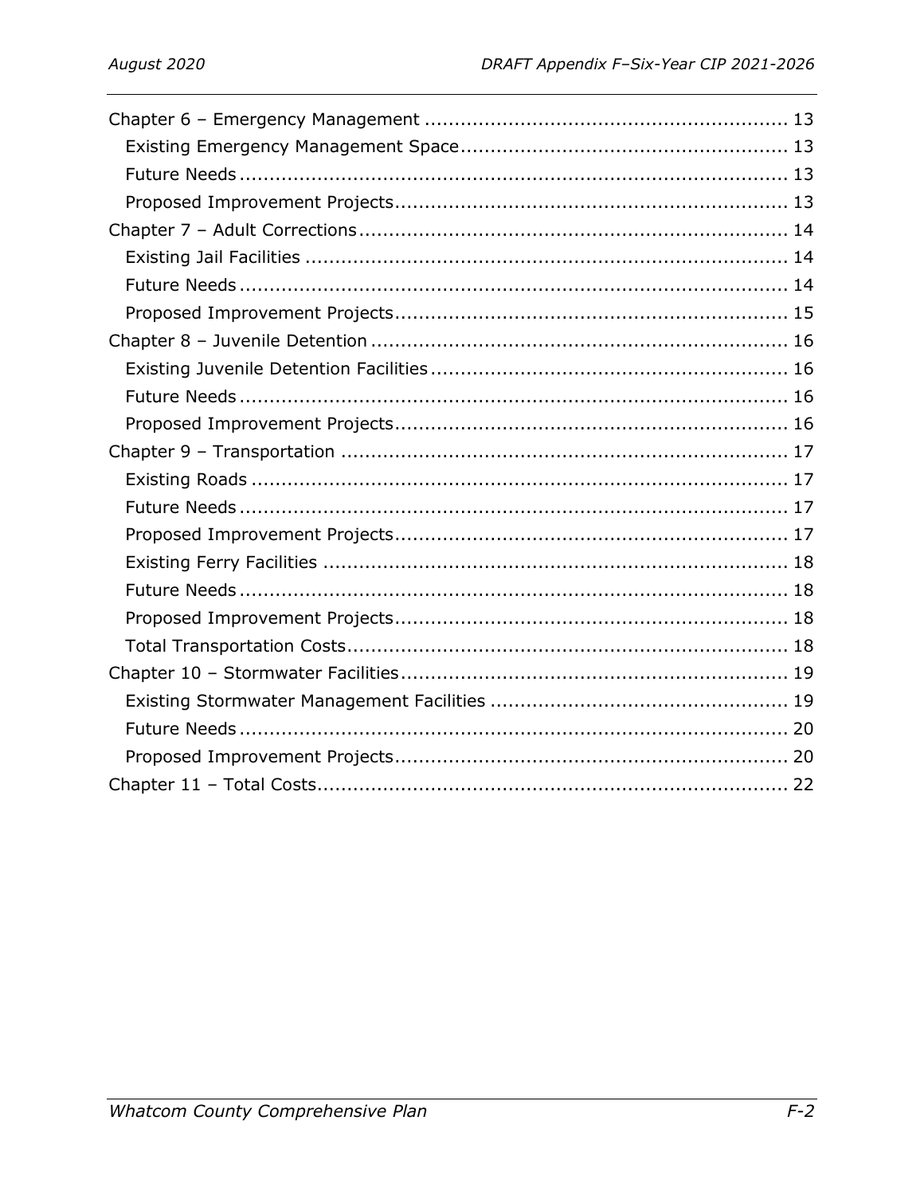Chapter 6 – Emergency Management ............................................................ 13
  Existing Emergency Management Space ...................................................... 13
  Future Needs ........................................................................................... 13
  Proposed Improvement Projects ................................................................. 13
Chapter 7 – Adult Corrections ....................................................................... 14
  Existing Jail Facilities ................................................................................ 14
  Future Needs ........................................................................................... 14
  Proposed Improvement Projects ................................................................. 15
Chapter 8 – Juvenile Detention ..................................................................... 16
  Existing Juvenile Detention Facilities ........................................................... 16
  Future Needs ........................................................................................... 16
  Proposed Improvement Projects ................................................................. 16
Chapter 9 – Transportation ........................................................................... 17
  Existing Roads .......................................................................................... 17
  Future Needs ........................................................................................... 17
  Proposed Improvement Projects ................................................................. 17
  Existing Ferry Facilities ............................................................................. 18
  Future Needs ........................................................................................... 18
  Proposed Improvement Projects ................................................................. 18
  Total Transportation Costs ......................................................................... 18
Chapter 10 – Stormwater Facilities ................................................................ 19
  Existing Stormwater Management Facilities ................................................. 19
  Future Needs ........................................................................................... 20
  Proposed Improvement Projects ................................................................. 20
Chapter 11 – Total Costs ............................................................................... 22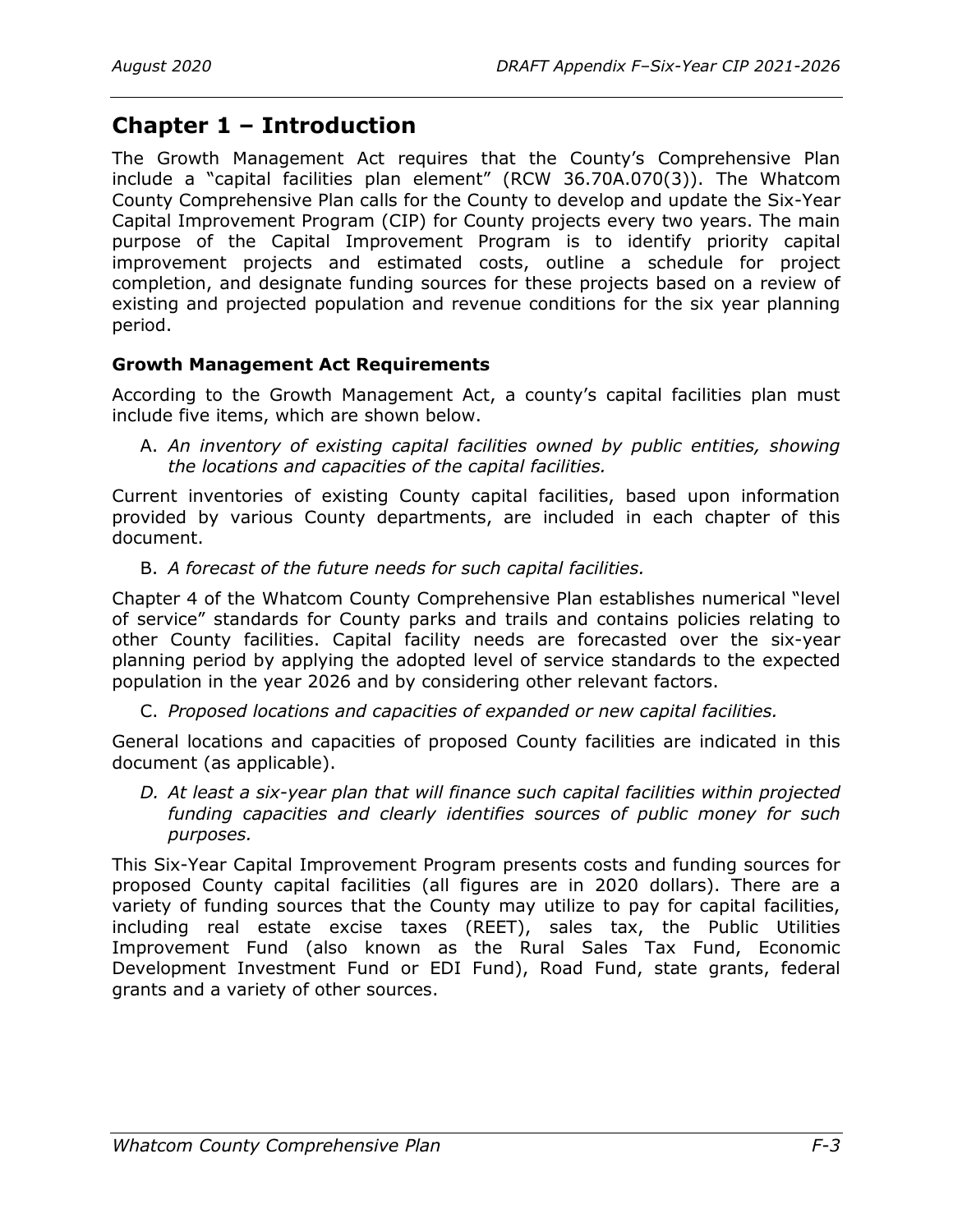# Chapter 1 – Introduction

The Growth Management Act requires that the County's Comprehensive Plan include a "capital facilities plan element" (RCW 36.70A.070(3)). The Whatcom County Comprehensive Plan calls for the County to develop and update the Six-Year Capital Improvement Program (CIP) for County projects every two years. The main purpose of the Capital Improvement Program is to identify priority capital improvement projects and estimated costs, outline a schedule for project completion, and designate funding sources for these projects based on a review of existing and projected population and revenue conditions for the six year planning period.

### Growth Management Act Requirements

According to the Growth Management Act, a county's capital facilities plan must include five items, which are shown below.

A. *An inventory of existing capital facilities owned by public entities, showing the locations and capacities of the capital facilities.*

Current inventories of existing County capital facilities, based upon information provided by various County departments, are included in each chapter of this document.

B. *A forecast of the future needs for such capital facilities.*

Chapter 4 of the Whatcom County Comprehensive Plan establishes numerical "level of service" standards for County parks and trails and contains policies relating to other County facilities. Capital facility needs are forecasted over the six-year planning period by applying the adopted level of service standards to the expected population in the year 2026 and by considering other relevant factors.

C. *Proposed locations and capacities of expanded or new capital facilities.*

General locations and capacities of proposed County facilities are indicated in this document (as applicable).

*D. At least a six-year plan that will finance such capital facilities within projected funding capacities and clearly identifies sources of public money for such purposes.*

This Six-Year Capital Improvement Program presents costs and funding sources for proposed County capital facilities (all figures are in 2020 dollars). There are a variety of funding sources that the County may utilize to pay for capital facilities, including real estate excise taxes (REET), sales tax, the Public Utilities Improvement Fund (also known as the Rural Sales Tax Fund, Economic Development Investment Fund or EDI Fund), Road Fund, state grants, federal grants and a variety of other sources.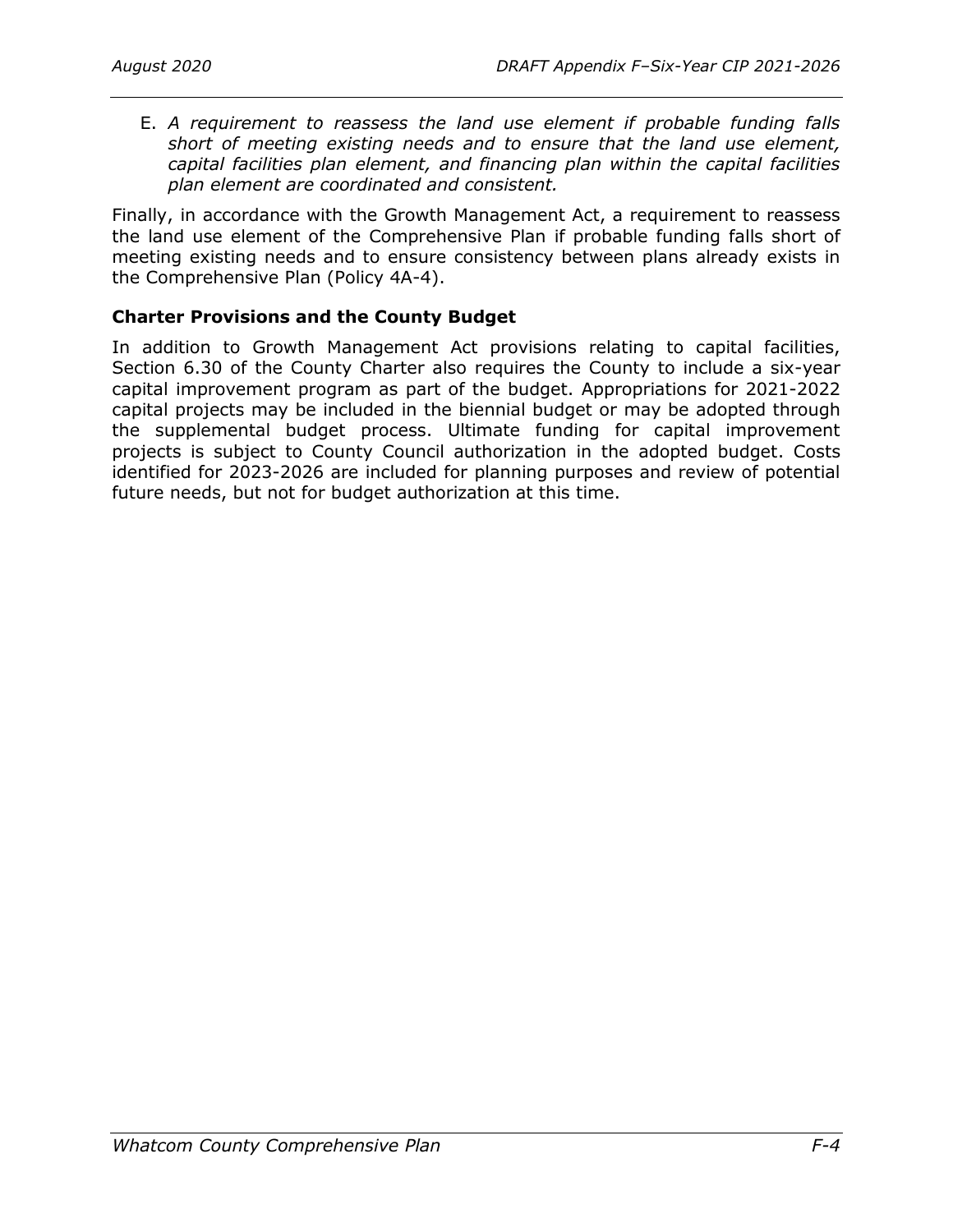E. *A requirement to reassess the land use element if probable funding falls short of meeting existing needs and to ensure that the land use element, capital facilities plan element, and financing plan within the capital facilities plan element are coordinated and consistent.*

Finally, in accordance with the Growth Management Act, a requirement to reassess the land use element of the Comprehensive Plan if probable funding falls short of meeting existing needs and to ensure consistency between plans already exists in the Comprehensive Plan (Policy 4A-4).

### Charter Provisions and the County Budget

In addition to Growth Management Act provisions relating to capital facilities, Section 6.30 of the County Charter also requires the County to include a six-year capital improvement program as part of the budget. Appropriations for 2021-2022 capital projects may be included in the biennial budget or may be adopted through the supplemental budget process. Ultimate funding for capital improvement projects is subject to County Council authorization in the adopted budget. Costs identified for 2023-2026 are included for planning purposes and review of potential future needs, but not for budget authorization at this time.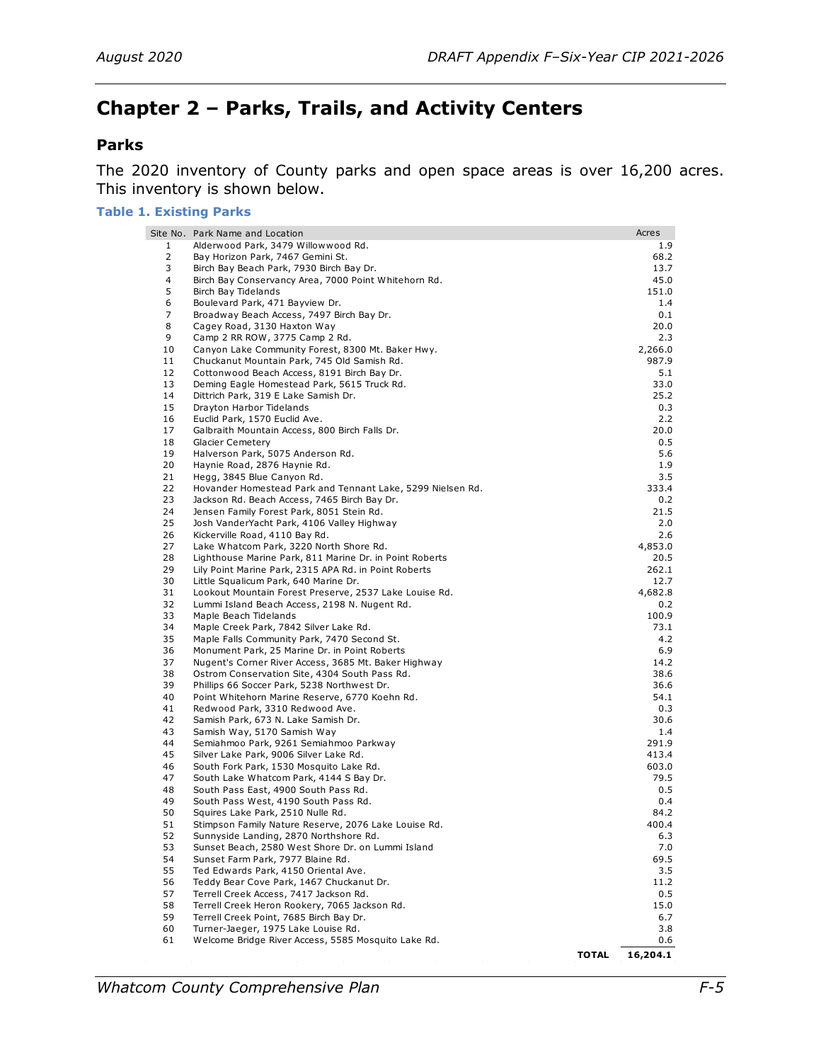# Chapter 2 – Parks, Trails, and Activity Centers

## Parks

The 2020 inventory of County parks and open space areas is over 16,200 acres. This inventory is shown below.

### Table 1. Existing Parks

| Site No. | Park Name and Location | Acres |
|---|---|---|
| 1 | Alderwood Park, 3479 Willowwood Rd. | 1.9 |
| 2 | Bay Horizon Park, 7467 Gemini St. | 68.2 |
| 3 | Birch Bay Beach Park, 7930 Birch Bay Dr. | 13.7 |
| 4 | Birch Bay Conservancy Area, 7000 Point Whitehorn Rd. | 45.0 |
| 5 | Birch Bay Tidelands | 151.0 |
| 6 | Boulevard Park, 471 Bayview Dr. | 1.4 |
| 7 | Broadway Beach Access, 7497 Birch Bay Dr. | 0.1 |
| 8 | Cagey Road, 3130 Haxton Way | 20.0 |
| 9 | Camp 2 RR ROW, 3775 Camp 2 Rd. | 2.3 |
| 10 | Canyon Lake Community Forest, 8300 Mt. Baker Hwy. | 2,266.0 |
| 11 | Chuckanut Mountain Park, 745 Old Samish Rd. | 987.9 |
| 12 | Cottonwood Beach Access, 8191 Birch Bay Dr. | 5.1 |
| 13 | Deming Eagle Homestead Park, 5615 Truck Rd. | 33.0 |
| 14 | Dittrich Park, 319 E Lake Samish Dr. | 25.2 |
| 15 | Drayton Harbor Tidelands | 0.3 |
| 16 | Euclid Park, 1570 Euclid Ave. | 2.2 |
| 17 | Galbraith Mountain Access, 800 Birch Falls Dr. | 20.0 |
| 18 | Glacier Cemetery | 0.5 |
| 19 | Halverson Park, 5075 Anderson Rd. | 5.6 |
| 20 | Haynie Road, 2876 Haynie Rd. | 1.9 |
| 21 | Hegg, 3845 Blue Canyon Rd. | 3.5 |
| 22 | Hovander Homestead Park and Tennant Lake, 5299 Nielsen Rd. | 333.4 |
| 23 | Jackson Rd. Beach Access, 7465 Birch Bay Dr. | 0.2 |
| 24 | Jensen Family Forest Park, 8051 Stein Rd. | 21.5 |
| 25 | Josh VanderYacht Park, 4106 Valley Highway | 2.0 |
| 26 | Kickerville Road, 4110 Bay Rd. | 2.6 |
| 27 | Lake Whatcom Park, 3220 North Shore Rd. | 4,853.0 |
| 28 | Lighthouse Marine Park, 811 Marine Dr. in Point Roberts | 20.5 |
| 29 | Lily Point Marine Park, 2315 APA Rd. in Point Roberts | 262.1 |
| 30 | Little Squalicum Park, 640 Marine Dr. | 12.7 |
| 31 | Lookout Mountain Forest Preserve, 2537 Lake Louise Rd. | 4,682.8 |
| 32 | Lummi Island Beach Access, 2198 N. Nugent Rd. | 0.2 |
| 33 | Maple Beach Tidelands | 100.9 |
| 34 | Maple Creek Park, 7842 Silver Lake Rd. | 73.1 |
| 35 | Maple Falls Community Park, 7470 Second St. | 4.2 |
| 36 | Monument Park, 25 Marine Dr. in Point Roberts | 6.9 |
| 37 | Nugent's Corner River Access, 3685 Mt. Baker Highway | 14.2 |
| 38 | Ostrom Conservation Site, 4304 South Pass Rd. | 38.6 |
| 39 | Phillips 66 Soccer Park, 5238 Northwest Dr. | 36.6 |
| 40 | Point Whitehorn Marine Reserve, 6770 Koehn Rd. | 54.1 |
| 41 | Redwood Park, 3310 Redwood Ave. | 0.3 |
| 42 | Samish Park, 673 N. Lake Samish Dr. | 30.6 |
| 43 | Samish Way, 5170 Samish Way | 1.4 |
| 44 | Semiahmoo Park, 9261 Semiahmoo Parkway | 291.9 |
| 45 | Silver Lake Park, 9006 Silver Lake Rd. | 413.4 |
| 46 | South Fork Park, 1530 Mosquito Lake Rd. | 603.0 |
| 47 | South Lake Whatcom Park, 4144 S Bay Dr. | 79.5 |
| 48 | South Pass East, 4900 South Pass Rd. | 0.5 |
| 49 | South Pass West, 4190 South Pass Rd. | 0.4 |
| 50 | Squires Lake Park, 2510 Nulle Rd. | 84.2 |
| 51 | Stimpson Family Nature Reserve, 2076 Lake Louise Rd. | 400.4 |
| 52 | Sunnyside Landing, 2870 Northshore Rd. | 6.3 |
| 53 | Sunset Beach, 2580 West Shore Dr. on Lummi Island | 7.0 |
| 54 | Sunset Farm Park, 7977 Blaine Rd. | 69.5 |
| 55 | Ted Edwards Park, 4150 Oriental Ave. | 3.5 |
| 56 | Teddy Bear Cove Park, 1467 Chuckanut Dr. | 11.2 |
| 57 | Terrell Creek Access, 7417 Jackson Rd. | 0.5 |
| 58 | Terrell Creek Heron Rookery, 7065 Jackson Rd. | 15.0 |
| 59 | Terrell Creek Point, 7685 Birch Bay Dr. | 6.7 |
| 60 | Turner-Jaeger, 1975 Lake Louise Rd. | 3.8 |
| 61 | Welcome Bridge River Access, 5585 Mosquito Lake Rd. | 0.6 |
| | **TOTAL** | **16,204.1** |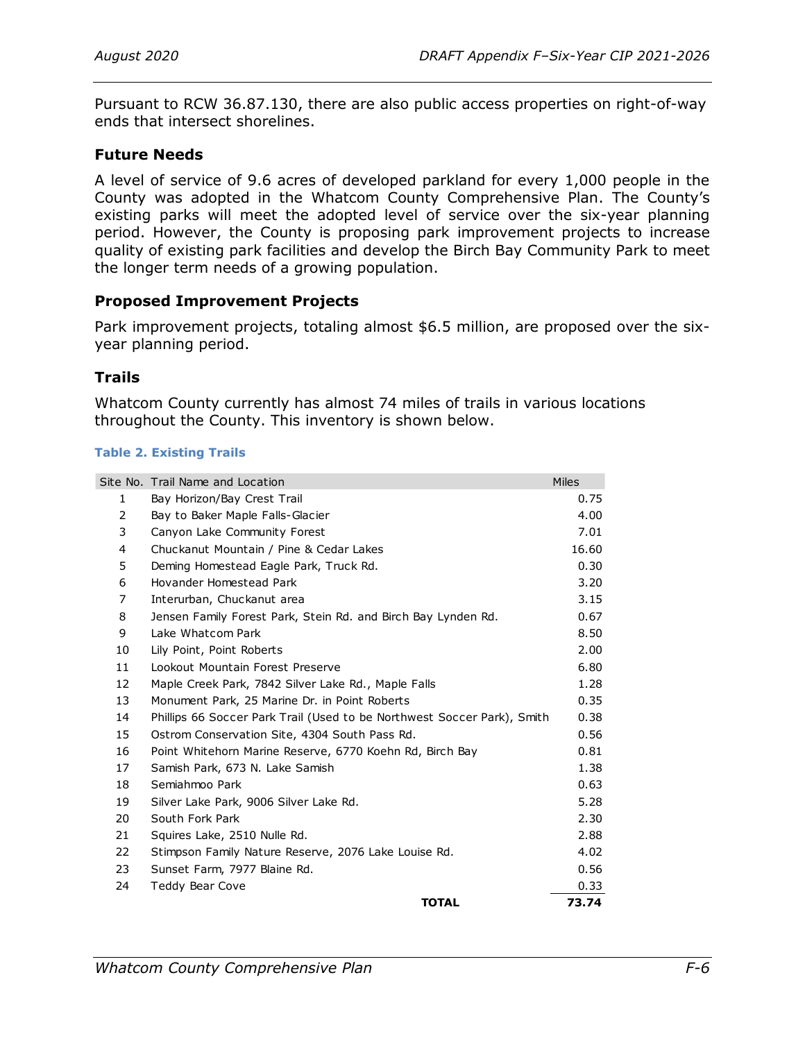Pursuant to RCW 36.87.130, there are also public access properties on right-of-way ends that intersect shorelines.

### Future Needs

A level of service of 9.6 acres of developed parkland for every 1,000 people in the County was adopted in the Whatcom County Comprehensive Plan. The County's existing parks will meet the adopted level of service over the six-year planning period. However, the County is proposing park improvement projects to increase quality of existing park facilities and develop the Birch Bay Community Park to meet the longer term needs of a growing population.

### Proposed Improvement Projects

Park improvement projects, totaling almost $6.5 million, are proposed over the six-year planning period.

### Trails

Whatcom County currently has almost 74 miles of trails in various locations throughout the County. This inventory is shown below.

**Table 2. Existing Trails**

| Site No. | Trail Name and Location | Miles |
|---|---|---|
| 1 | Bay Horizon/Bay Crest Trail | 0.75 |
| 2 | Bay to Baker Maple Falls-Glacier | 4.00 |
| 3 | Canyon Lake Community Forest | 7.01 |
| 4 | Chuckanut Mountain / Pine & Cedar Lakes | 16.60 |
| 5 | Deming Homestead Eagle Park, Truck Rd. | 0.30 |
| 6 | Hovander Homestead Park | 3.20 |
| 7 | Interurban, Chuckanut area | 3.15 |
| 8 | Jensen Family Forest Park, Stein Rd. and Birch Bay Lynden Rd. | 0.67 |
| 9 | Lake Whatcom Park | 8.50 |
| 10 | Lily Point, Point Roberts | 2.00 |
| 11 | Lookout Mountain Forest Preserve | 6.80 |
| 12 | Maple Creek Park, 7842 Silver Lake Rd., Maple Falls | 1.28 |
| 13 | Monument Park, 25 Marine Dr. in Point Roberts | 0.35 |
| 14 | Phillips 66 Soccer Park Trail (Used to be Northwest Soccer Park), Smith | 0.38 |
| 15 | Ostrom Conservation Site, 4304 South Pass Rd. | 0.56 |
| 16 | Point Whitehorn Marine Reserve, 6770 Koehn Rd, Birch Bay | 0.81 |
| 17 | Samish Park, 673 N. Lake Samish | 1.38 |
| 18 | Semiahmoo Park | 0.63 |
| 19 | Silver Lake Park, 9006 Silver Lake Rd. | 5.28 |
| 20 | South Fork Park | 2.30 |
| 21 | Squires Lake, 2510 Nulle Rd. | 2.88 |
| 22 | Stimpson Family Nature Reserve, 2076 Lake Louise Rd. | 4.02 |
| 23 | Sunset Farm, 7977 Blaine Rd. | 0.56 |
| 24 | Teddy Bear Cove | 0.33 |
| | **TOTAL** | **73.74** |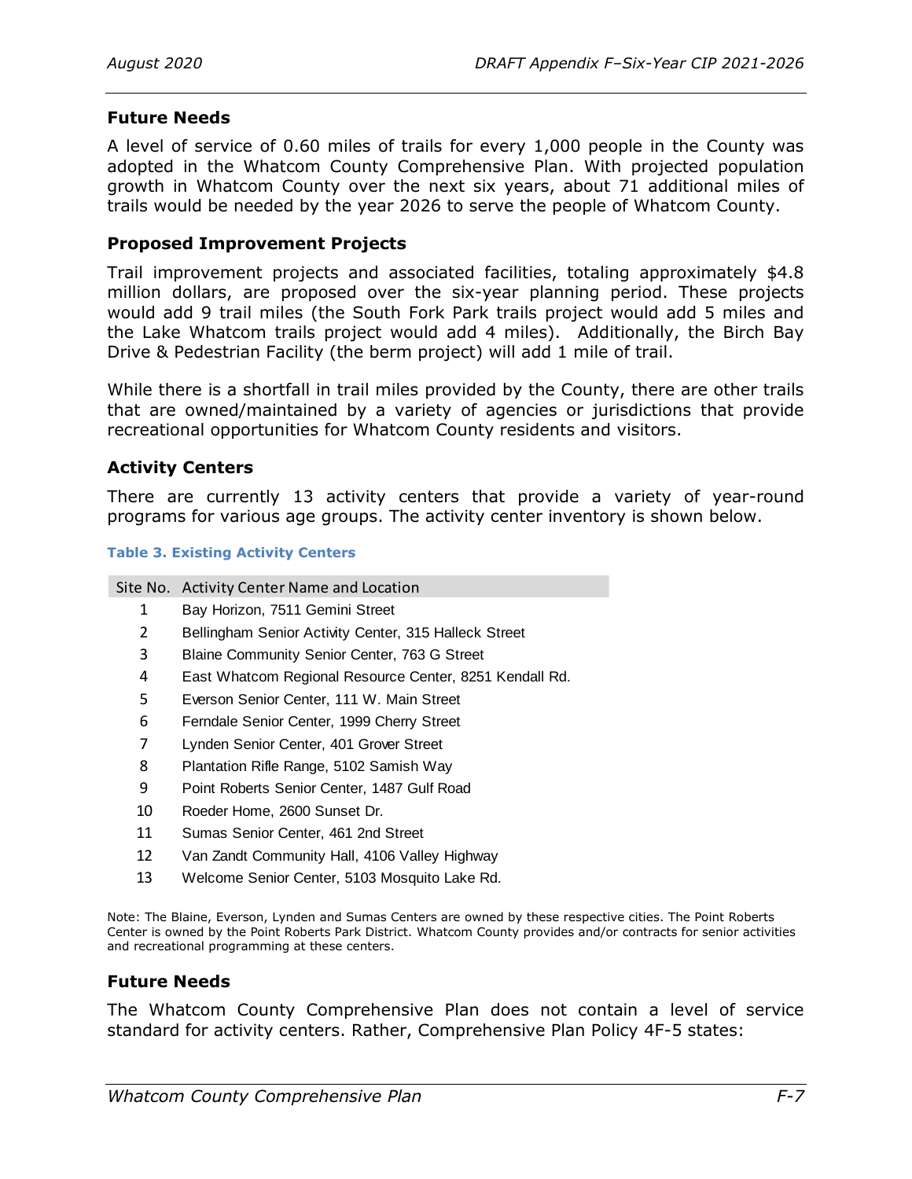### Future Needs

A level of service of 0.60 miles of trails for every 1,000 people in the County was adopted in the Whatcom County Comprehensive Plan. With projected population growth in Whatcom County over the next six years, about 71 additional miles of trails would be needed by the year 2026 to serve the people of Whatcom County.

### Proposed Improvement Projects

Trail improvement projects and associated facilities, totaling approximately $4.8 million dollars, are proposed over the six-year planning period. These projects would add 9 trail miles (the South Fork Park trails project would add 5 miles and the Lake Whatcom trails project would add 4 miles). Additionally, the Birch Bay Drive & Pedestrian Facility (the berm project) will add 1 mile of trail.

While there is a shortfall in trail miles provided by the County, there are other trails that are owned/maintained by a variety of agencies or jurisdictions that provide recreational opportunities for Whatcom County residents and visitors.

### Activity Centers

There are currently 13 activity centers that provide a variety of year-round programs for various age groups. The activity center inventory is shown below.

**Table 3. Existing Activity Centers**

| Site No. | Activity Center Name and Location |
|---|---|
| 1 | Bay Horizon, 7511 Gemini Street |
| 2 | Bellingham Senior Activity Center, 315 Halleck Street |
| 3 | Blaine Community Senior Center, 763 G Street |
| 4 | East Whatcom Regional Resource Center, 8251 Kendall Rd. |
| 5 | Everson Senior Center, 111 W. Main Street |
| 6 | Ferndale Senior Center, 1999 Cherry Street |
| 7 | Lynden Senior Center, 401 Grover Street |
| 8 | Plantation Rifle Range, 5102 Samish Way |
| 9 | Point Roberts Senior Center, 1487 Gulf Road |
| 10 | Roeder Home, 2600 Sunset Dr. |
| 11 | Sumas Senior Center, 461 2nd Street |
| 12 | Van Zandt Community Hall, 4106 Valley Highway |
| 13 | Welcome Senior Center, 5103 Mosquito Lake Rd. |

Note: The Blaine, Everson, Lynden and Sumas Centers are owned by these respective cities. The Point Roberts Center is owned by the Point Roberts Park District. Whatcom County provides and/or contracts for senior activities and recreational programming at these centers.

### Future Needs

The Whatcom County Comprehensive Plan does not contain a level of service standard for activity centers. Rather, Comprehensive Plan Policy 4F-5 states: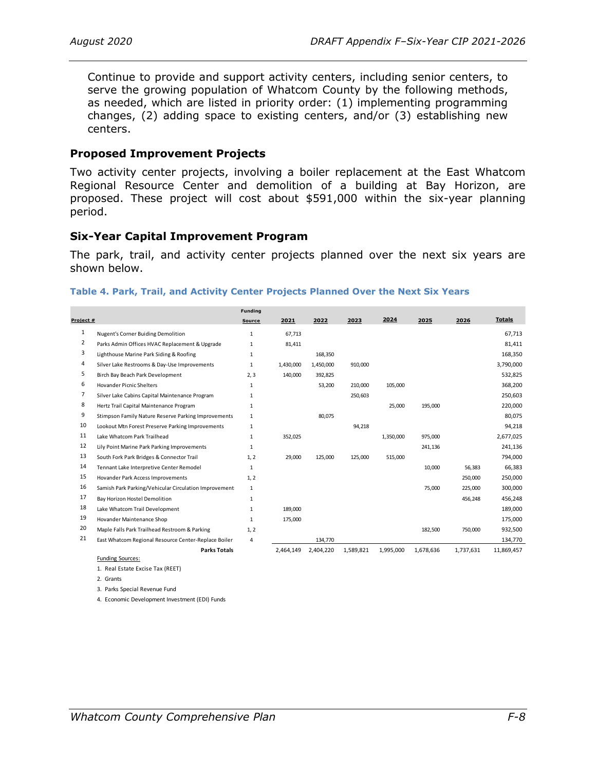Continue to provide and support activity centers, including senior centers, to serve the growing population of Whatcom County by the following methods, as needed, which are listed in priority order: (1) implementing programming changes, (2) adding space to existing centers, and/or (3) establishing new centers.

### Proposed Improvement Projects

Two activity center projects, involving a boiler replacement at the East Whatcom Regional Resource Center and demolition of a building at Bay Horizon, are proposed. These project will cost about $591,000 within the six-year planning period.

### Six-Year Capital Improvement Program

The park, trail, and activity center projects planned over the next six years are shown below.

**Table 4. Park, Trail, and Activity Center Projects Planned Over the Next Six Years**

| Project # | | Funding Source | 2021 | 2022 | 2023 | 2024 | 2025 | 2026 | Totals |
|---|---|---|---|---|---|---|---|---|---|
| 1 | Nugent's Corner Buiding Demolition | 1 | 67,713 | | | | | | 67,713 |
| 2 | Parks Admin Offices HVAC Replacement & Upgrade | 1 | 81,411 | | | | | | 81,411 |
| 3 | Lighthouse Marine Park Siding & Roofing | 1 | | 168,350 | | | | | 168,350 |
| 4 | Silver Lake Restrooms & Day-Use Improvements | 1 | 1,430,000 | 1,450,000 | 910,000 | | | | 3,790,000 |
| 5 | Birch Bay Beach Park Development | 2, 3 | 140,000 | 392,825 | | | | | 532,825 |
| 6 | Hovander Picnic Shelters | 1 | | 53,200 | 210,000 | 105,000 | | | 368,200 |
| 7 | Silver Lake Cabins Capital Maintenance Program | 1 | | | 250,603 | | | | 250,603 |
| 8 | Hertz Trail Capital Maintenance Program | 1 | | | | 25,000 | 195,000 | | 220,000 |
| 9 | Stimpson Family Nature Reserve Parking Improvements | 1 | | 80,075 | | | | | 80,075 |
| 10 | Lookout Mtn Forest Preserve Parking Improvements | 1 | | | 94,218 | | | | 94,218 |
| 11 | Lake Whatcom Park Trailhead | 1 | 352,025 | | | 1,350,000 | 975,000 | | 2,677,025 |
| 12 | Lily Point Marine Park Parking Improvements | 1 | | | | | 241,136 | | 241,136 |
| 13 | South Fork Park Bridges & Connector Trail | 1, 2 | 29,000 | 125,000 | 125,000 | 515,000 | | | 794,000 |
| 14 | Tennant Lake Interpretive Center Remodel | 1 | | | | | 10,000 | 56,383 | 66,383 |
| 15 | Hovander Park Access Improvements | 1, 2 | | | | | | 250,000 | 250,000 |
| 16 | Samish Park Parking/Vehicular Circulation Improvement | 1 | | | | | 75,000 | 225,000 | 300,000 |
| 17 | Bay Horizon Hostel Demolition | 1 | | | | | | 456,248 | 456,248 |
| 18 | Lake Whatcom Trail Development | 1 | 189,000 | | | | | | 189,000 |
| 19 | Hovander Maintenance Shop | 1 | 175,000 | | | | | | 175,000 |
| 20 | Maple Falls Park Trailhead Restroom & Parking | 1, 2 | | | | | 182,500 | 750,000 | 932,500 |
| 21 | East Whatcom Regional Resource Center-Replace Boiler | 4 | | 134,770 | | | | | 134,770 |
| | **Parks Totals** | | 2,464,149 | 2,404,220 | 1,589,821 | 1,995,000 | 1,678,636 | 1,737,631 | 11,869,457 |

Funding Sources:

1. Real Estate Excise Tax (REET)
2. Grants
3. Parks Special Revenue Fund
4. Economic Development Investment (EDI) Funds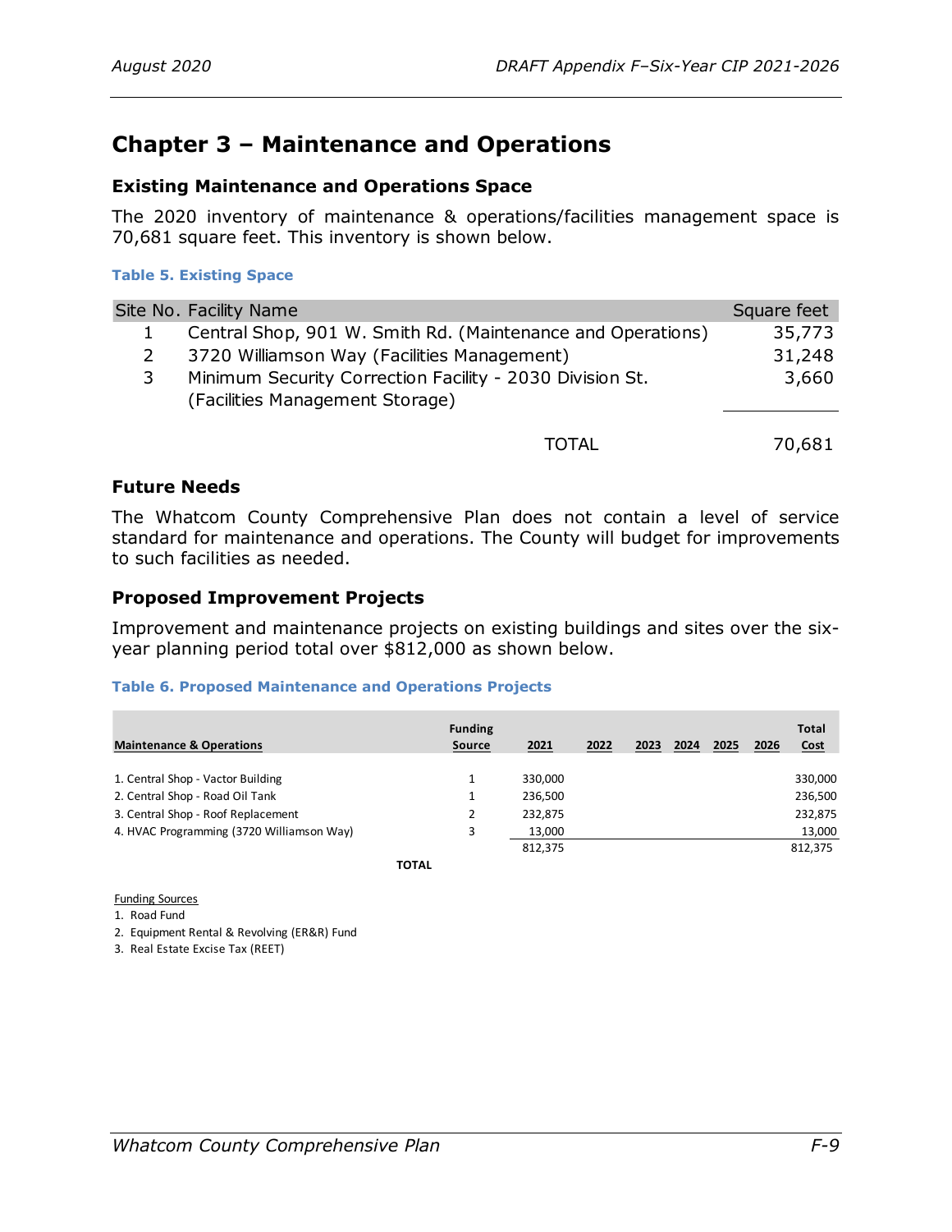## Chapter 3 – Maintenance and Operations

### Existing Maintenance and Operations Space

The 2020 inventory of maintenance & operations/facilities management space is 70,681 square feet. This inventory is shown below.

**Table 5. Existing Space**

| Site No. | Facility Name | Square feet |
|---|---|---|
| 1 | Central Shop, 901 W. Smith Rd. (Maintenance and Operations) | 35,773 |
| 2 | 3720 Williamson Way (Facilities Management) | 31,248 |
| 3 | Minimum Security Correction Facility - 2030 Division St. (Facilities Management Storage) | 3,660 |
| | TOTAL | 70,681 |

### Future Needs

The Whatcom County Comprehensive Plan does not contain a level of service standard for maintenance and operations. The County will budget for improvements to such facilities as needed.

### Proposed Improvement Projects

Improvement and maintenance projects on existing buildings and sites over the six-year planning period total over $812,000 as shown below.

**Table 6. Proposed Maintenance and Operations Projects**

| Maintenance & Operations | Funding Source | 2021 | 2022 | 2023 | 2024 | 2025 | 2026 | Total Cost |
|---|---|---|---|---|---|---|---|---|
| 1. Central Shop - Vactor Building | 1 | 330,000 | | | | | | 330,000 |
| 2. Central Shop - Road Oil Tank | 1 | 236,500 | | | | | | 236,500 |
| 3. Central Shop - Roof Replacement | 2 | 232,875 | | | | | | 232,875 |
| 4. HVAC Programming (3720 Williamson Way) | 3 | 13,000 | | | | | | 13,000 |
| **TOTAL** | | 812,375 | | | | | | 812,375 |

Funding Sources

1. Road Fund
2. Equipment Rental & Revolving (ER&R) Fund
3. Real Estate Excise Tax (REET)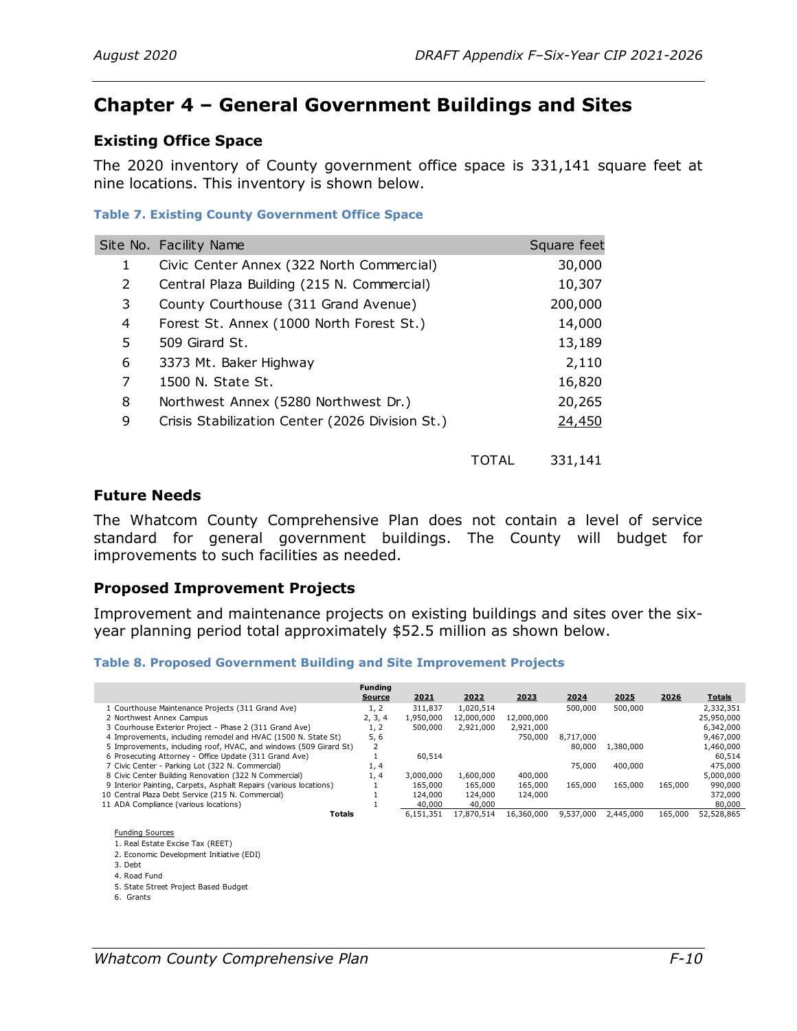# Chapter 4 – General Government Buildings and Sites

## Existing Office Space

The 2020 inventory of County government office space is 331,141 square feet at nine locations. This inventory is shown below.

**Table 7. Existing County Government Office Space**

| Site No. | Facility Name | Square feet |
|---|---|---|
| 1 | Civic Center Annex (322 North Commercial) | 30,000 |
| 2 | Central Plaza Building (215 N. Commercial) | 10,307 |
| 3 | County Courthouse (311 Grand Avenue) | 200,000 |
| 4 | Forest St. Annex (1000 North Forest St.) | 14,000 |
| 5 | 509 Girard St. | 13,189 |
| 6 | 3373 Mt. Baker Highway | 2,110 |
| 7 | 1500 N. State St. | 16,820 |
| 8 | Northwest Annex (5280 Northwest Dr.) | 20,265 |
| 9 | Crisis Stabilization Center (2026 Division St.) | 24,450 |
| | TOTAL | 331,141 |

## Future Needs

The Whatcom County Comprehensive Plan does not contain a level of service standard for general government buildings. The County will budget for improvements to such facilities as needed.

## Proposed Improvement Projects

Improvement and maintenance projects on existing buildings and sites over the six-year planning period total approximately $52.5 million as shown below.

**Table 8. Proposed Government Building and Site Improvement Projects**

| | Funding Source | 2021 | 2022 | 2023 | 2024 | 2025 | 2026 | Totals |
|---|---|---|---|---|---|---|---|---|
| 1 Courthouse Maintenance Projects (311 Grand Ave) | 1, 2 | 311,837 | 1,020,514 | | 500,000 | 500,000 | | 2,332,351 |
| 2 Northwest Annex Campus | 2, 3, 4 | 1,950,000 | 12,000,000 | 12,000,000 | | | | 25,950,000 |
| 3 Courhouse Exterior Project - Phase 2 (311 Grand Ave) | 1, 2 | 500,000 | 2,921,000 | 2,921,000 | | | | 6,342,000 |
| 4 Improvements, including remodel and HVAC (1500 N. State St) | 5, 6 | | | 750,000 | 8,717,000 | | | 9,467,000 |
| 5 Improvements, including roof, HVAC, and windows (509 Girard St) | 2 | | | | 80,000 | 1,380,000 | | 1,460,000 |
| 6 Prosecuting Attorney - Office Update (311 Grand Ave) | 1 | 60,514 | | | | | | 60,514 |
| 7 Civic Center - Parking Lot (322 N. Commercial) | 1, 4 | | | | 75,000 | 400,000 | | 475,000 |
| 8 Civic Center Building Renovation (322 N Commercial) | 1, 4 | 3,000,000 | 1,600,000 | 400,000 | | | | 5,000,000 |
| 9 Interior Painting, Carpets, Asphalt Repairs (various locations) | 1 | 165,000 | 165,000 | 165,000 | 165,000 | 165,000 | 165,000 | 990,000 |
| 10 Central Plaza Debt Service (215 N. Commercial) | 1 | 124,000 | 124,000 | 124,000 | | | | 372,000 |
| 11 ADA Compliance (various locations) | 1 | 40,000 | 40,000 | | | | | 80,000 |
| **Totals** | | 6,151,351 | 17,870,514 | 16,360,000 | 9,537,000 | 2,445,000 | 165,000 | 52,528,865 |

Funding Sources

1. Real Estate Excise Tax (REET)
2. Economic Development Initiative (EDI)
3. Debt
4. Road Fund
5. State Street Project Based Budget
6. Grants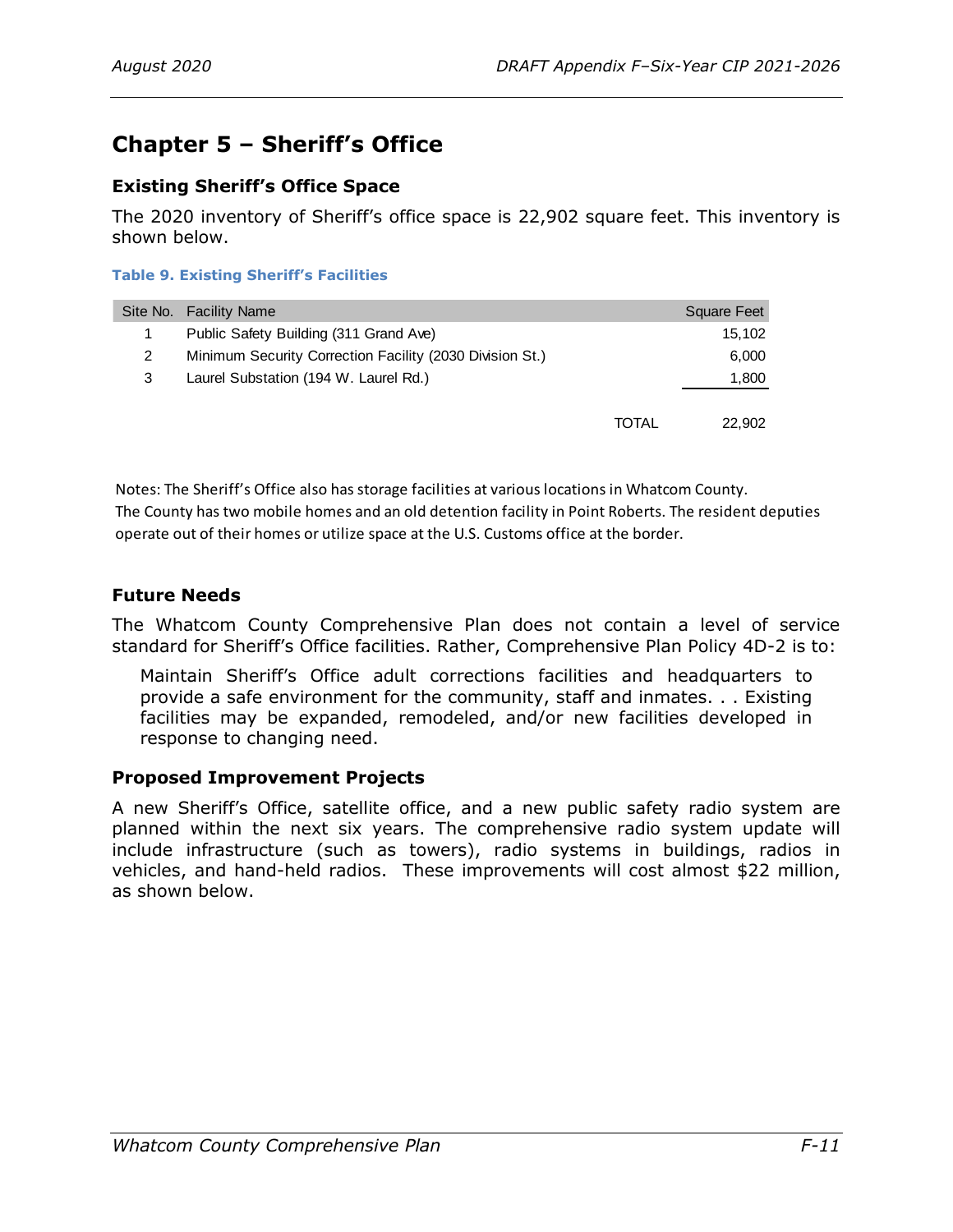# Chapter 5 – Sheriff's Office

## Existing Sheriff's Office Space

The 2020 inventory of Sheriff's office space is 22,902 square feet. This inventory is shown below.

**Table 9. Existing Sheriff's Facilities**

| Site No. | Facility Name | | Square Feet |
|---|---|---|---|
| 1 | Public Safety Building (311 Grand Ave) | | 15,102 |
| 2 | Minimum Security Correction Facility (2030 Division St.) | | 6,000 |
| 3 | Laurel Substation (194 W. Laurel Rd.) | | 1,800 |
| | | TOTAL | 22,902 |

Notes: The Sheriff's Office also has storage facilities at various locations in Whatcom County.
The County has two mobile homes and an old detention facility in Point Roberts. The resident deputies operate out of their homes or utilize space at the U.S. Customs office at the border.

## Future Needs

The Whatcom County Comprehensive Plan does not contain a level of service standard for Sheriff's Office facilities. Rather, Comprehensive Plan Policy 4D-2 is to:

> Maintain Sheriff's Office adult corrections facilities and headquarters to provide a safe environment for the community, staff and inmates. . . Existing facilities may be expanded, remodeled, and/or new facilities developed in response to changing need.

## Proposed Improvement Projects

A new Sheriff's Office, satellite office, and a new public safety radio system are planned within the next six years. The comprehensive radio system update will include infrastructure (such as towers), radio systems in buildings, radios in vehicles, and hand-held radios. These improvements will cost almost $22 million, as shown below.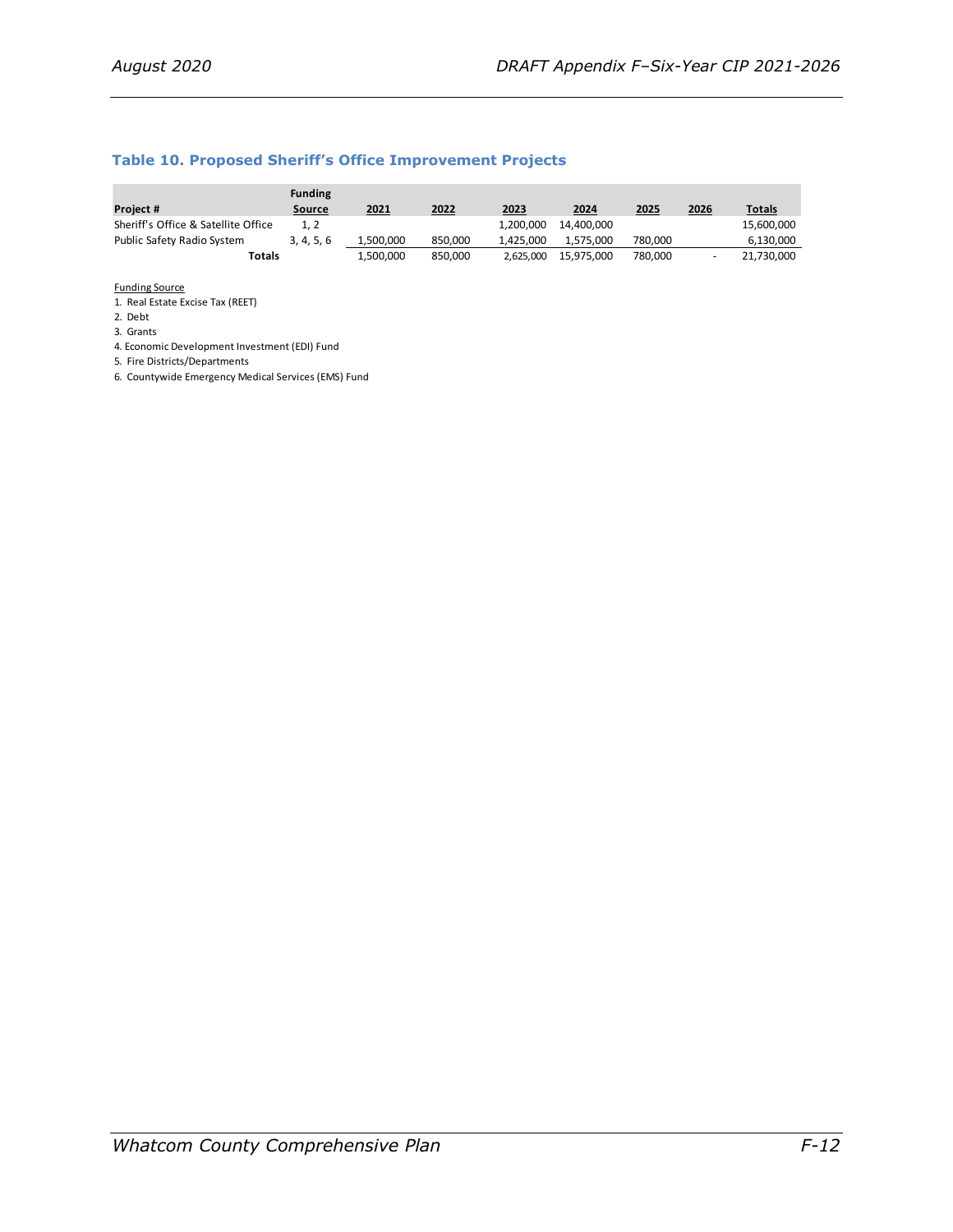### Table 10. Proposed Sheriff's Office Improvement Projects

| Project # | Funding Source | 2021 | 2022 | 2023 | 2024 | 2025 | 2026 | Totals |
|---|---|---|---|---|---|---|---|---|
| Sheriff's Office & Satellite Office | 1, 2 | | | 1,200,000 | 14,400,000 | | | 15,600,000 |
| Public Safety Radio System | 3, 4, 5, 6 | 1,500,000 | 850,000 | 1,425,000 | 1,575,000 | 780,000 | | 6,130,000 |
| **Totals** | | 1,500,000 | 850,000 | 2,625,000 | 15,975,000 | 780,000 | - | 21,730,000 |

Funding Source

1. Real Estate Excise Tax (REET)
2. Debt
3. Grants
4. Economic Development Investment (EDI) Fund
5. Fire Districts/Departments
6. Countywide Emergency Medical Services (EMS) Fund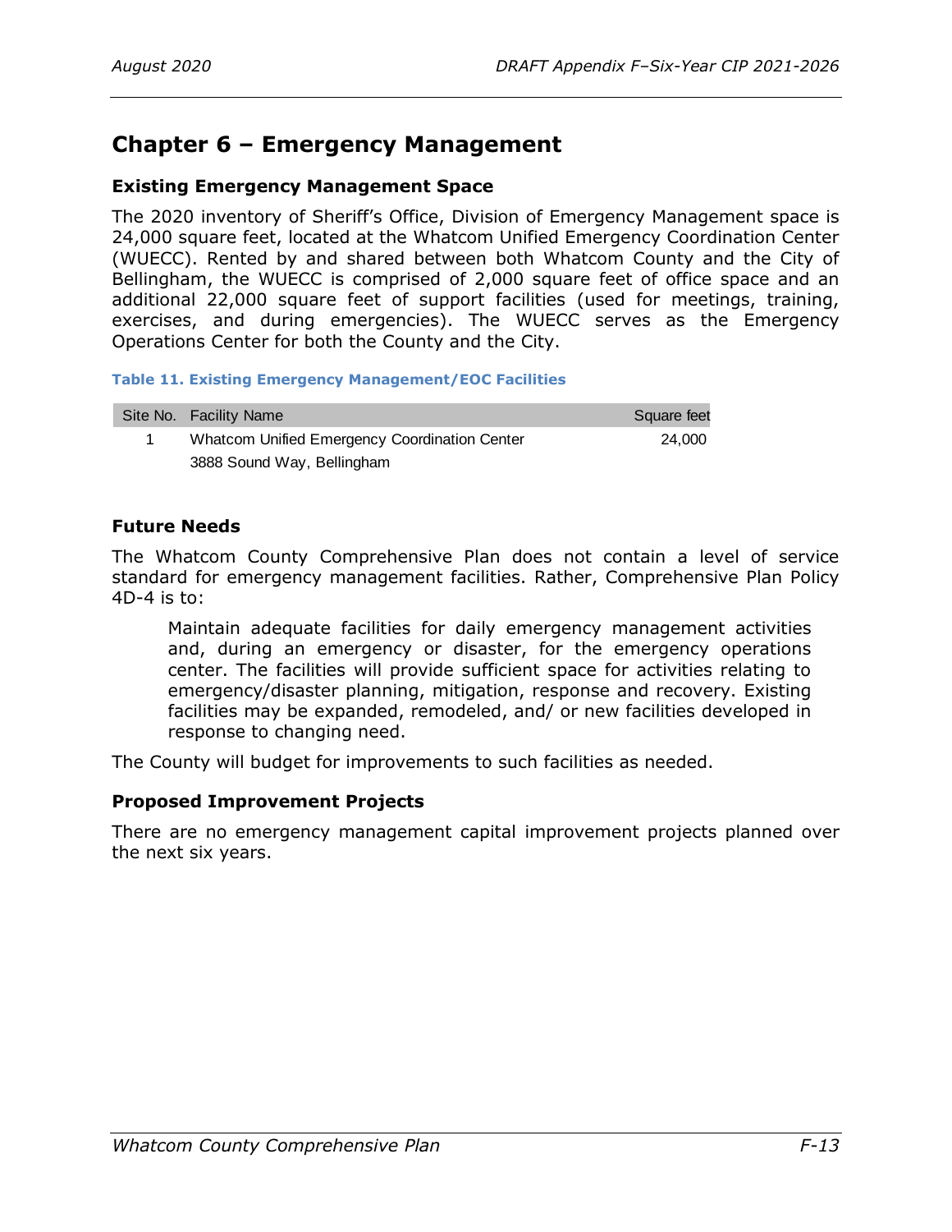# Chapter 6 – Emergency Management

### Existing Emergency Management Space

The 2020 inventory of Sheriff's Office, Division of Emergency Management space is 24,000 square feet, located at the Whatcom Unified Emergency Coordination Center (WUECC). Rented by and shared between both Whatcom County and the City of Bellingham, the WUECC is comprised of 2,000 square feet of office space and an additional 22,000 square feet of support facilities (used for meetings, training, exercises, and during emergencies). The WUECC serves as the Emergency Operations Center for both the County and the City.

**Table 11. Existing Emergency Management/EOC Facilities**

| Site No. | Facility Name | Square feet |
|---|---|---|
| 1 | Whatcom Unified Emergency Coordination Center<br>3888 Sound Way, Bellingham | 24,000 |

### Future Needs

The Whatcom County Comprehensive Plan does not contain a level of service standard for emergency management facilities. Rather, Comprehensive Plan Policy 4D-4 is to:

> Maintain adequate facilities for daily emergency management activities and, during an emergency or disaster, for the emergency operations center. The facilities will provide sufficient space for activities relating to emergency/disaster planning, mitigation, response and recovery. Existing facilities may be expanded, remodeled, and/ or new facilities developed in response to changing need.

The County will budget for improvements to such facilities as needed.

### Proposed Improvement Projects

There are no emergency management capital improvement projects planned over the next six years.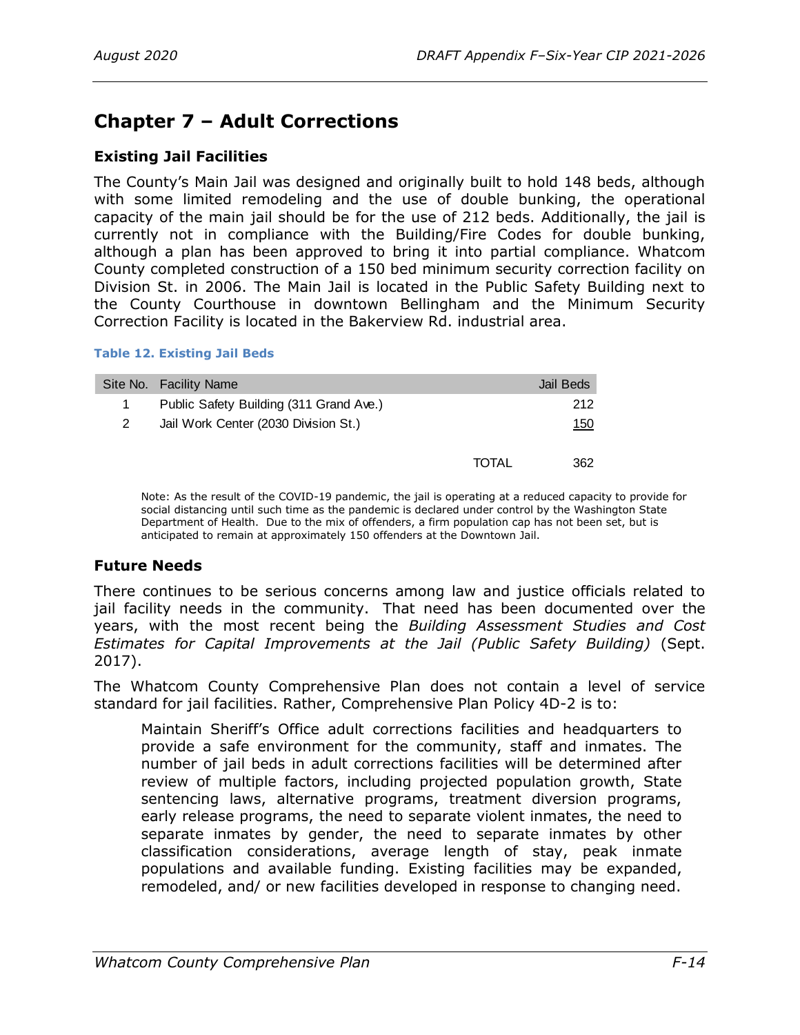# Chapter 7 – Adult Corrections

### Existing Jail Facilities

The County's Main Jail was designed and originally built to hold 148 beds, although with some limited remodeling and the use of double bunking, the operational capacity of the main jail should be for the use of 212 beds. Additionally, the jail is currently not in compliance with the Building/Fire Codes for double bunking, although a plan has been approved to bring it into partial compliance. Whatcom County completed construction of a 150 bed minimum security correction facility on Division St. in 2006. The Main Jail is located in the Public Safety Building next to the County Courthouse in downtown Bellingham and the Minimum Security Correction Facility is located in the Bakerview Rd. industrial area.

**Table 12. Existing Jail Beds**

| Site No. | Facility Name | | Jail Beds |
|---|---|---|---|
| 1 | Public Safety Building (311 Grand Ave.) | | 212 |
| 2 | Jail Work Center (2030 Division St.) | | 150 |
| | | TOTAL | 362 |

Note: As the result of the COVID-19 pandemic, the jail is operating at a reduced capacity to provide for social distancing until such time as the pandemic is declared under control by the Washington State Department of Health. Due to the mix of offenders, a firm population cap has not been set, but is anticipated to remain at approximately 150 offenders at the Downtown Jail.

### Future Needs

There continues to be serious concerns among law and justice officials related to jail facility needs in the community. That need has been documented over the years, with the most recent being the *Building Assessment Studies and Cost Estimates for Capital Improvements at the Jail (Public Safety Building)* (Sept. 2017).

The Whatcom County Comprehensive Plan does not contain a level of service standard for jail facilities. Rather, Comprehensive Plan Policy 4D-2 is to:

> Maintain Sheriff's Office adult corrections facilities and headquarters to provide a safe environment for the community, staff and inmates. The number of jail beds in adult corrections facilities will be determined after review of multiple factors, including projected population growth, State sentencing laws, alternative programs, treatment diversion programs, early release programs, the need to separate violent inmates, the need to separate inmates by gender, the need to separate inmates by other classification considerations, average length of stay, peak inmate populations and available funding. Existing facilities may be expanded, remodeled, and/ or new facilities developed in response to changing need.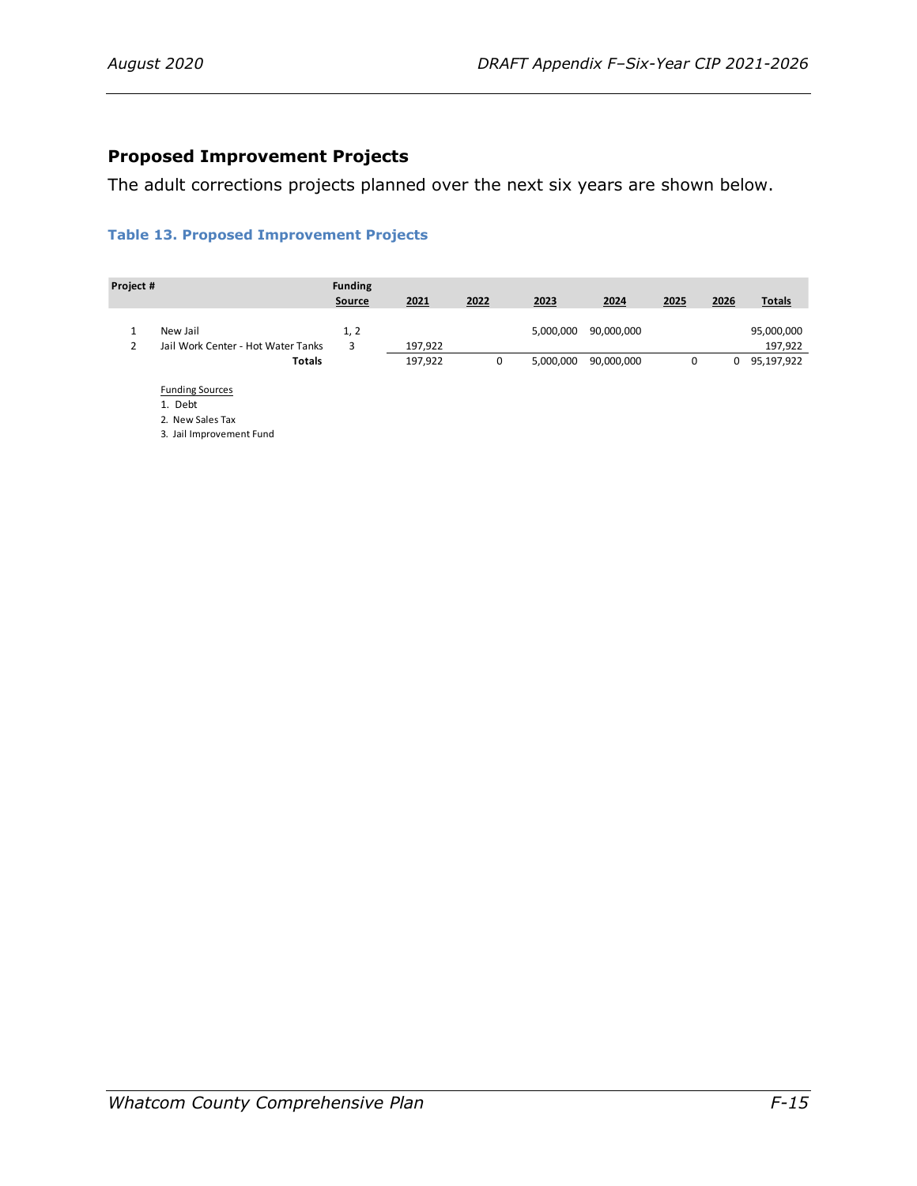## Proposed Improvement Projects

The adult corrections projects planned over the next six years are shown below.

### Table 13. Proposed Improvement Projects

| Project # | | Funding Source | 2021 | 2022 | 2023 | 2024 | 2025 | 2026 | Totals |
|---|---|---|---|---|---|---|---|---|---|
| 1 | New Jail | 1, 2 | | | 5,000,000 | 90,000,000 | | | 95,000,000 |
| 2 | Jail Work Center - Hot Water Tanks | 3 | 197,922 | | | | | | 197,922 |
| | **Totals** | | 197,922 | 0 | 5,000,000 | 90,000,000 | 0 | 0 | 95,197,922 |

Funding Sources

1. Debt
2. New Sales Tax
3. Jail Improvement Fund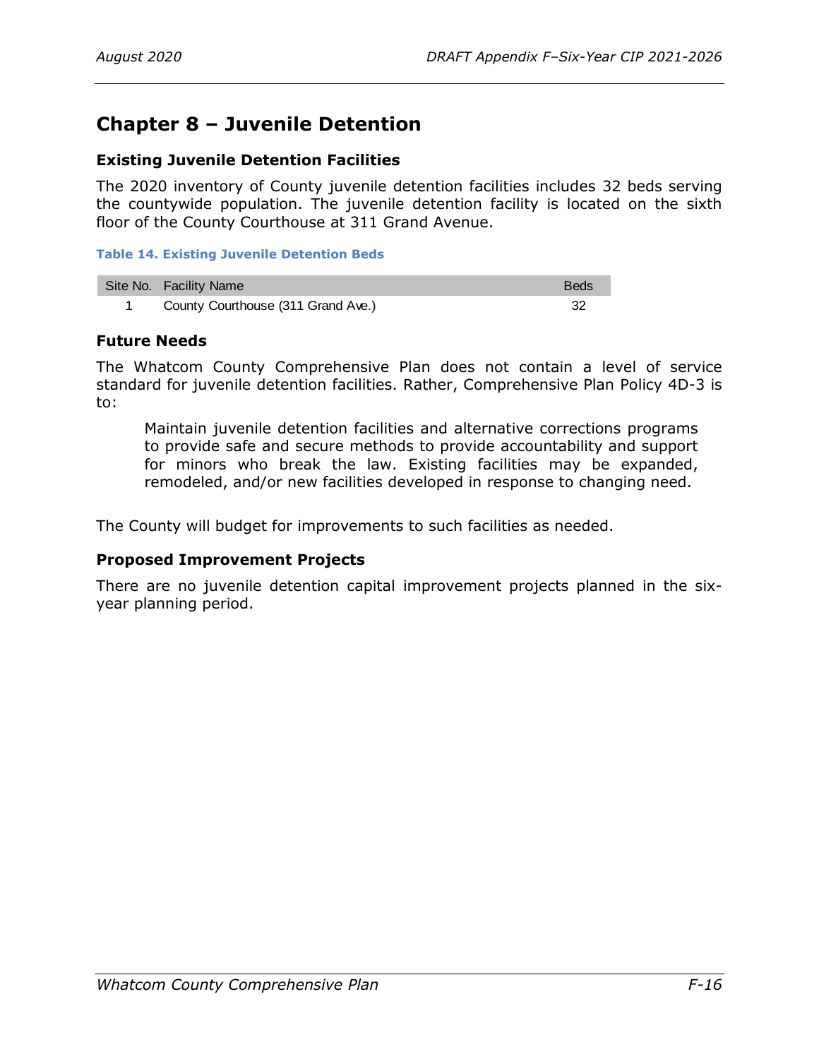# Chapter 8 – Juvenile Detention

### Existing Juvenile Detention Facilities

The 2020 inventory of County juvenile detention facilities includes 32 beds serving the countywide population. The juvenile detention facility is located on the sixth floor of the County Courthouse at 311 Grand Avenue.

**Table 14. Existing Juvenile Detention Beds**

| Site No. | Facility Name | Beds |
|---|---|---|
| 1 | County Courthouse (311 Grand Ave.) | 32 |

### Future Needs

The Whatcom County Comprehensive Plan does not contain a level of service standard for juvenile detention facilities. Rather, Comprehensive Plan Policy 4D-3 is to:

> Maintain juvenile detention facilities and alternative corrections programs to provide safe and secure methods to provide accountability and support for minors who break the law. Existing facilities may be expanded, remodeled, and/or new facilities developed in response to changing need.

The County will budget for improvements to such facilities as needed.

### Proposed Improvement Projects

There are no juvenile detention capital improvement projects planned in the six-year planning period.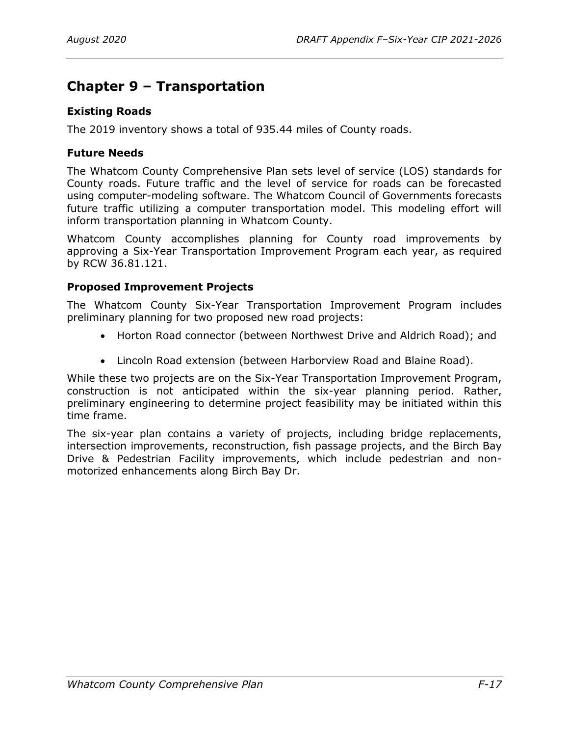# Chapter 9 – Transportation

### Existing Roads

The 2019 inventory shows a total of 935.44 miles of County roads.

### Future Needs

The Whatcom County Comprehensive Plan sets level of service (LOS) standards for County roads. Future traffic and the level of service for roads can be forecasted using computer-modeling software. The Whatcom Council of Governments forecasts future traffic utilizing a computer transportation model. This modeling effort will inform transportation planning in Whatcom County.

Whatcom County accomplishes planning for County road improvements by approving a Six-Year Transportation Improvement Program each year, as required by RCW 36.81.121.

### Proposed Improvement Projects

The Whatcom County Six-Year Transportation Improvement Program includes preliminary planning for two proposed new road projects:

- Horton Road connector (between Northwest Drive and Aldrich Road); and
- Lincoln Road extension (between Harborview Road and Blaine Road).

While these two projects are on the Six-Year Transportation Improvement Program, construction is not anticipated within the six-year planning period. Rather, preliminary engineering to determine project feasibility may be initiated within this time frame.

The six-year plan contains a variety of projects, including bridge replacements, intersection improvements, reconstruction, fish passage projects, and the Birch Bay Drive & Pedestrian Facility improvements, which include pedestrian and non-motorized enhancements along Birch Bay Dr.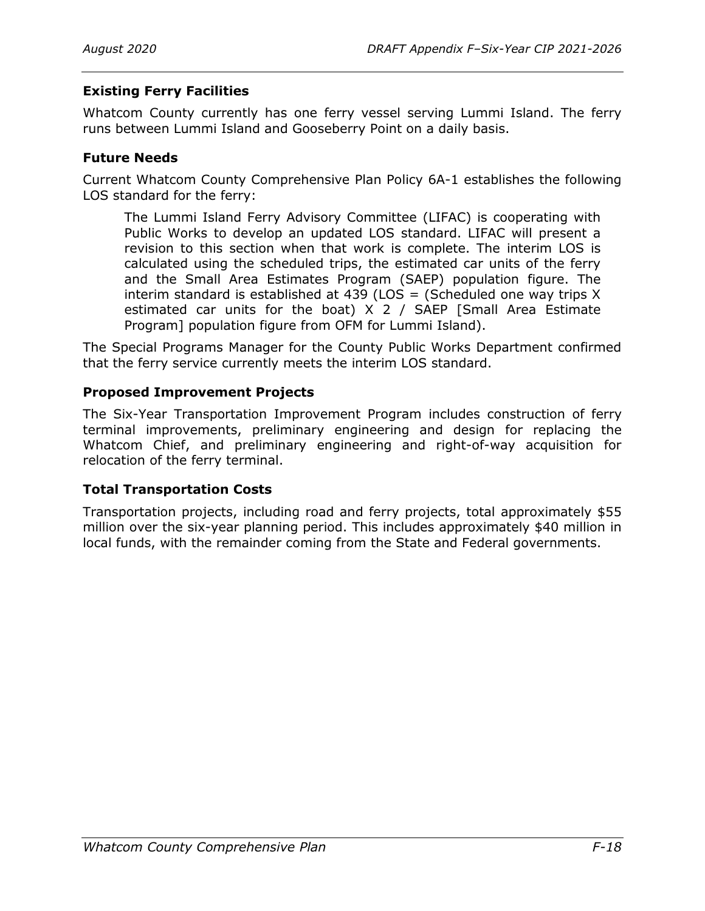### Existing Ferry Facilities

Whatcom County currently has one ferry vessel serving Lummi Island. The ferry runs between Lummi Island and Gooseberry Point on a daily basis.

### Future Needs

Current Whatcom County Comprehensive Plan Policy 6A-1 establishes the following LOS standard for the ferry:

> The Lummi Island Ferry Advisory Committee (LIFAC) is cooperating with Public Works to develop an updated LOS standard. LIFAC will present a revision to this section when that work is complete. The interim LOS is calculated using the scheduled trips, the estimated car units of the ferry and the Small Area Estimates Program (SAEP) population figure. The interim standard is established at 439 (LOS = (Scheduled one way trips X estimated car units for the boat) X 2 / SAEP [Small Area Estimate Program] population figure from OFM for Lummi Island).

The Special Programs Manager for the County Public Works Department confirmed that the ferry service currently meets the interim LOS standard.

### Proposed Improvement Projects

The Six-Year Transportation Improvement Program includes construction of ferry terminal improvements, preliminary engineering and design for replacing the Whatcom Chief, and preliminary engineering and right-of-way acquisition for relocation of the ferry terminal.

### Total Transportation Costs

Transportation projects, including road and ferry projects, total approximately $55 million over the six-year planning period. This includes approximately $40 million in local funds, with the remainder coming from the State and Federal governments.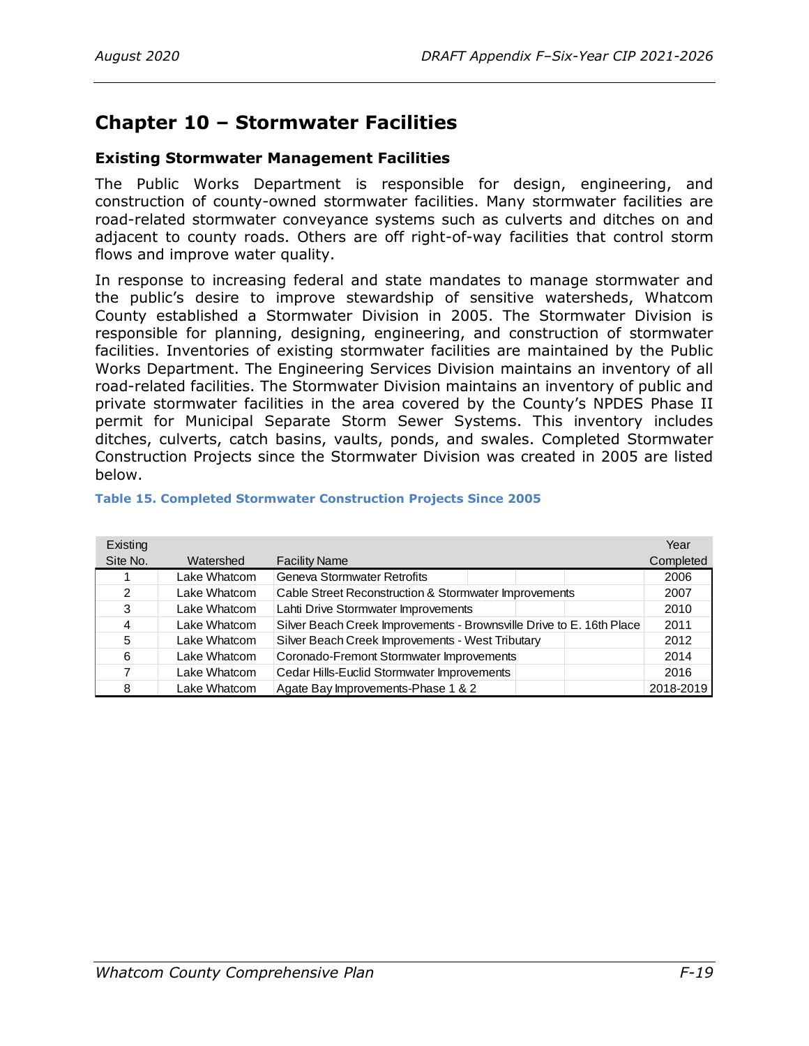# Chapter 10 – Stormwater Facilities

## Existing Stormwater Management Facilities

The Public Works Department is responsible for design, engineering, and construction of county-owned stormwater facilities. Many stormwater facilities are road-related stormwater conveyance systems such as culverts and ditches on and adjacent to county roads. Others are off right-of-way facilities that control storm flows and improve water quality.

In response to increasing federal and state mandates to manage stormwater and the public's desire to improve stewardship of sensitive watersheds, Whatcom County established a Stormwater Division in 2005. The Stormwater Division is responsible for planning, designing, engineering, and construction of stormwater facilities. Inventories of existing stormwater facilities are maintained by the Public Works Department. The Engineering Services Division maintains an inventory of all road-related facilities. The Stormwater Division maintains an inventory of public and private stormwater facilities in the area covered by the County's NPDES Phase II permit for Municipal Separate Storm Sewer Systems. This inventory includes ditches, culverts, catch basins, vaults, ponds, and swales. Completed Stormwater Construction Projects since the Stormwater Division was created in 2005 are listed below.

**Table 15. Completed Stormwater Construction Projects Since 2005**

| Existing Site No. | Watershed | Facility Name | Year Completed |
|---|---|---|---|
| 1 | Lake Whatcom | Geneva Stormwater Retrofits | 2006 |
| 2 | Lake Whatcom | Cable Street Reconstruction & Stormwater Improvements | 2007 |
| 3 | Lake Whatcom | Lahti Drive Stormwater Improvements | 2010 |
| 4 | Lake Whatcom | Silver Beach Creek Improvements - Brownsville Drive to E. 16th Place | 2011 |
| 5 | Lake Whatcom | Silver Beach Creek Improvements - West Tributary | 2012 |
| 6 | Lake Whatcom | Coronado-Fremont Stormwater Improvements | 2014 |
| 7 | Lake Whatcom | Cedar Hills-Euclid Stormwater Improvements | 2016 |
| 8 | Lake Whatcom | Agate Bay Improvements-Phase 1 & 2 | 2018-2019 |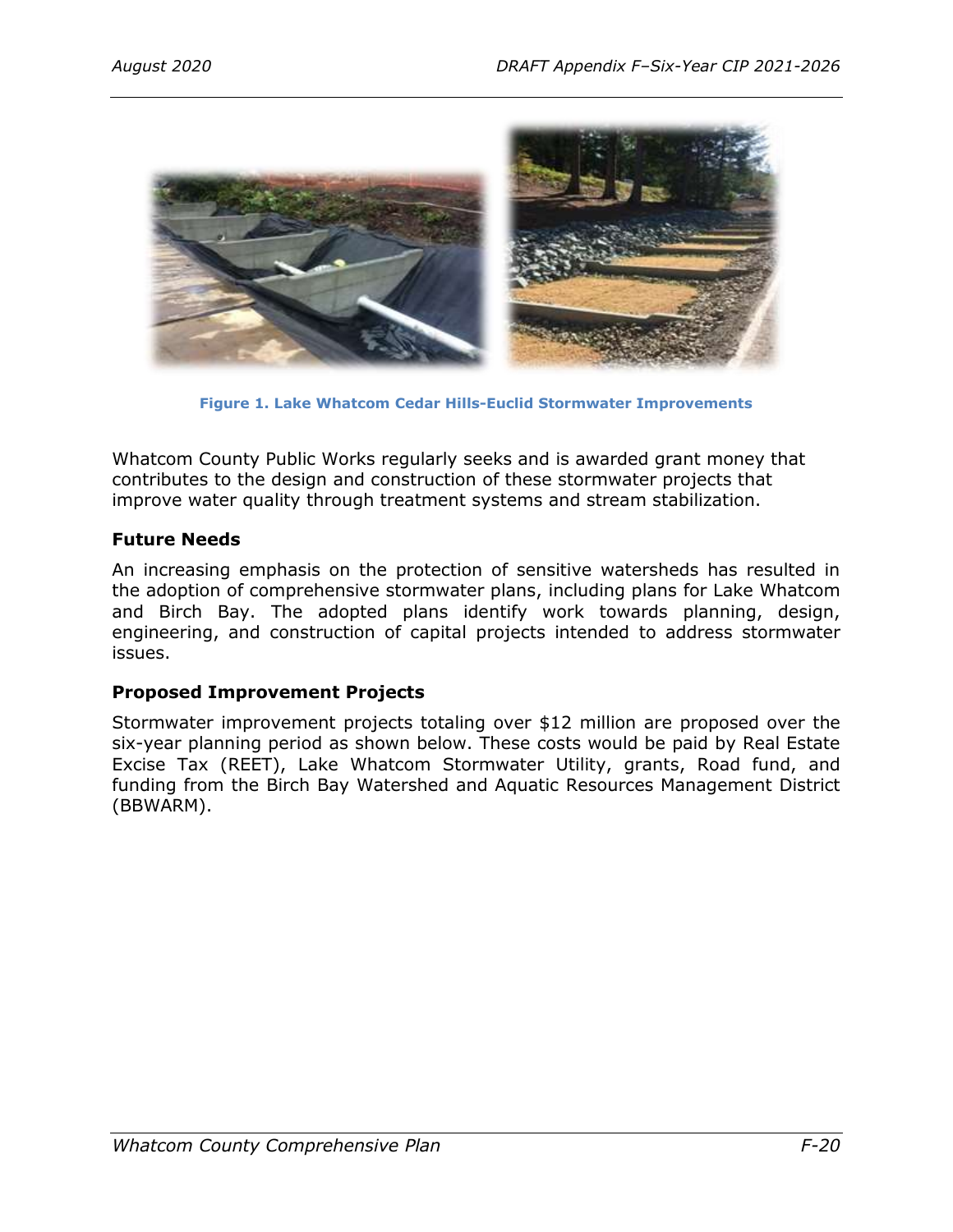Figure 1. Lake Whatcom Cedar Hills-Euclid Stormwater Improvements

Whatcom County Public Works regularly seeks and is awarded grant money that contributes to the design and construction of these stormwater projects that improve water quality through treatment systems and stream stabilization.

### Future Needs

An increasing emphasis on the protection of sensitive watersheds has resulted in the adoption of comprehensive stormwater plans, including plans for Lake Whatcom and Birch Bay. The adopted plans identify work towards planning, design, engineering, and construction of capital projects intended to address stormwater issues.

### Proposed Improvement Projects

Stormwater improvement projects totaling over $12 million are proposed over the six-year planning period as shown below. These costs would be paid by Real Estate Excise Tax (REET), Lake Whatcom Stormwater Utility, grants, Road fund, and funding from the Birch Bay Watershed and Aquatic Resources Management District (BBWARM).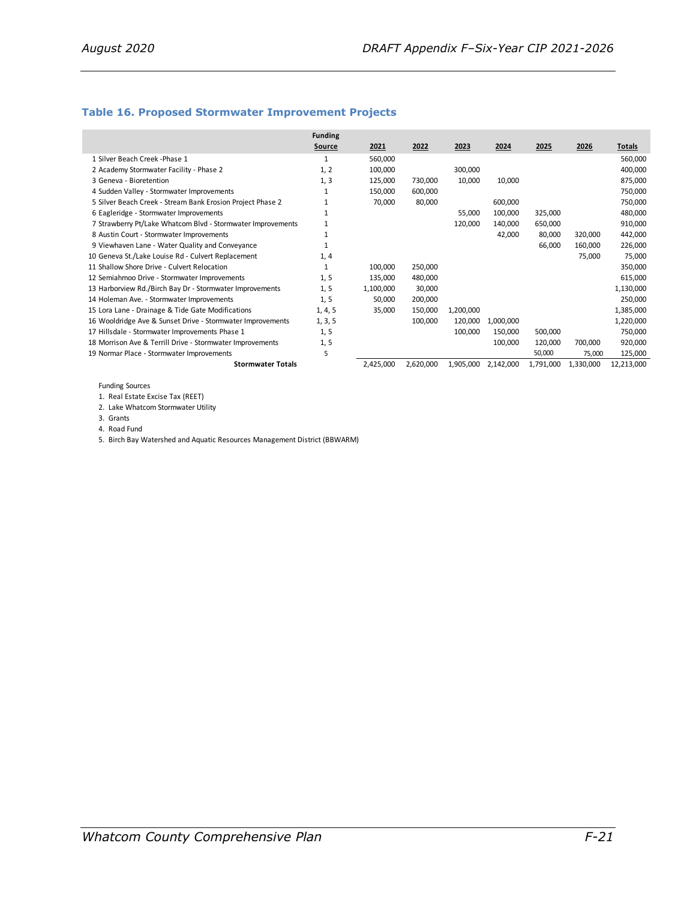### Table 16. Proposed Stormwater Improvement Projects

| | Funding Source | 2021 | 2022 | 2023 | 2024 | 2025 | 2026 | Totals |
|---|---|---|---|---|---|---|---|---|
| 1 Silver Beach Creek -Phase 1 | 1 | 560,000 | | | | | | 560,000 |
| 2 Academy Stormwater Facility - Phase 2 | 1, 2 | 100,000 | | 300,000 | | | | 400,000 |
| 3 Geneva - Bioretention | 1, 3 | 125,000 | 730,000 | 10,000 | 10,000 | | | 875,000 |
| 4 Sudden Valley - Stormwater Improvements | 1 | 150,000 | 600,000 | | | | | 750,000 |
| 5 Silver Beach Creek - Stream Bank Erosion Project Phase 2 | 1 | 70,000 | 80,000 | | 600,000 | | | 750,000 |
| 6 Eagleridge - Stormwater Improvements | 1 | | | 55,000 | 100,000 | 325,000 | | 480,000 |
| 7 Strawberry Pt/Lake Whatcom Blvd - Stormwater Improvements | 1 | | | 120,000 | 140,000 | 650,000 | | 910,000 |
| 8 Austin Court - Stormwater Improvements | 1 | | | | 42,000 | 80,000 | 320,000 | 442,000 |
| 9 Viewhaven Lane - Water Quality and Conveyance | 1 | | | | | 66,000 | 160,000 | 226,000 |
| 10 Geneva St./Lake Louise Rd - Culvert Replacement | 1, 4 | | | | | | 75,000 | 75,000 |
| 11 Shallow Shore Drive - Culvert Relocation | 1 | 100,000 | 250,000 | | | | | 350,000 |
| 12 Semiahmoo Drive - Stormwater Improvements | 1, 5 | 135,000 | 480,000 | | | | | 615,000 |
| 13 Harborview Rd./Birch Bay Dr - Stormwater Improvements | 1, 5 | 1,100,000 | 30,000 | | | | | 1,130,000 |
| 14 Holeman Ave. - Stormwater Improvements | 1, 5 | 50,000 | 200,000 | | | | | 250,000 |
| 15 Lora Lane - Drainage & Tide Gate Modifications | 1, 4, 5 | 35,000 | 150,000 | 1,200,000 | | | | 1,385,000 |
| 16 Wooldridge Ave & Sunset Drive - Stormwater Improvements | 1, 3, 5 | | 100,000 | 120,000 | 1,000,000 | | | 1,220,000 |
| 17 Hillsdale - Stormwater Improvements Phase 1 | 1, 5 | | | 100,000 | 150,000 | 500,000 | | 750,000 |
| 18 Morrison Ave & Terrill Drive - Stormwater Improvements | 1, 5 | | | | 100,000 | 120,000 | 700,000 | 920,000 |
| 19 Normar Place - Stormwater Improvements | 5 | | | | | 50,000 | 75,000 | 125,000 |
| **Stormwater Totals** | | 2,425,000 | 2,620,000 | 1,905,000 | 2,142,000 | 1,791,000 | 1,330,000 | 12,213,000 |

Funding Sources

1. Real Estate Excise Tax (REET)
2. Lake Whatcom Stormwater Utility
3. Grants
4. Road Fund
5. Birch Bay Watershed and Aquatic Resources Management District (BBWARM)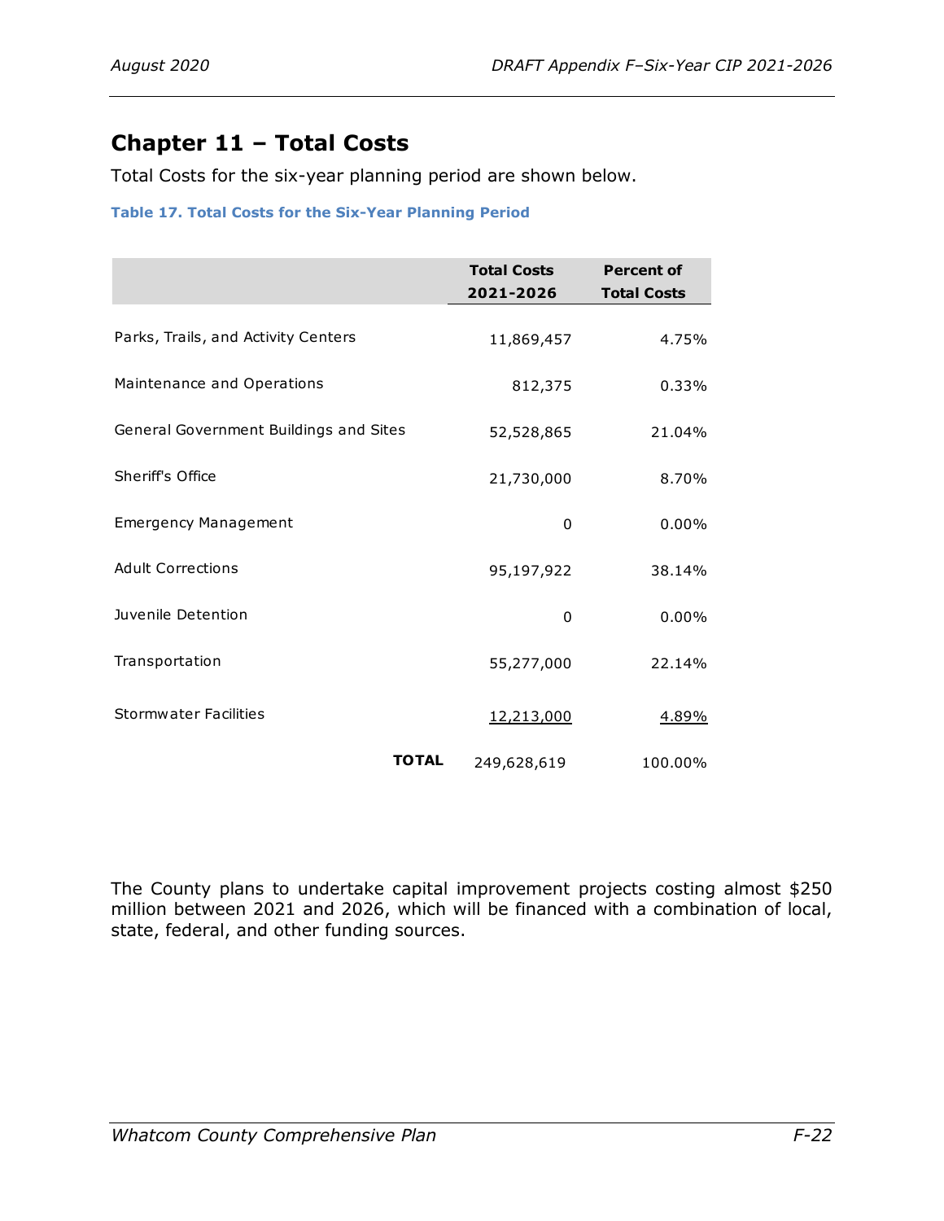# Chapter 11 – Total Costs

Total Costs for the six-year planning period are shown below.

**Table 17. Total Costs for the Six-Year Planning Period**

| | Total Costs 2021-2026 | Percent of Total Costs |
|---|---|---|
| Parks, Trails, and Activity Centers | 11,869,457 | 4.75% |
| Maintenance and Operations | 812,375 | 0.33% |
| General Government Buildings and Sites | 52,528,865 | 21.04% |
| Sheriff's Office | 21,730,000 | 8.70% |
| Emergency Management | 0 | 0.00% |
| Adult Corrections | 95,197,922 | 38.14% |
| Juvenile Detention | 0 | 0.00% |
| Transportation | 55,277,000 | 22.14% |
| Stormwater Facilities | 12,213,000 | 4.89% |
| **TOTAL** | 249,628,619 | 100.00% |

The County plans to undertake capital improvement projects costing almost $250 million between 2021 and 2026, which will be financed with a combination of local, state, federal, and other funding sources.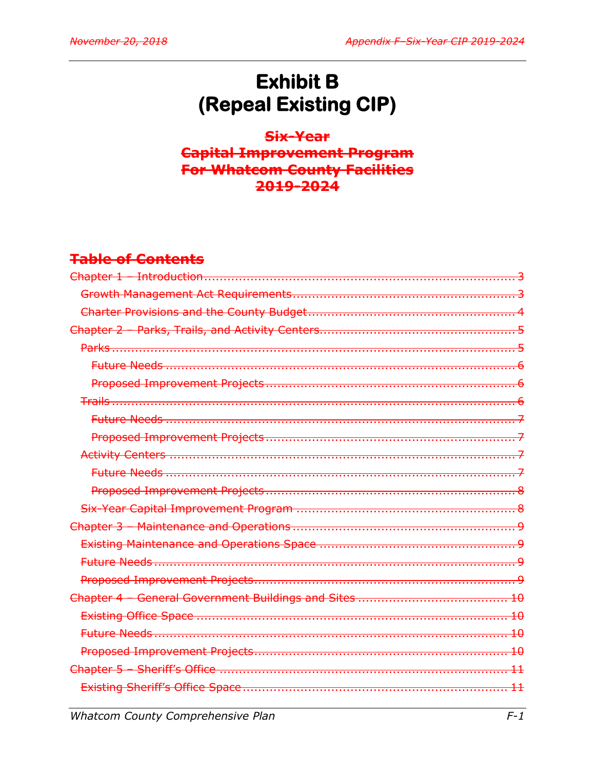# Exhibit B
# (Repeal Existing CIP)

## ~~Six-Year~~
## ~~Capital Improvement Program~~
## ~~For Whatcom County Facilities~~
## ~~2019-2024~~

## ~~Table of Contents~~

~~Chapter 1 – Introduction ........................................ 3~~

~~Growth Management Act Requirements ........................................ 3~~

~~Charter Provisions and the County Budget ........................................ 4~~

~~Chapter 2 – Parks, Trails, and Activity Centers ........................................ 5~~

~~Parks ........................................ 5~~

~~Future Needs ........................................ 6~~

~~Proposed Improvement Projects ........................................ 6~~

~~Trails ........................................ 6~~

~~Future Needs ........................................ 7~~

~~Proposed Improvement Projects ........................................ 7~~

~~Activity Centers ........................................ 7~~

~~Future Needs ........................................ 7~~

~~Proposed Improvement Projects ........................................ 8~~

~~Six-Year Capital Improvement Program ........................................ 8~~

~~Chapter 3 – Maintenance and Operations ........................................ 9~~

~~Existing Maintenance and Operations Space ........................................ 9~~

~~Future Needs ........................................ 9~~

~~Proposed Improvement Projects ........................................ 9~~

~~Chapter 4 – General Government Buildings and Sites ........................................ 10~~

~~Existing Office Space ........................................ 10~~

~~Future Needs ........................................ 10~~

~~Proposed Improvement Projects ........................................ 10~~

~~Chapter 5 – Sheriff's Office ........................................ 11~~

~~Existing Sheriff's Office Space ........................................ 11~~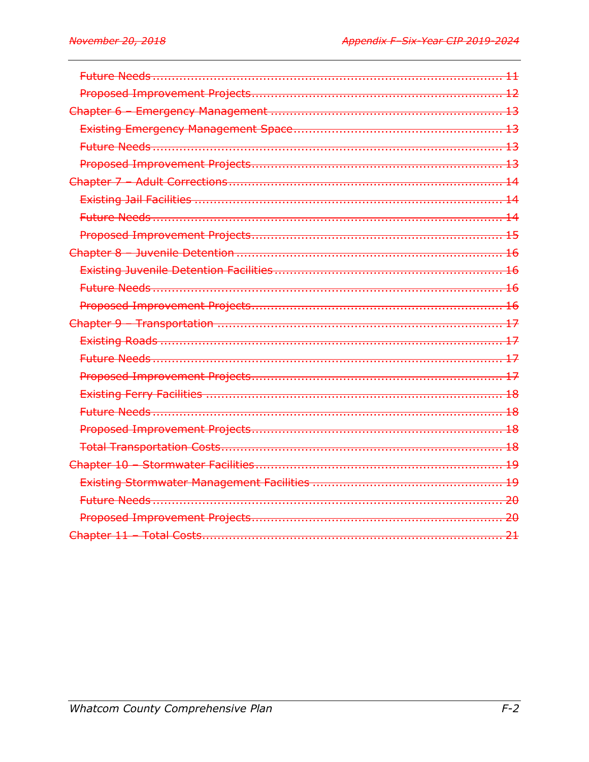~~Future Needs ........................................................................................ 11~~

~~Proposed Improvement Projects ................................................................ 12~~

~~Chapter 6 – Emergency Management ............................................................ 13~~

~~Existing Emergency Management Space ...................................................... 13~~

~~Future Needs ........................................................................................ 13~~

~~Proposed Improvement Projects ................................................................ 13~~

~~Chapter 7 – Adult Corrections ........................................................................ 14~~

~~Existing Jail Facilities ................................................................................ 14~~

~~Future Needs ........................................................................................ 14~~

~~Proposed Improvement Projects ................................................................ 15~~

~~Chapter 8 – Juvenile Detention ...................................................................... 16~~

~~Existing Juvenile Detention Facilities ........................................................... 16~~

~~Future Needs ........................................................................................ 16~~

~~Proposed Improvement Projects ................................................................ 16~~

~~Chapter 9 – Transportation ............................................................................ 17~~

~~Existing Roads ........................................................................................ 17~~

~~Future Needs ........................................................................................ 17~~

~~Proposed Improvement Projects ................................................................ 17~~

~~Existing Ferry Facilities ............................................................................... 18~~

~~Future Needs ........................................................................................ 18~~

~~Proposed Improvement Projects ................................................................ 18~~

~~Total Transportation Costs ......................................................................... 18~~

~~Chapter 10 – Stormwater Facilities ................................................................ 19~~

~~Existing Stormwater Management Facilities ................................................. 19~~

~~Future Needs ........................................................................................ 20~~

~~Proposed Improvement Projects ................................................................ 20~~

~~Chapter 11 – Total Costs ................................................................................ 21~~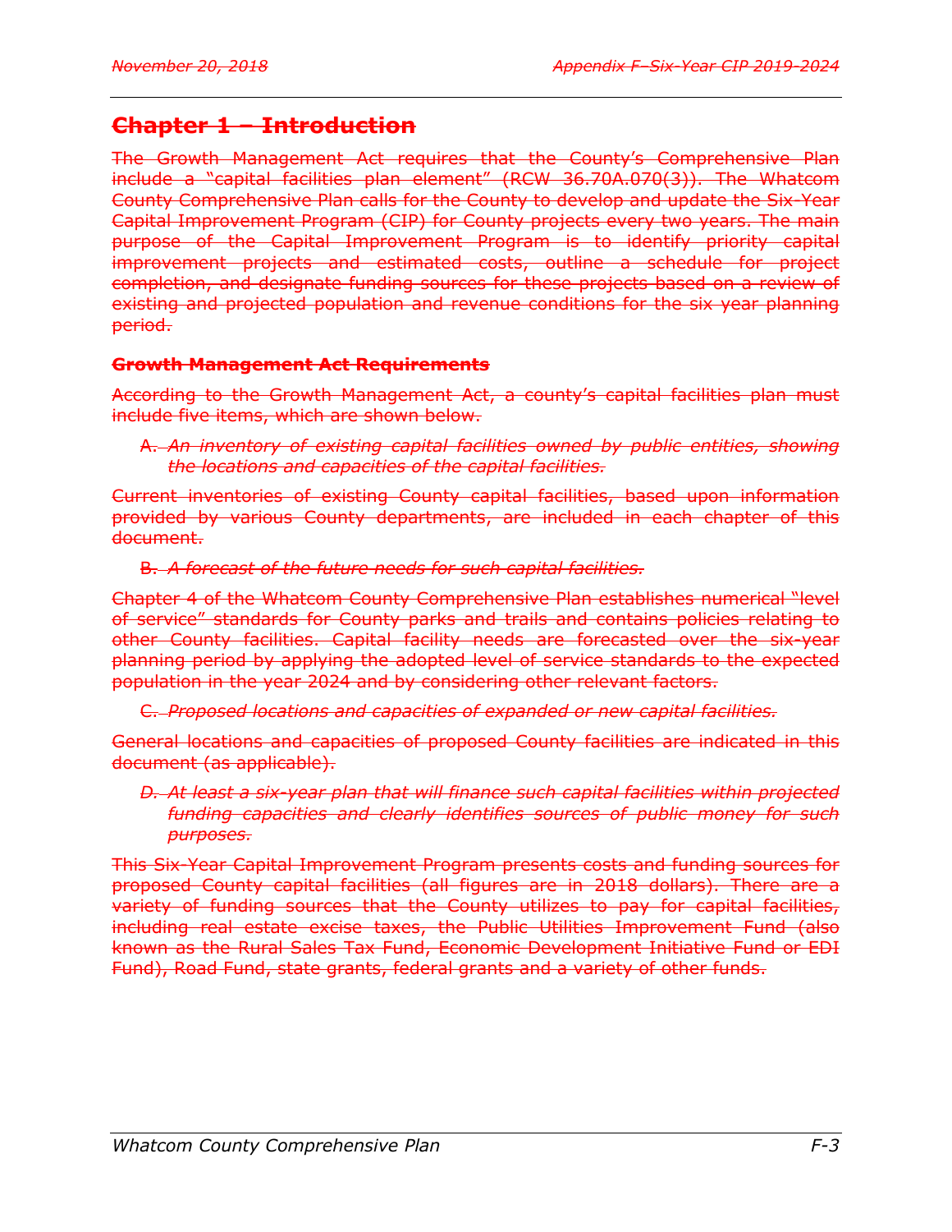# Chapter 1 – Introduction

The Growth Management Act requires that the County's Comprehensive Plan include a "capital facilities plan element" (RCW 36.70A.070(3)). The Whatcom County Comprehensive Plan calls for the County to develop and update the Six-Year Capital Improvement Program (CIP) for County projects every two years. The main purpose of the Capital Improvement Program is to identify priority capital improvement projects and estimated costs, outline a schedule for project completion, and designate funding sources for these projects based on a review of existing and projected population and revenue conditions for the six year planning period.

### Growth Management Act Requirements

According to the Growth Management Act, a county's capital facilities plan must include five items, which are shown below.

A. *An inventory of existing capital facilities owned by public entities, showing the locations and capacities of the capital facilities.*

Current inventories of existing County capital facilities, based upon information provided by various County departments, are included in each chapter of this document.

B. *A forecast of the future needs for such capital facilities.*

Chapter 4 of the Whatcom County Comprehensive Plan establishes numerical "level of service" standards for County parks and trails and contains policies relating to other County facilities. Capital facility needs are forecasted over the six-year planning period by applying the adopted level of service standards to the expected population in the year 2024 and by considering other relevant factors.

C. *Proposed locations and capacities of expanded or new capital facilities.*

General locations and capacities of proposed County facilities are indicated in this document (as applicable).

*D. At least a six-year plan that will finance such capital facilities within projected funding capacities and clearly identifies sources of public money for such purposes.*

This Six-Year Capital Improvement Program presents costs and funding sources for proposed County capital facilities (all figures are in 2018 dollars). There are a variety of funding sources that the County utilizes to pay for capital facilities, including real estate excise taxes, the Public Utilities Improvement Fund (also known as the Rural Sales Tax Fund, Economic Development Initiative Fund or EDI Fund), Road Fund, state grants, federal grants and a variety of other funds.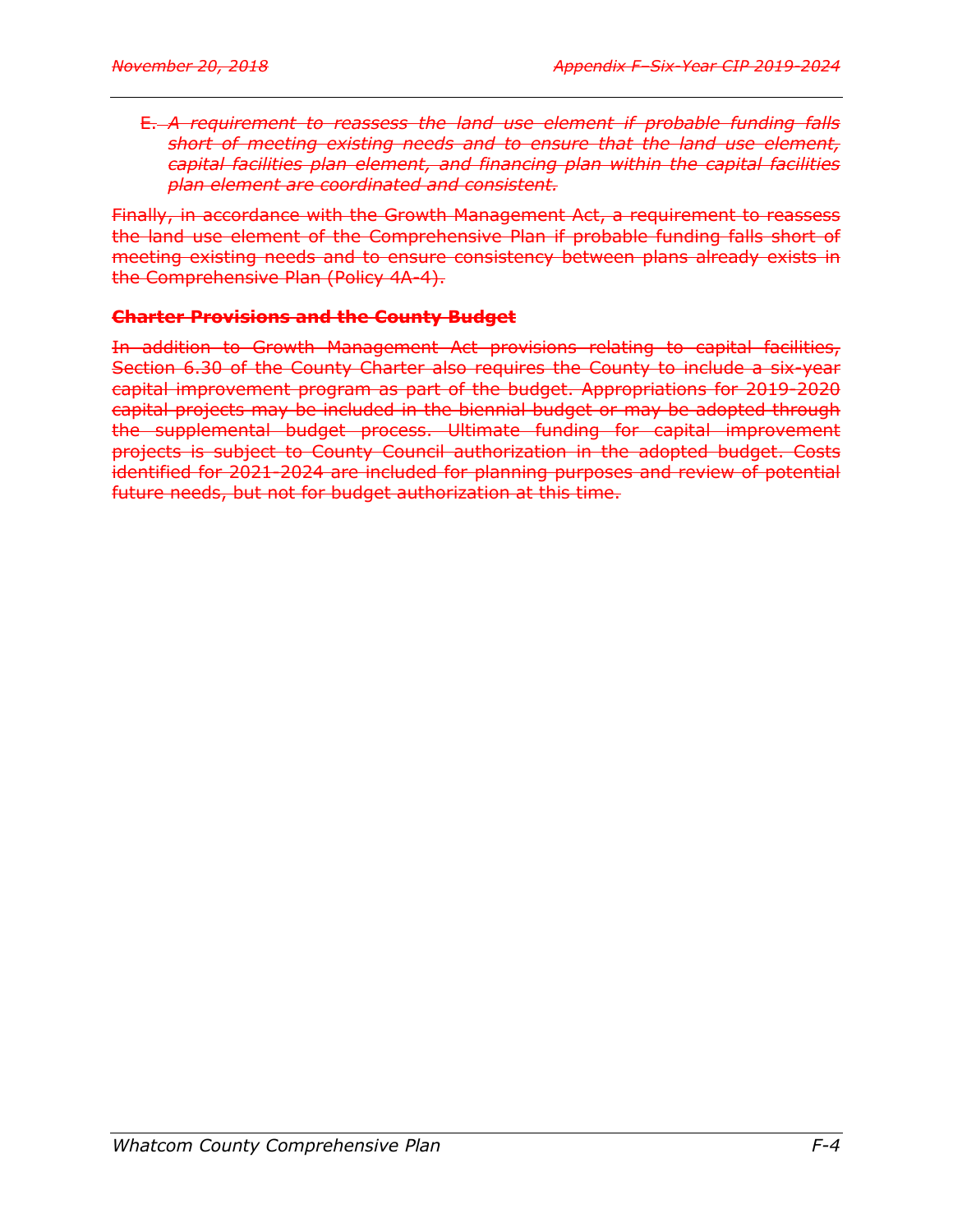~~E. *A requirement to reassess the land use element if probable funding falls short of meeting existing needs and to ensure that the land use element, capital facilities plan element, and financing plan within the capital facilities plan element are coordinated and consistent.*~~

~~Finally, in accordance with the Growth Management Act, a requirement to reassess the land use element of the Comprehensive Plan if probable funding falls short of meeting existing needs and to ensure consistency between plans already exists in the Comprehensive Plan (Policy 4A-4).~~

**~~Charter Provisions and the County Budget~~**

~~In addition to Growth Management Act provisions relating to capital facilities, Section 6.30 of the County Charter also requires the County to include a six-year capital improvement program as part of the budget. Appropriations for 2019-2020 capital projects may be included in the biennial budget or may be adopted through the supplemental budget process. Ultimate funding for capital improvement projects is subject to County Council authorization in the adopted budget. Costs identified for 2021-2024 are included for planning purposes and review of potential future needs, but not for budget authorization at this time.~~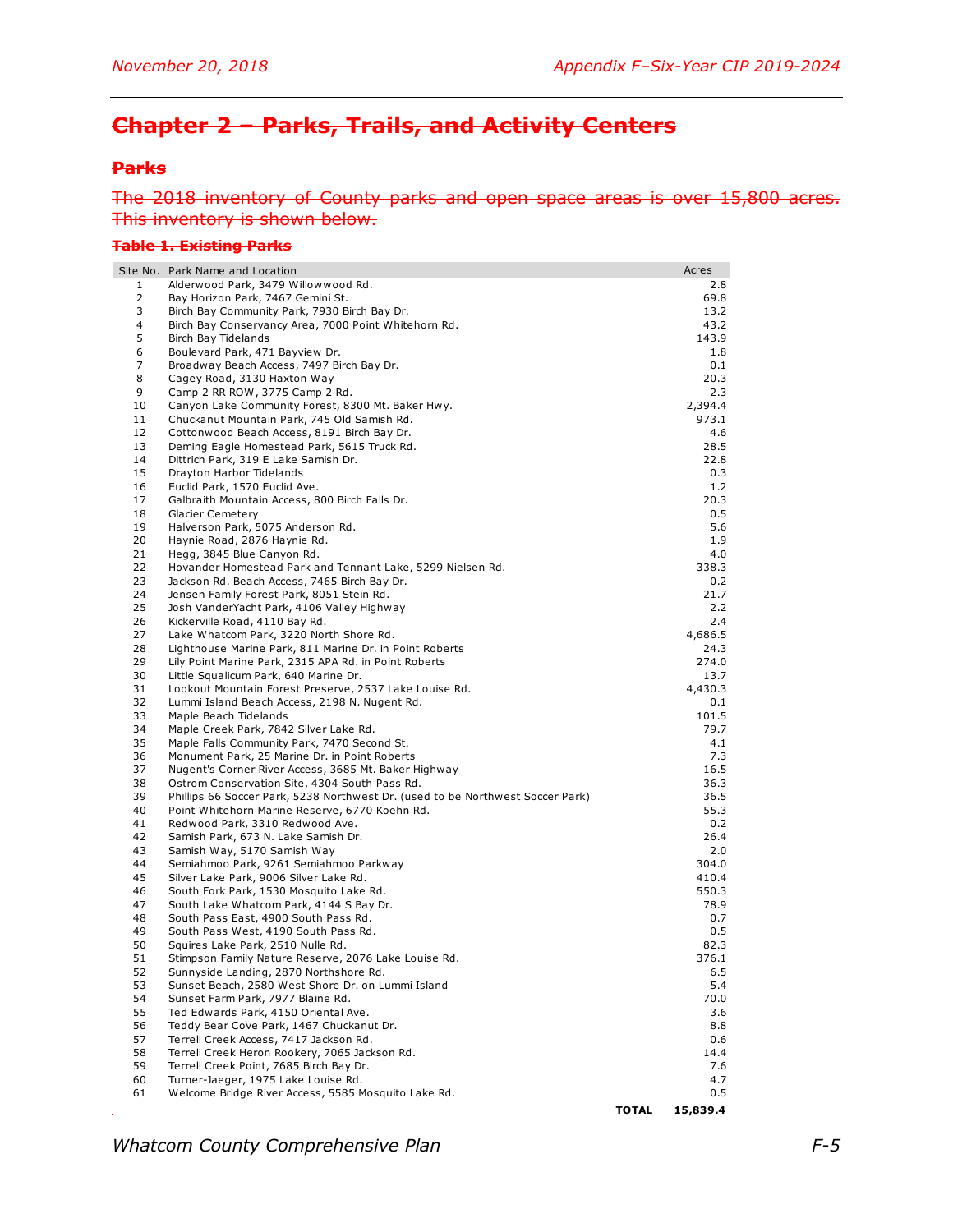## ~~Chapter 2 – Parks, Trails, and Activity Centers~~

### ~~Parks~~

~~The 2018 inventory of County parks and open space areas is over 15,800 acres. This inventory is shown below.~~

**~~Table 1. Existing Parks~~**

| Site No. | Park Name and Location | Acres |
|---|---|---|
| 1 | Alderwood Park, 3479 Willowwood Rd. | 2.8 |
| 2 | Bay Horizon Park, 7467 Gemini St. | 69.8 |
| 3 | Birch Bay Community Park, 7930 Birch Bay Dr. | 13.2 |
| 4 | Birch Bay Conservancy Area, 7000 Point Whitehorn Rd. | 43.2 |
| 5 | Birch Bay Tidelands | 143.9 |
| 6 | Boulevard Park, 471 Bayview Dr. | 1.8 |
| 7 | Broadway Beach Access, 7497 Birch Bay Dr. | 0.1 |
| 8 | Cagey Road, 3130 Haxton Way | 20.3 |
| 9 | Camp 2 RR ROW, 3775 Camp 2 Rd. | 2.3 |
| 10 | Canyon Lake Community Forest, 8300 Mt. Baker Hwy. | 2,394.4 |
| 11 | Chuckanut Mountain Park, 745 Old Samish Rd. | 973.1 |
| 12 | Cottonwood Beach Access, 8191 Birch Bay Dr. | 4.6 |
| 13 | Deming Eagle Homestead Park, 5615 Truck Rd. | 28.5 |
| 14 | Dittrich Park, 319 E Lake Samish Dr. | 22.8 |
| 15 | Drayton Harbor Tidelands | 0.3 |
| 16 | Euclid Park, 1570 Euclid Ave. | 1.2 |
| 17 | Galbraith Mountain Access, 800 Birch Falls Dr. | 20.3 |
| 18 | Glacier Cemetery | 0.5 |
| 19 | Halverson Park, 5075 Anderson Rd. | 5.6 |
| 20 | Haynie Road, 2876 Haynie Rd. | 1.9 |
| 21 | Hegg, 3845 Blue Canyon Rd. | 4.0 |
| 22 | Hovander Homestead Park and Tennant Lake, 5299 Nielsen Rd. | 338.3 |
| 23 | Jackson Rd. Beach Access, 7465 Birch Bay Dr. | 0.2 |
| 24 | Jensen Family Forest Park, 8051 Stein Rd. | 21.7 |
| 25 | Josh VanderYacht Park, 4106 Valley Highway | 2.2 |
| 26 | Kickerville Road, 4110 Bay Rd. | 2.4 |
| 27 | Lake Whatcom Park, 3220 North Shore Rd. | 4,686.5 |
| 28 | Lighthouse Marine Park, 811 Marine Dr. in Point Roberts | 24.3 |
| 29 | Lily Point Marine Park, 2315 APA Rd. in Point Roberts | 274.0 |
| 30 | Little Squalicum Park, 640 Marine Dr. | 13.7 |
| 31 | Lookout Mountain Forest Preserve, 2537 Lake Louise Rd. | 4,430.3 |
| 32 | Lummi Island Beach Access, 2198 N. Nugent Rd. | 0.1 |
| 33 | Maple Beach Tidelands | 101.5 |
| 34 | Maple Creek Park, 7842 Silver Lake Rd. | 79.7 |
| 35 | Maple Falls Community Park, 7470 Second St. | 4.1 |
| 36 | Monument Park, 25 Marine Dr. in Point Roberts | 7.3 |
| 37 | Nugent's Corner River Access, 3685 Mt. Baker Highway | 16.5 |
| 38 | Ostrom Conservation Site, 4304 South Pass Rd. | 36.3 |
| 39 | Phillips 66 Soccer Park, 5238 Northwest Dr. (used to be Northwest Soccer Park) | 36.5 |
| 40 | Point Whitehorn Marine Reserve, 6770 Koehn Rd. | 55.3 |
| 41 | Redwood Park, 3310 Redwood Ave. | 0.2 |
| 42 | Samish Park, 673 N. Lake Samish Dr. | 26.4 |
| 43 | Samish Way, 5170 Samish Way | 2.0 |
| 44 | Semiahmoo Park, 9261 Semiahmoo Parkway | 304.0 |
| 45 | Silver Lake Park, 9006 Silver Lake Rd. | 410.4 |
| 46 | South Fork Park, 1530 Mosquito Lake Rd. | 550.3 |
| 47 | South Lake Whatcom Park, 4144 S Bay Dr. | 78.9 |
| 48 | South Pass East, 4900 South Pass Rd. | 0.7 |
| 49 | South Pass West, 4190 South Pass Rd. | 0.5 |
| 50 | Squires Lake Park, 2510 Nulle Rd. | 82.3 |
| 51 | Stimpson Family Nature Reserve, 2076 Lake Louise Rd. | 376.1 |
| 52 | Sunnyside Landing, 2870 Northshore Rd. | 6.5 |
| 53 | Sunset Beach, 2580 West Shore Dr. on Lummi Island | 5.4 |
| 54 | Sunset Farm Park, 7977 Blaine Rd. | 70.0 |
| 55 | Ted Edwards Park, 4150 Oriental Ave. | 3.6 |
| 56 | Teddy Bear Cove Park, 1467 Chuckanut Dr. | 8.8 |
| 57 | Terrell Creek Access, 7417 Jackson Rd. | 0.6 |
| 58 | Terrell Creek Heron Rookery, 7065 Jackson Rd. | 14.4 |
| 59 | Terrell Creek Point, 7685 Birch Bay Dr. | 7.6 |
| 60 | Turner-Jaeger, 1975 Lake Louise Rd. | 4.7 |
| 61 | Welcome Bridge River Access, 5585 Mosquito Lake Rd. | 0.5 |
| | **TOTAL** | **15,839.4** |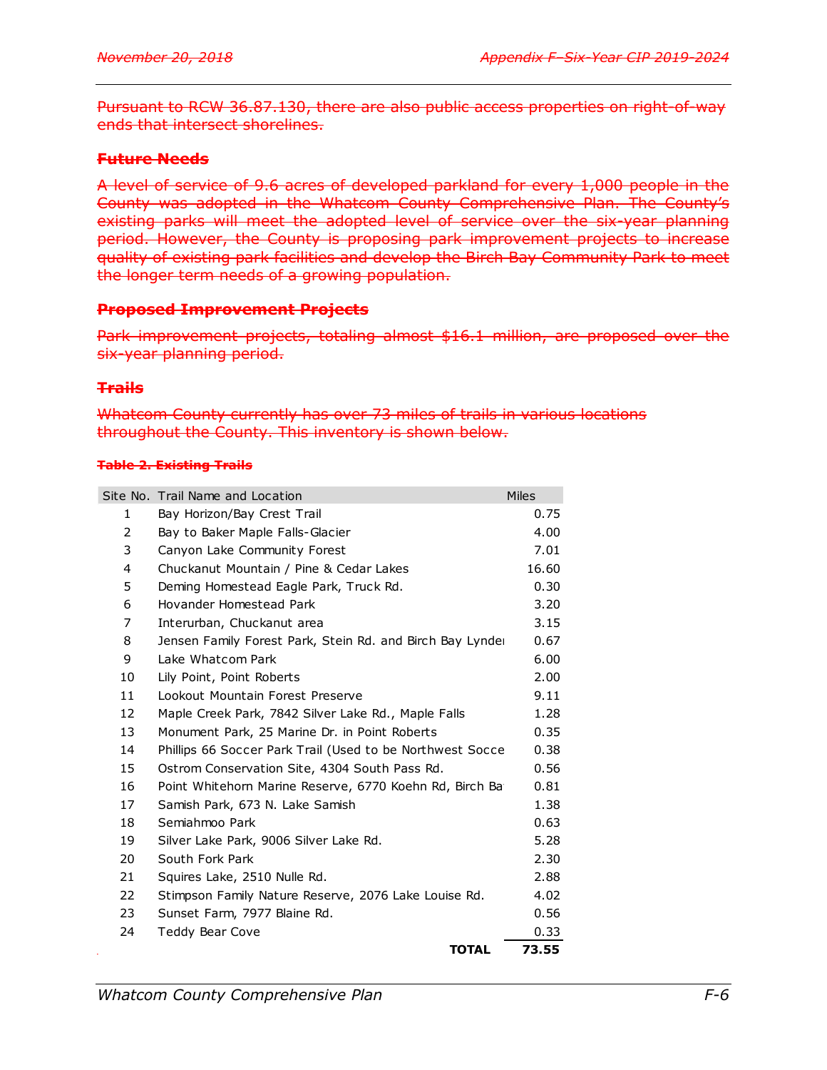~~Pursuant to RCW 36.87.130, there are also public access properties on right-of-way ends that intersect shorelines.~~

### ~~Future Needs~~

~~A level of service of 9.6 acres of developed parkland for every 1,000 people in the County was adopted in the Whatcom County Comprehensive Plan. The County's existing parks will meet the adopted level of service over the six-year planning period. However, the County is proposing park improvement projects to increase quality of existing park facilities and develop the Birch Bay Community Park to meet the longer term needs of a growing population.~~

### ~~Proposed Improvement Projects~~

~~Park improvement projects, totaling almost $16.1 million, are proposed over the six-year planning period.~~

### ~~Trails~~

~~Whatcom County currently has over 73 miles of trails in various locations throughout the County. This inventory is shown below.~~

**~~Table 2. Existing Trails~~**

| Site No. | Trail Name and Location | Miles |
|---|---|---|
| 1 | Bay Horizon/Bay Crest Trail | 0.75 |
| 2 | Bay to Baker Maple Falls-Glacier | 4.00 |
| 3 | Canyon Lake Community Forest | 7.01 |
| 4 | Chuckanut Mountain / Pine & Cedar Lakes | 16.60 |
| 5 | Deming Homestead Eagle Park, Truck Rd. | 0.30 |
| 6 | Hovander Homestead Park | 3.20 |
| 7 | Interurban, Chuckanut area | 3.15 |
| 8 | Jensen Family Forest Park, Stein Rd. and Birch Bay Lynde | 0.67 |
| 9 | Lake Whatcom Park | 6.00 |
| 10 | Lily Point, Point Roberts | 2.00 |
| 11 | Lookout Mountain Forest Preserve | 9.11 |
| 12 | Maple Creek Park, 7842 Silver Lake Rd., Maple Falls | 1.28 |
| 13 | Monument Park, 25 Marine Dr. in Point Roberts | 0.35 |
| 14 | Phillips 66 Soccer Park Trail (Used to be Northwest Socce | 0.38 |
| 15 | Ostrom Conservation Site, 4304 South Pass Rd. | 0.56 |
| 16 | Point Whitehorn Marine Reserve, 6770 Koehn Rd, Birch Ba | 0.81 |
| 17 | Samish Park, 673 N. Lake Samish | 1.38 |
| 18 | Semiahmoo Park | 0.63 |
| 19 | Silver Lake Park, 9006 Silver Lake Rd. | 5.28 |
| 20 | South Fork Park | 2.30 |
| 21 | Squires Lake, 2510 Nulle Rd. | 2.88 |
| 22 | Stimpson Family Nature Reserve, 2076 Lake Louise Rd. | 4.02 |
| 23 | Sunset Farm, 7977 Blaine Rd. | 0.56 |
| 24 | Teddy Bear Cove | 0.33 |
| | **TOTAL** | **73.55** |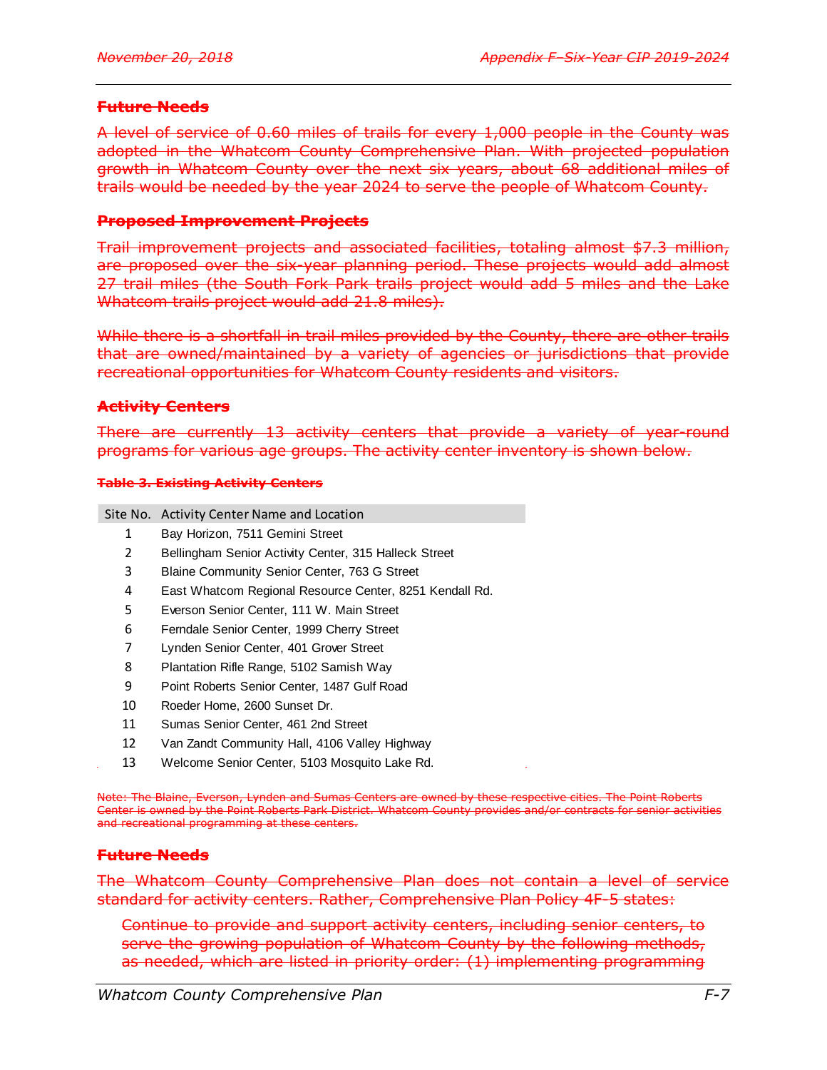~~**Future Needs**~~

~~A level of service of 0.60 miles of trails for every 1,000 people in the County was adopted in the Whatcom County Comprehensive Plan. With projected population growth in Whatcom County over the next six years, about 68 additional miles of trails would be needed by the year 2024 to serve the people of Whatcom County.~~

~~**Proposed Improvement Projects**~~

~~Trail improvement projects and associated facilities, totaling almost $7.3 million, are proposed over the six-year planning period. These projects would add almost 27 trail miles (the South Fork Park trails project would add 5 miles and the Lake Whatcom trails project would add 21.8 miles).~~

~~While there is a shortfall in trail miles provided by the County, there are other trails that are owned/maintained by a variety of agencies or jurisdictions that provide recreational opportunities for Whatcom County residents and visitors.~~

~~**Activity Centers**~~

~~There are currently 13 activity centers that provide a variety of year-round programs for various age groups. The activity center inventory is shown below.~~

~~**Table 3. Existing Activity Centers**~~

| Site No. | Activity Center Name and Location |
|---|---|
| 1 | Bay Horizon, 7511 Gemini Street |
| 2 | Bellingham Senior Activity Center, 315 Halleck Street |
| 3 | Blaine Community Senior Center, 763 G Street |
| 4 | East Whatcom Regional Resource Center, 8251 Kendall Rd. |
| 5 | Everson Senior Center, 111 W. Main Street |
| 6 | Ferndale Senior Center, 1999 Cherry Street |
| 7 | Lynden Senior Center, 401 Grover Street |
| 8 | Plantation Rifle Range, 5102 Samish Way |
| 9 | Point Roberts Senior Center, 1487 Gulf Road |
| 10 | Roeder Home, 2600 Sunset Dr. |
| 11 | Sumas Senior Center, 461 2nd Street |
| 12 | Van Zandt Community Hall, 4106 Valley Highway |
| 13 | Welcome Senior Center, 5103 Mosquito Lake Rd. |

~~Note: The Blaine, Everson, Lynden and Sumas Centers are owned by these respective cities. The Point Roberts Center is owned by the Point Roberts Park District. Whatcom County provides and/or contracts for senior activities and recreational programming at these centers.~~

~~**Future Needs**~~

~~The Whatcom County Comprehensive Plan does not contain a level of service standard for activity centers. Rather, Comprehensive Plan Policy 4F-5 states:~~

> ~~Continue to provide and support activity centers, including senior centers, to serve the growing population of Whatcom County by the following methods, as needed, which are listed in priority order: (1) implementing programming~~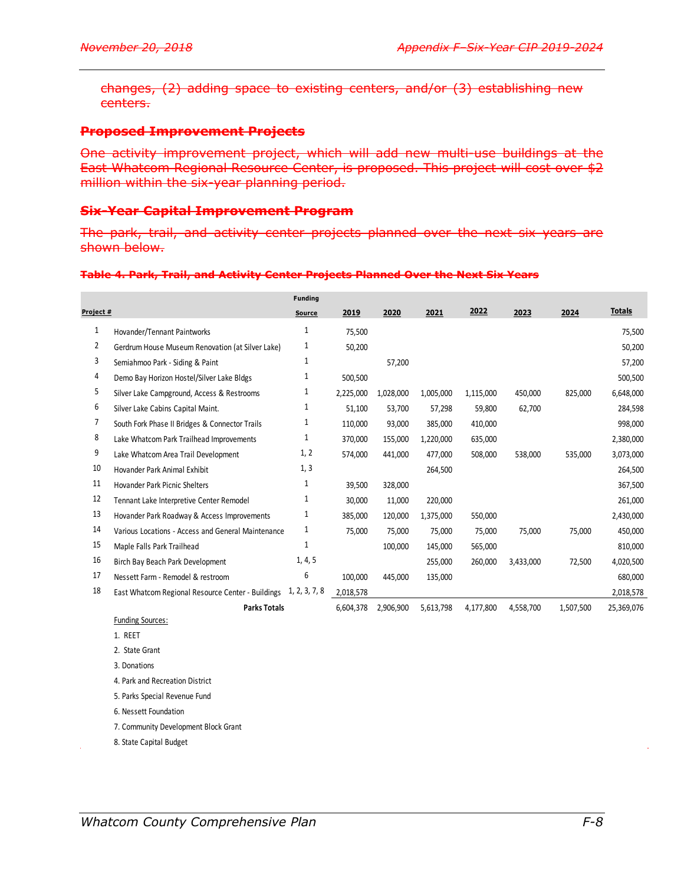~~changes, (2) adding space to existing centers, and/or (3) establishing new centers.~~

## ~~Proposed Improvement Projects~~

~~One activity improvement project, which will add new multi-use buildings at the East Whatcom Regional Resource Center, is proposed. This project will cost over $2 million within the six-year planning period.~~

## ~~Six-Year Capital Improvement Program~~

~~The park, trail, and activity center projects planned over the next six years are shown below.~~

**~~Table 4. Park, Trail, and Activity Center Projects Planned Over the Next Six Years~~**

| Project # | | Funding Source | 2019 | 2020 | 2021 | 2022 | 2023 | 2024 | Totals |
|---|---|---|---|---|---|---|---|---|---|
| 1 | Hovander/Tennant Paintworks | 1 | 75,500 | | | | | | 75,500 |
| 2 | Gerdrum House Museum Renovation (at Silver Lake) | 1 | 50,200 | | | | | | 50,200 |
| 3 | Semiahmoo Park - Siding & Paint | 1 | | 57,200 | | | | | 57,200 |
| 4 | Demo Bay Horizon Hostel/Silver Lake Bldgs | 1 | 500,500 | | | | | | 500,500 |
| 5 | Silver Lake Campground, Access & Restrooms | 1 | 2,225,000 | 1,028,000 | 1,005,000 | 1,115,000 | 450,000 | 825,000 | 6,648,000 |
| 6 | Silver Lake Cabins Capital Maint. | 1 | 51,100 | 53,700 | 57,298 | 59,800 | 62,700 | | 284,598 |
| 7 | South Fork Phase II Bridges & Connector Trails | 1 | 110,000 | 93,000 | 385,000 | 410,000 | | | 998,000 |
| 8 | Lake Whatcom Park Trailhead Improvements | 1 | 370,000 | 155,000 | 1,220,000 | 635,000 | | | 2,380,000 |
| 9 | Lake Whatcom Area Trail Development | 1, 2 | 574,000 | 441,000 | 477,000 | 508,000 | 538,000 | 535,000 | 3,073,000 |
| 10 | Hovander Park Animal Exhibit | 1, 3 | | | 264,500 | | | | 264,500 |
| 11 | Hovander Park Picnic Shelters | 1 | 39,500 | 328,000 | | | | | 367,500 |
| 12 | Tennant Lake Interpretive Center Remodel | 1 | 30,000 | 11,000 | 220,000 | | | | 261,000 |
| 13 | Hovander Park Roadway & Access Improvements | 1 | 385,000 | 120,000 | 1,375,000 | 550,000 | | | 2,430,000 |
| 14 | Various Locations - Access and General Maintenance | 1 | 75,000 | 75,000 | 75,000 | 75,000 | 75,000 | 75,000 | 450,000 |
| 15 | Maple Falls Park Trailhead | 1 | | 100,000 | 145,000 | 565,000 | | | 810,000 |
| 16 | Birch Bay Beach Park Development | 1, 4, 5 | | | 255,000 | 260,000 | 3,433,000 | 72,500 | 4,020,500 |
| 17 | Nessett Farm - Remodel & restroom | 6 | 100,000 | 445,000 | 135,000 | | | | 680,000 |
| 18 | East Whatcom Regional Resource Center - Buildings | 1, 2, 3, 7, 8 | 2,018,578 | | | | | | 2,018,578 |
| | **Parks Totals** | | 6,604,378 | 2,906,900 | 5,613,798 | 4,177,800 | 4,558,700 | 1,507,500 | 25,369,076 |

Funding Sources:

1. REET
2. State Grant
3. Donations
4. Park and Recreation District
5. Parks Special Revenue Fund
6. Nessett Foundation
7. Community Development Block Grant
8. State Capital Budget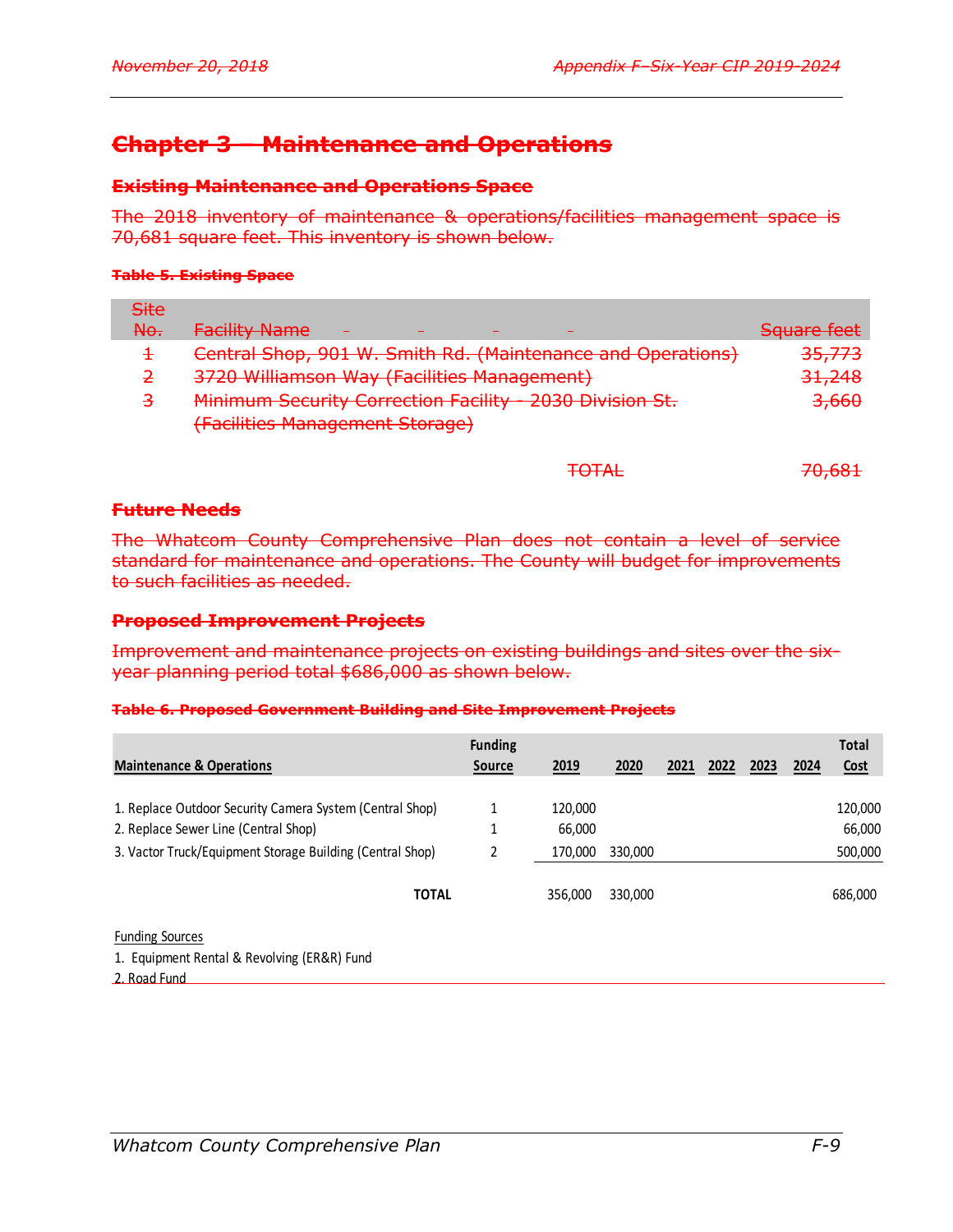# Chapter 3 – Maintenance and Operations

## Existing Maintenance and Operations Space

The 2018 inventory of maintenance & operations/facilities management space is 70,681 square feet. This inventory is shown below.

**Table 5. Existing Space**

| Site No. | Facility Name | Square feet |
|---|---|---|
| 1 | Central Shop, 901 W. Smith Rd. (Maintenance and Operations) | 35,773 |
| 2 | 3720 Williamson Way (Facilities Management) | 31,248 |
| 3 | Minimum Security Correction Facility - 2030 Division St. (Facilities Management Storage) | 3,660 |
| | TOTAL | 70,681 |

## Future Needs

The Whatcom County Comprehensive Plan does not contain a level of service standard for maintenance and operations. The County will budget for improvements to such facilities as needed.

## Proposed Improvement Projects

Improvement and maintenance projects on existing buildings and sites over the six-year planning period total $686,000 as shown below.

**Table 6. Proposed Government Building and Site Improvement Projects**

| Maintenance & Operations | Funding Source | 2019 | 2020 | 2021 | 2022 | 2023 | 2024 | Total Cost |
|---|---|---|---|---|---|---|---|---|
| 1. Replace Outdoor Security Camera System (Central Shop) | 1 | 120,000 | | | | | | 120,000 |
| 2. Replace Sewer Line (Central Shop) | 1 | 66,000 | | | | | | 66,000 |
| 3. Vactor Truck/Equipment Storage Building (Central Shop) | 2 | 170,000 | 330,000 | | | | | 500,000 |
| **TOTAL** | | 356,000 | 330,000 | | | | | 686,000 |

Funding Sources
1. Equipment Rental & Revolving (ER&R) Fund
2. Road Fund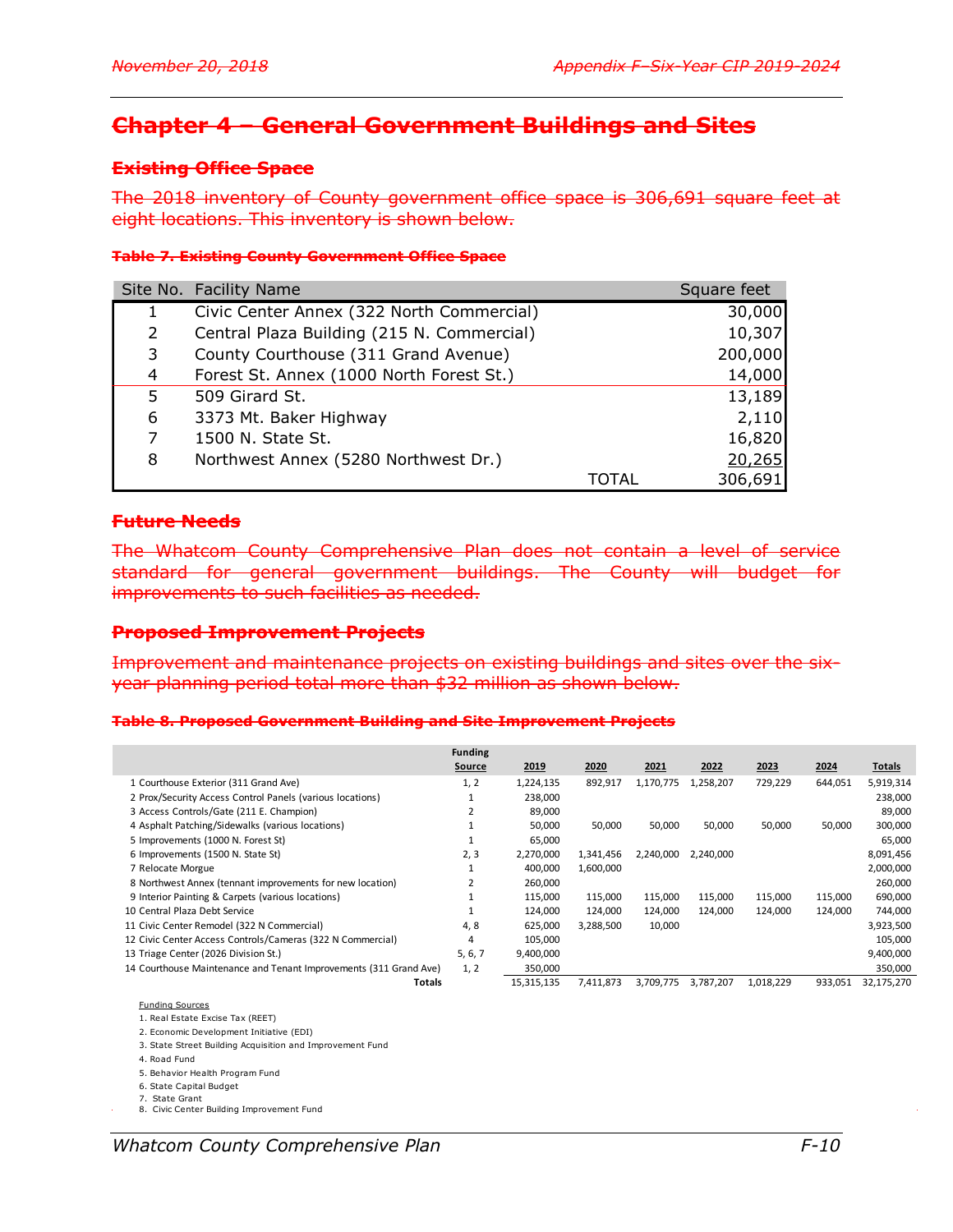## Chapter 4 – General Government Buildings and Sites

### Existing Office Space

The 2018 inventory of County government office space is 306,691 square feet at eight locations. This inventory is shown below.

**Table 7. Existing County Government Office Space**

| Site No. | Facility Name | Square feet |
|---|---|---|
| 1 | Civic Center Annex (322 North Commercial) | 30,000 |
| 2 | Central Plaza Building (215 N. Commercial) | 10,307 |
| 3 | County Courthouse (311 Grand Avenue) | 200,000 |
| 4 | Forest St. Annex (1000 North Forest St.) | 14,000 |
| 5 | 509 Girard St. | 13,189 |
| 6 | 3373 Mt. Baker Highway | 2,110 |
| 7 | 1500 N. State St. | 16,820 |
| 8 | Northwest Annex (5280 Northwest Dr.) | 20,265 |
| | TOTAL | 306,691 |

### Future Needs

The Whatcom County Comprehensive Plan does not contain a level of service standard for general government buildings. The County will budget for improvements to such facilities as needed.

### Proposed Improvement Projects

Improvement and maintenance projects on existing buildings and sites over the six-year planning period total more than $32 million as shown below.

**Table 8. Proposed Government Building and Site Improvement Projects**

| | Funding Source | 2019 | 2020 | 2021 | 2022 | 2023 | 2024 | Totals |
|---|---|---|---|---|---|---|---|---|
| 1 Courthouse Exterior (311 Grand Ave) | 1, 2 | 1,224,135 | 892,917 | 1,170,775 | 1,258,207 | 729,229 | 644,051 | 5,919,314 |
| 2 Prox/Security Access Control Panels (various locations) | 1 | 238,000 | | | | | | 238,000 |
| 3 Access Controls/Gate (211 E. Champion) | 2 | 89,000 | | | | | | 89,000 |
| 4 Asphalt Patching/Sidewalks (various locations) | 1 | 50,000 | 50,000 | 50,000 | 50,000 | 50,000 | 50,000 | 300,000 |
| 5 Improvements (1000 N. Forest St) | 1 | 65,000 | | | | | | 65,000 |
| 6 Improvements (1500 N. State St) | 2, 3 | 2,270,000 | 1,341,456 | 2,240,000 | 2,240,000 | | | 8,091,456 |
| 7 Relocate Morgue | 1 | 400,000 | 1,600,000 | | | | | 2,000,000 |
| 8 Northwest Annex (tennant improvements for new location) | 2 | 260,000 | | | | | | 260,000 |
| 9 Interior Painting & Carpets (various locations) | 1 | 115,000 | 115,000 | 115,000 | 115,000 | 115,000 | 115,000 | 690,000 |
| 10 Central Plaza Debt Service | 1 | 124,000 | 124,000 | 124,000 | 124,000 | 124,000 | 124,000 | 744,000 |
| 11 Civic Center Remodel (322 N Commercial) | 4, 8 | 625,000 | 3,288,500 | 10,000 | | | | 3,923,500 |
| 12 Civic Center Access Controls/Cameras (322 N Commercial) | 4 | 105,000 | | | | | | 105,000 |
| 13 Triage Center (2026 Division St.) | 5, 6, 7 | 9,400,000 | | | | | | 9,400,000 |
| 14 Courthouse Maintenance and Tenant Improvements (311 Grand Ave) | 1, 2 | 350,000 | | | | | | 350,000 |
| **Totals** | | 15,315,135 | 7,411,873 | 3,709,775 | 3,787,207 | 1,018,229 | 933,051 | 32,175,270 |

Funding Sources

1. Real Estate Excise Tax (REET)
2. Economic Development Initiative (EDI)
3. State Street Building Acquisition and Improvement Fund
4. Road Fund
5. Behavior Health Program Fund
6. State Capital Budget
7. State Grant
8. Civic Center Building Improvement Fund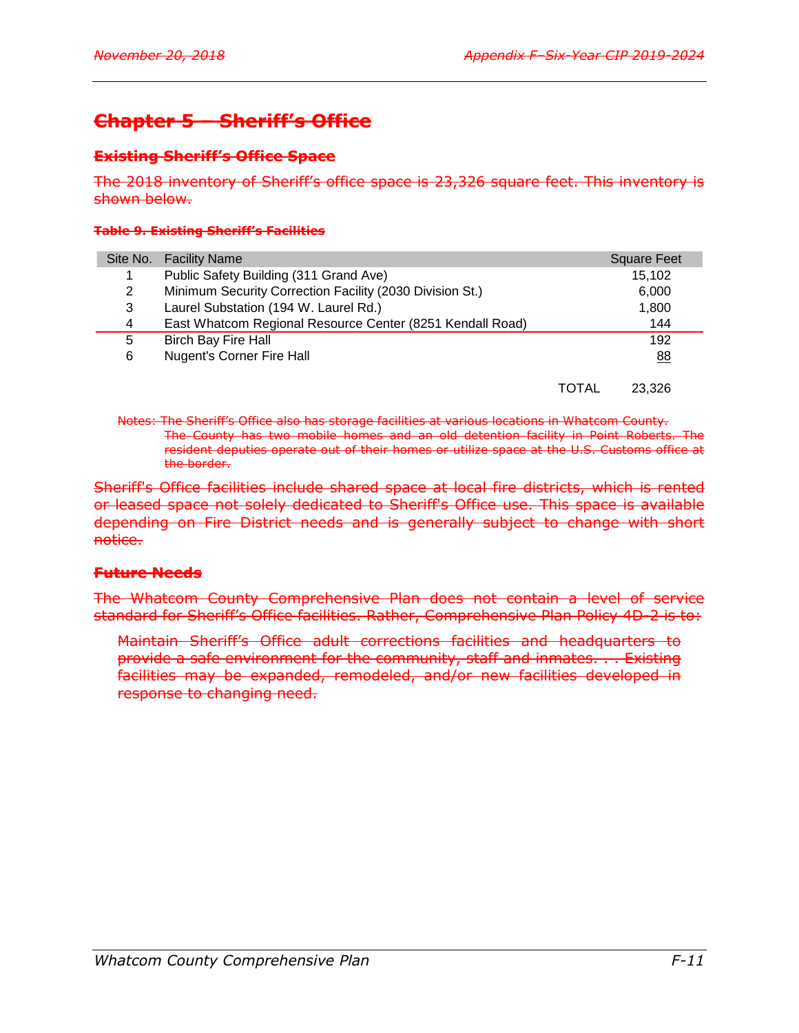## Chapter 5 – Sheriff's Office

### Existing Sheriff's Office Space

The 2018 inventory of Sheriff's office space is 23,326 square feet. This inventory is shown below.

**Table 9. Existing Sheriff's Facilities**

| Site No. | Facility Name | Square Feet |
|---|---|---|
| 1 | Public Safety Building (311 Grand Ave) | 15,102 |
| 2 | Minimum Security Correction Facility (2030 Division St.) | 6,000 |
| 3 | Laurel Substation (194 W. Laurel Rd.) | 1,800 |
| 4 | East Whatcom Regional Resource Center (8251 Kendall Road) | 144 |
| 5 | Birch Bay Fire Hall | 192 |
| 6 | Nugent's Corner Fire Hall | 88 |
| | TOTAL | 23,326 |

Notes: The Sheriff's Office also has storage facilities at various locations in Whatcom County. The County has two mobile homes and an old detention facility in Point Roberts. The resident deputies operate out of their homes or utilize space at the U.S. Customs office at the border.

Sheriff's Office facilities include shared space at local fire districts, which is rented or leased space not solely dedicated to Sheriff's Office use. This space is available depending on Fire District needs and is generally subject to change with short notice.

### Future Needs

The Whatcom County Comprehensive Plan does not contain a level of service standard for Sheriff's Office facilities. Rather, Comprehensive Plan Policy 4D-2 is to:

> Maintain Sheriff's Office adult corrections facilities and headquarters to provide a safe environment for the community, staff and inmates. . . Existing facilities may be expanded, remodeled, and/or new facilities developed in response to changing need.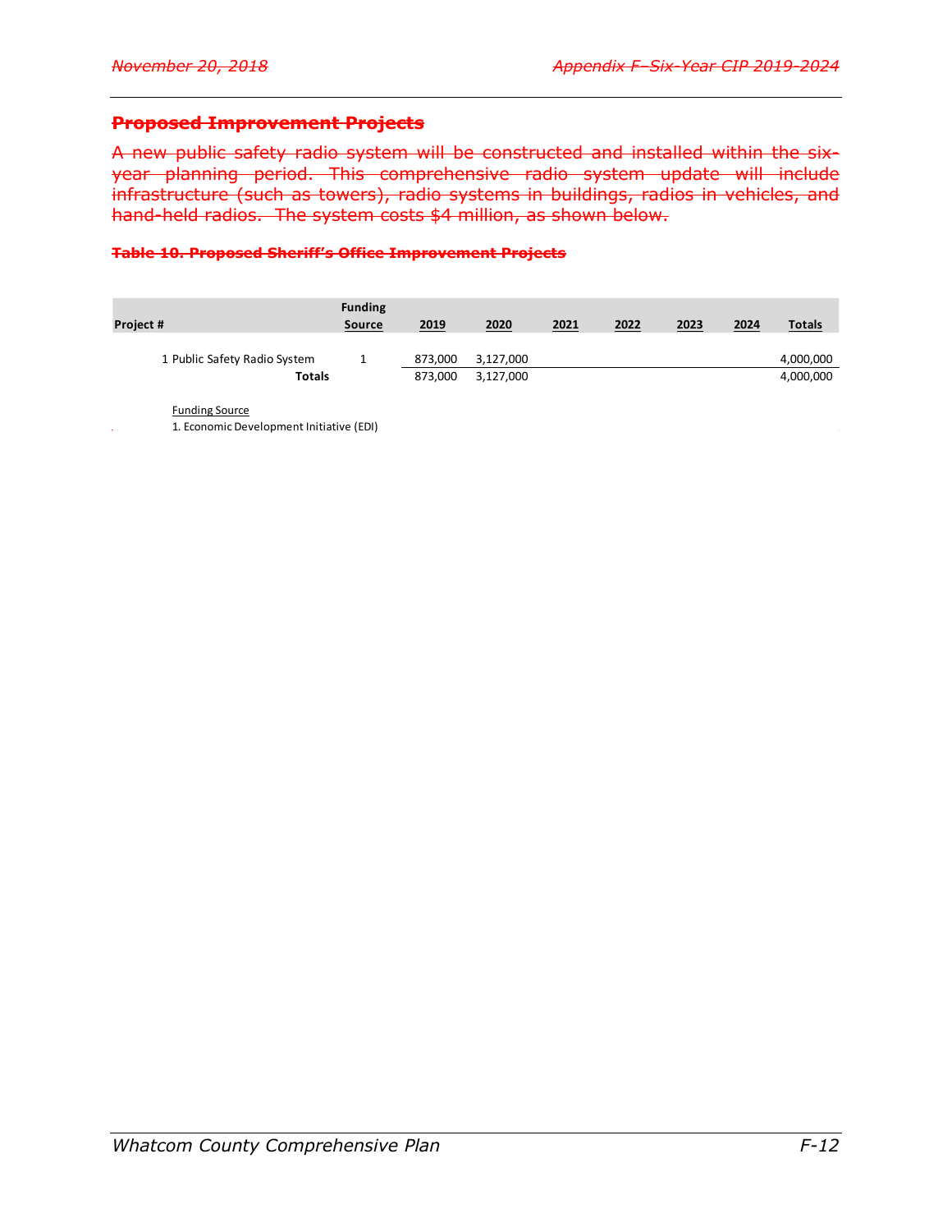## ~~Proposed Improvement Projects~~

~~A new public safety radio system will be constructed and installed within the six-year planning period. This comprehensive radio system update will include infrastructure (such as towers), radio systems in buildings, radios in vehicles, and hand-held radios. The system costs $4 million, as shown below.~~

**~~Table 10. Proposed Sheriff's Office Improvement Projects~~**

| Project # | Funding Source | 2019 | 2020 | 2021 | 2022 | 2023 | 2024 | Totals |
|---|---|---|---|---|---|---|---|---|
| 1 Public Safety Radio System | 1 | 873,000 | 3,127,000 | | | | | 4,000,000 |
| **Totals** | | 873,000 | 3,127,000 | | | | | 4,000,000 |

Funding Source
1. Economic Development Initiative (EDI)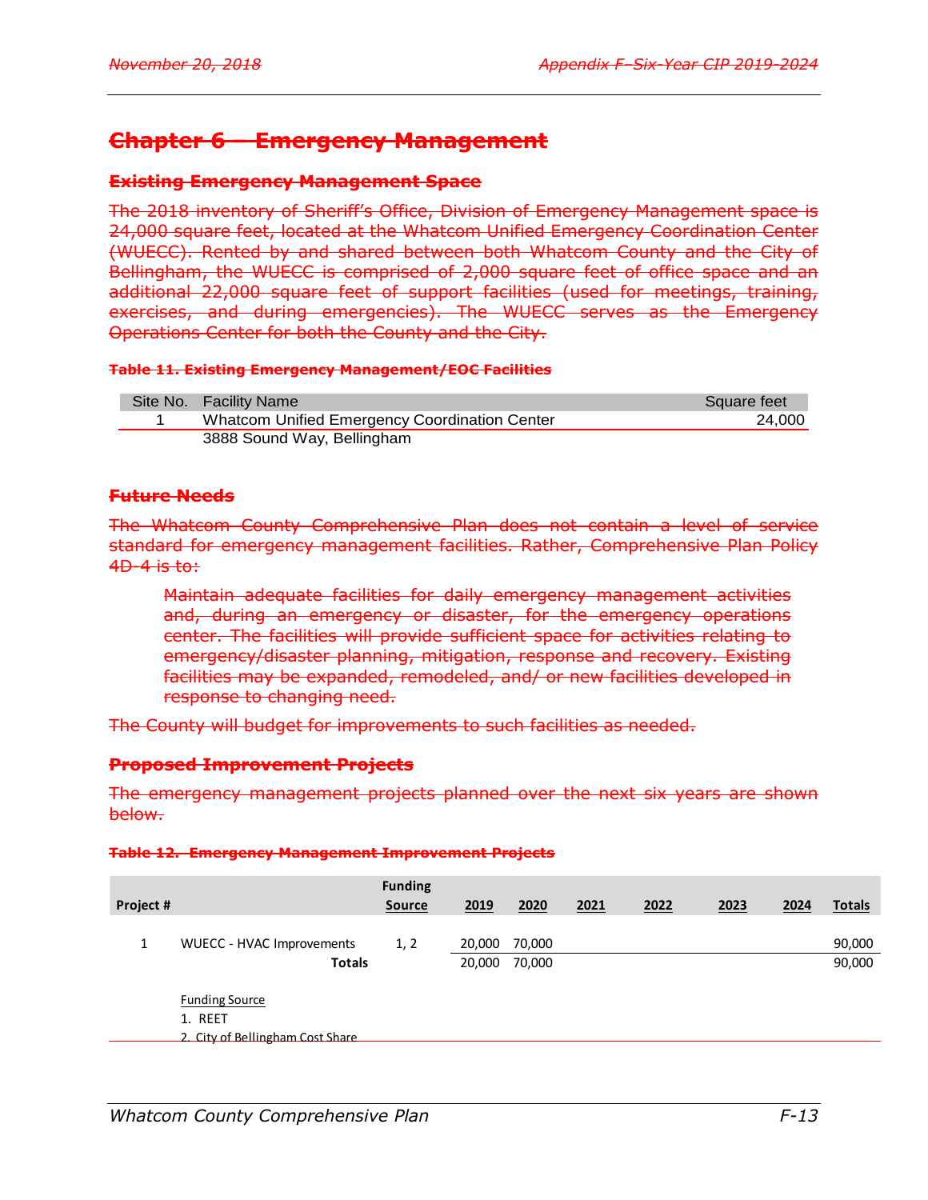# Chapter 6 – Emergency Management

## Existing Emergency Management Space

The 2018 inventory of Sheriff's Office, Division of Emergency Management space is 24,000 square feet, located at the Whatcom Unified Emergency Coordination Center (WUECC). Rented by and shared between both Whatcom County and the City of Bellingham, the WUECC is comprised of 2,000 square feet of office space and an additional 22,000 square feet of support facilities (used for meetings, training, exercises, and during emergencies). The WUECC serves as the Emergency Operations Center for both the County and the City.

**Table 11. Existing Emergency Management/EOC Facilities**

| Site No. | Facility Name | Square feet |
|---|---|---|
| 1 | Whatcom Unified Emergency Coordination Center<br>3888 Sound Way, Bellingham | 24,000 |

## Future Needs

The Whatcom County Comprehensive Plan does not contain a level of service standard for emergency management facilities. Rather, Comprehensive Plan Policy 4D-4 is to:

> Maintain adequate facilities for daily emergency management activities and, during an emergency or disaster, for the emergency operations center. The facilities will provide sufficient space for activities relating to emergency/disaster planning, mitigation, response and recovery. Existing facilities may be expanded, remodeled, and/ or new facilities developed in response to changing need.

The County will budget for improvements to such facilities as needed.

## Proposed Improvement Projects

The emergency management projects planned over the next six years are shown below.

**Table 12. Emergency Management Improvement Projects**

| Project # | | Funding Source | 2019 | 2020 | 2021 | 2022 | 2023 | 2024 | Totals |
|---|---|---|---|---|---|---|---|---|---|
| 1 | WUECC - HVAC Improvements | 1, 2 | 20,000 | 70,000 | | | | | 90,000 |
| | **Totals** | | 20,000 | 70,000 | | | | | 90,000 |

Funding Source
1. REET
2. City of Bellingham Cost Share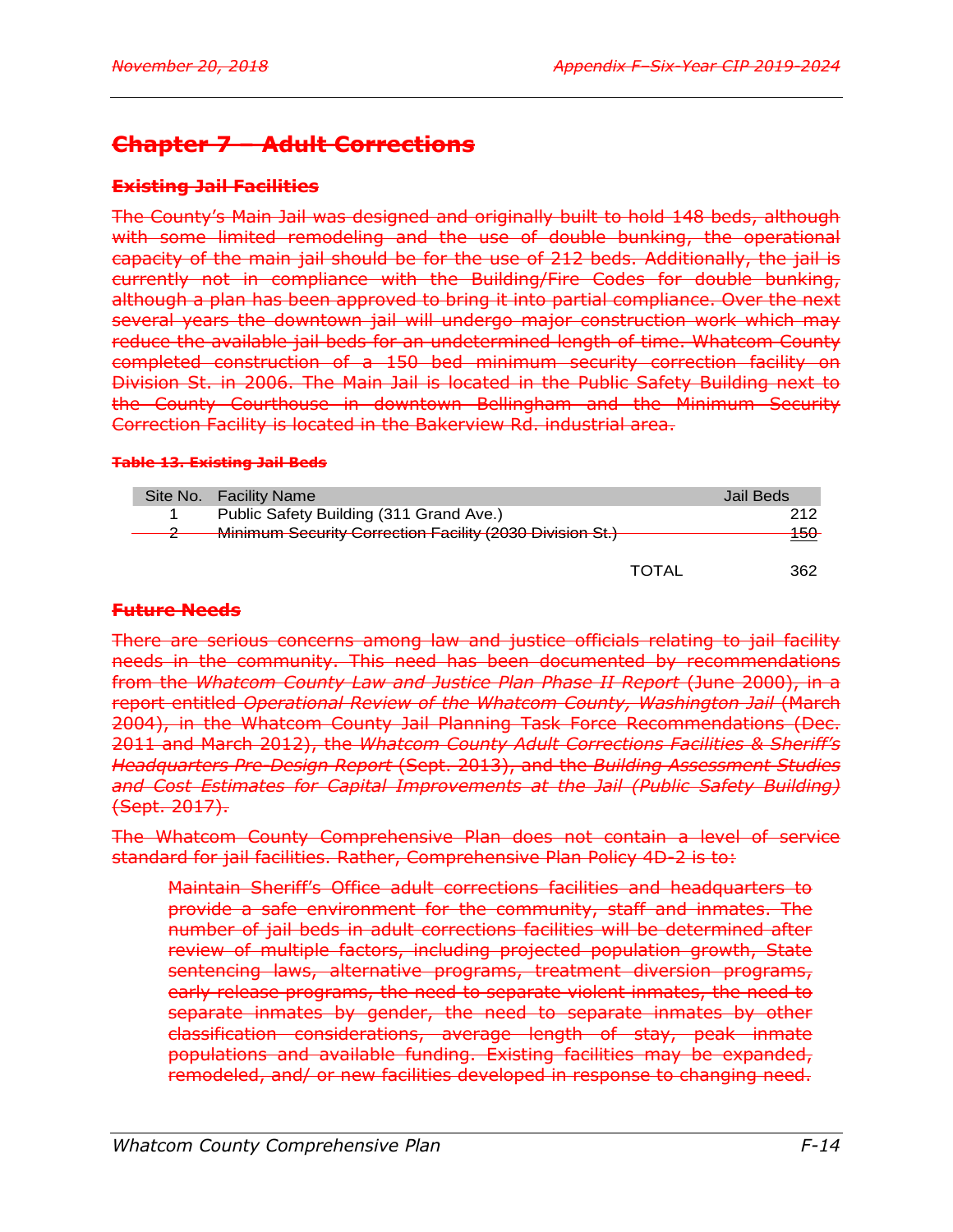## ~~Chapter 7 – Adult Corrections~~

### ~~Existing Jail Facilities~~

~~The County's Main Jail was designed and originally built to hold 148 beds, although with some limited remodeling and the use of double bunking, the operational capacity of the main jail should be for the use of 212 beds. Additionally, the jail is currently not in compliance with the Building/Fire Codes for double bunking, although a plan has been approved to bring it into partial compliance. Over the next several years the downtown jail will undergo major construction work which may reduce the available jail beds for an undetermined length of time. Whatcom County completed construction of a 150 bed minimum security correction facility on Division St. in 2006. The Main Jail is located in the Public Safety Building next to the County Courthouse in downtown Bellingham and the Minimum Security Correction Facility is located in the Bakerview Rd. industrial area.~~

**~~Table 13. Existing Jail Beds~~**

| Site No. | Facility Name | Jail Beds |
|---|---|---|
| 1 | Public Safety Building (311 Grand Ave.) | 212 |
| ~~2~~ | ~~Minimum Security Correction Facility (2030 Division St.)~~ | ~~150~~ |
| | TOTAL | 362 |

### ~~Future Needs~~

~~There are serious concerns among law and justice officials relating to jail facility needs in the community. This need has been documented by recommendations from the *Whatcom County Law and Justice Plan Phase II Report* (June 2000), in a report entitled *Operational Review of the Whatcom County, Washington Jail* (March 2004), in the Whatcom County Jail Planning Task Force Recommendations (Dec. 2011 and March 2012), the *Whatcom County Adult Corrections Facilities & Sheriff's Headquarters Pre-Design Report* (Sept. 2013), and the *Building Assessment Studies and Cost Estimates for Capital Improvements at the Jail (Public Safety Building)* (Sept. 2017).~~

~~The Whatcom County Comprehensive Plan does not contain a level of service standard for jail facilities. Rather, Comprehensive Plan Policy 4D-2 is to:~~

> ~~Maintain Sheriff's Office adult corrections facilities and headquarters to provide a safe environment for the community, staff and inmates. The number of jail beds in adult corrections facilities will be determined after review of multiple factors, including projected population growth, State sentencing laws, alternative programs, treatment diversion programs, early release programs, the need to separate violent inmates, the need to separate inmates by gender, the need to separate inmates by other classification considerations, average length of stay, peak inmate populations and available funding. Existing facilities may be expanded, remodeled, and/ or new facilities developed in response to changing need.~~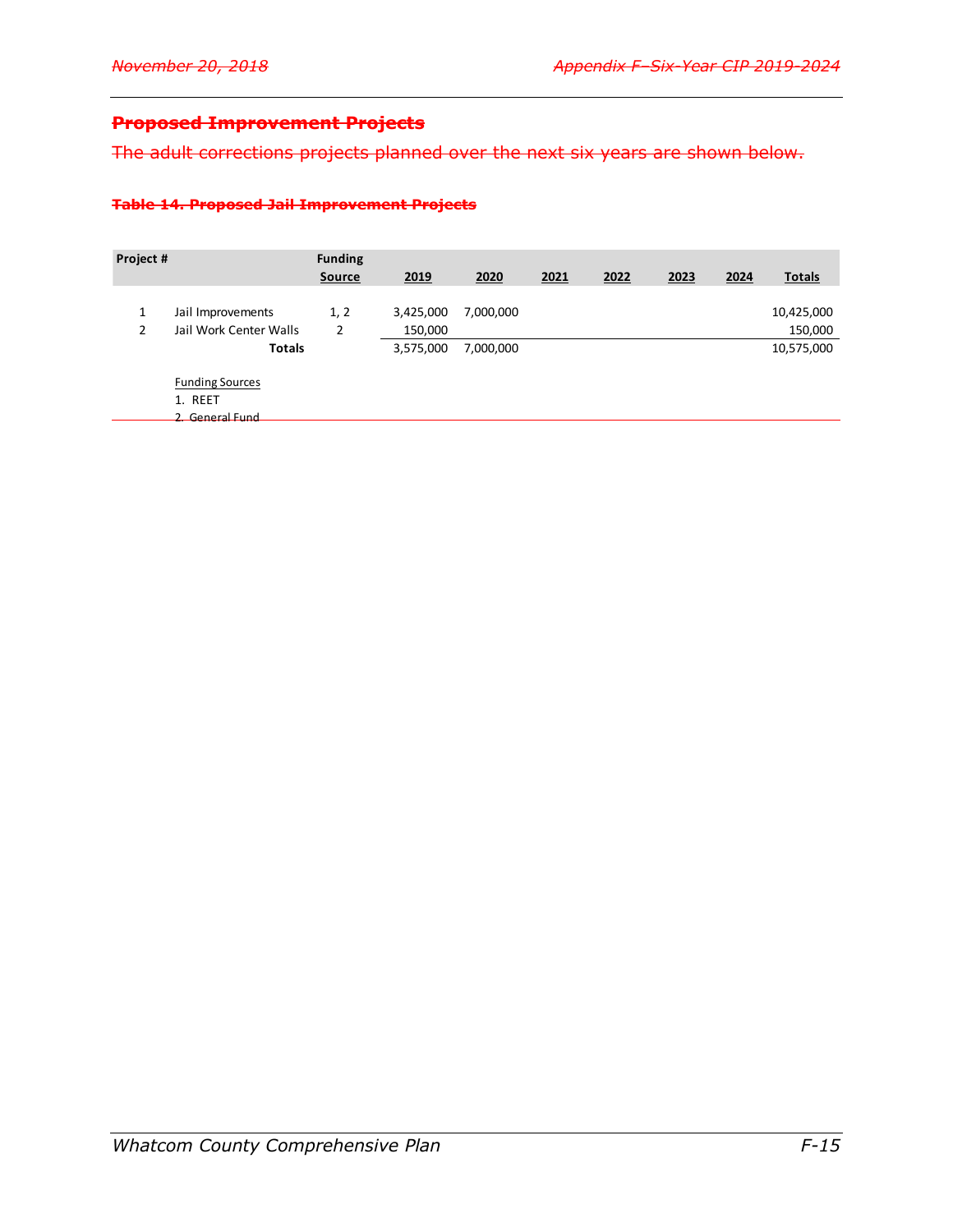## ~~Proposed Improvement Projects~~

~~The adult corrections projects planned over the next six years are shown below.~~

**~~Table 14. Proposed Jail Improvement Projects~~**

| Project # | | Funding Source | 2019 | 2020 | 2021 | 2022 | 2023 | 2024 | Totals |
|---|---|---|---|---|---|---|---|---|---|
| 1 | Jail Improvements | 1, 2 | 3,425,000 | 7,000,000 | | | | | 10,425,000 |
| 2 | Jail Work Center Walls | 2 | 150,000 | | | | | | 150,000 |
| | **Totals** | | 3,575,000 | 7,000,000 | | | | | 10,575,000 |

Funding Sources

1. REET
2. General Fund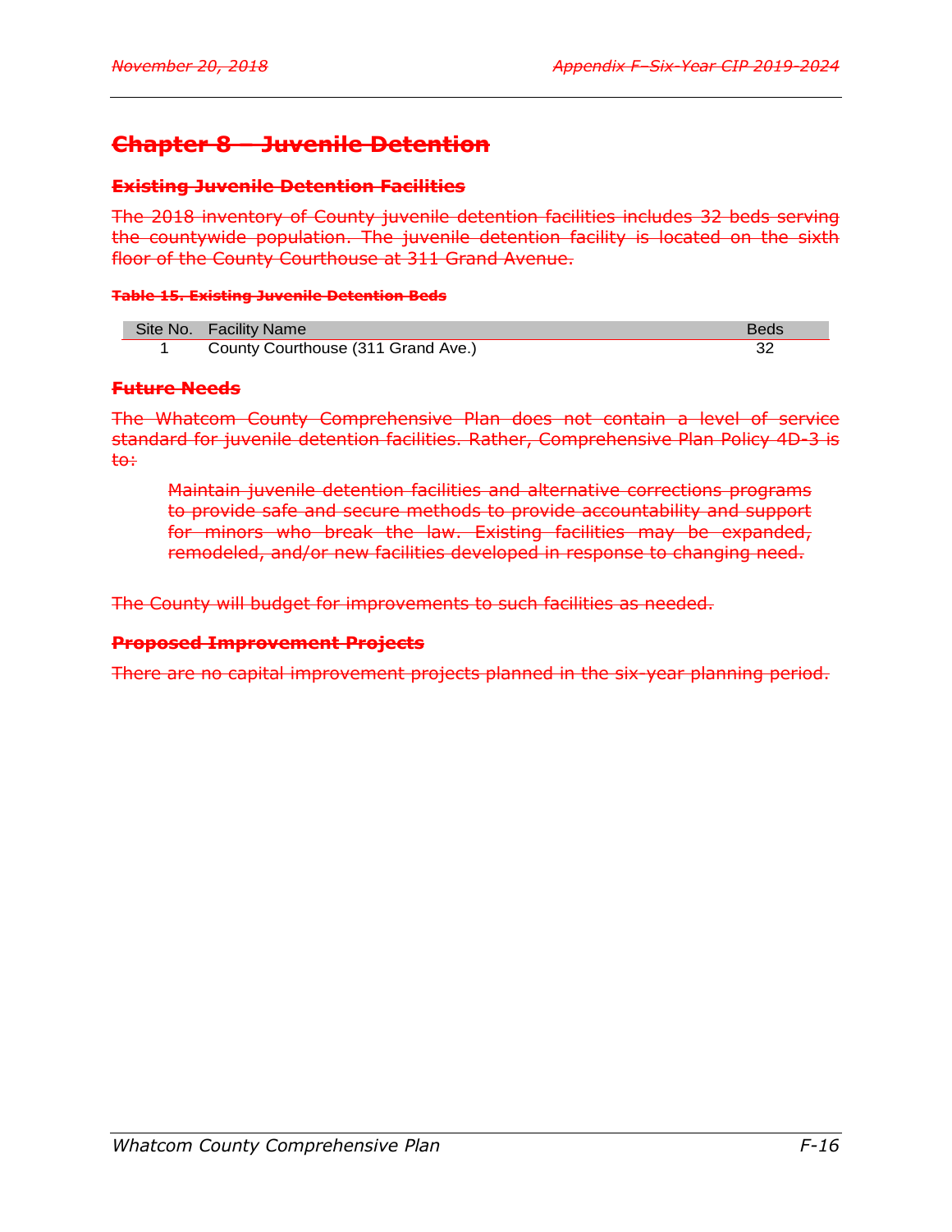# ~~Chapter 8 – Juvenile Detention~~

### ~~Existing Juvenile Detention Facilities~~

~~The 2018 inventory of County juvenile detention facilities includes 32 beds serving the countywide population. The juvenile detention facility is located on the sixth floor of the County Courthouse at 311 Grand Avenue.~~

**~~Table 15. Existing Juvenile Detention Beds~~**

| Site No. | Facility Name | Beds |
|---|---|---|
| 1 | County Courthouse (311 Grand Ave.) | 32 |

### ~~Future Needs~~

~~The Whatcom County Comprehensive Plan does not contain a level of service standard for juvenile detention facilities. Rather, Comprehensive Plan Policy 4D-3 is to:~~

> ~~Maintain juvenile detention facilities and alternative corrections programs to provide safe and secure methods to provide accountability and support for minors who break the law. Existing facilities may be expanded, remodeled, and/or new facilities developed in response to changing need.~~

~~The County will budget for improvements to such facilities as needed.~~

### ~~Proposed Improvement Projects~~

~~There are no capital improvement projects planned in the six-year planning period.~~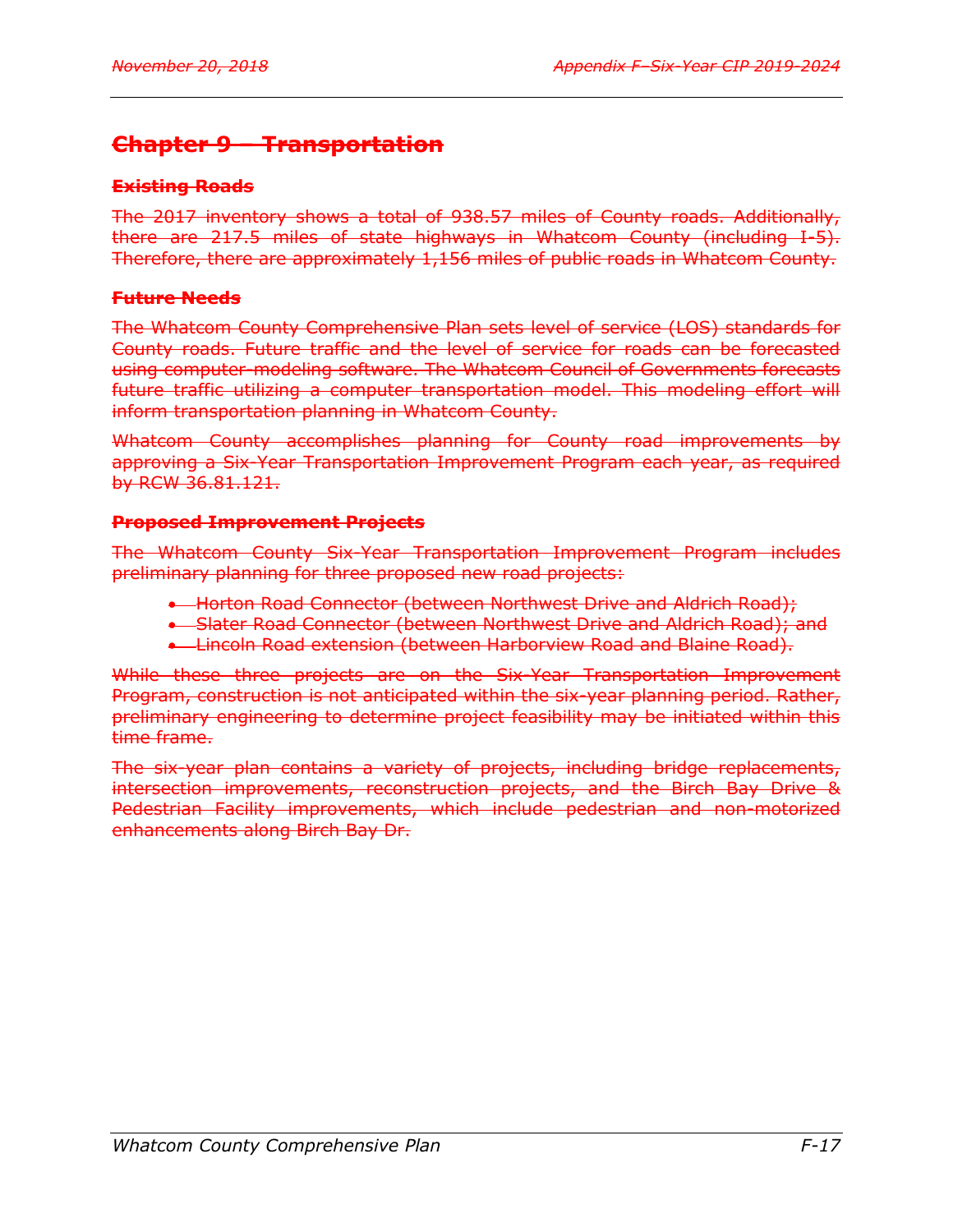# ~~Chapter 9 – Transportation~~

### ~~Existing Roads~~

~~The 2017 inventory shows a total of 938.57 miles of County roads. Additionally, there are 217.5 miles of state highways in Whatcom County (including I-5). Therefore, there are approximately 1,156 miles of public roads in Whatcom County.~~

### ~~Future Needs~~

~~The Whatcom County Comprehensive Plan sets level of service (LOS) standards for County roads. Future traffic and the level of service for roads can be forecasted using computer-modeling software. The Whatcom Council of Governments forecasts future traffic utilizing a computer transportation model. This modeling effort will inform transportation planning in Whatcom County.~~

~~Whatcom County accomplishes planning for County road improvements by approving a Six-Year Transportation Improvement Program each year, as required by RCW 36.81.121.~~

### ~~Proposed Improvement Projects~~

~~The Whatcom County Six-Year Transportation Improvement Program includes preliminary planning for three proposed new road projects:~~

- ~~Horton Road Connector (between Northwest Drive and Aldrich Road);~~
- ~~Slater Road Connector (between Northwest Drive and Aldrich Road); and~~
- ~~Lincoln Road extension (between Harborview Road and Blaine Road).~~

~~While these three projects are on the Six-Year Transportation Improvement Program, construction is not anticipated within the six-year planning period. Rather, preliminary engineering to determine project feasibility may be initiated within this time frame.~~

~~The six-year plan contains a variety of projects, including bridge replacements, intersection improvements, reconstruction projects, and the Birch Bay Drive & Pedestrian Facility improvements, which include pedestrian and non-motorized enhancements along Birch Bay Dr.~~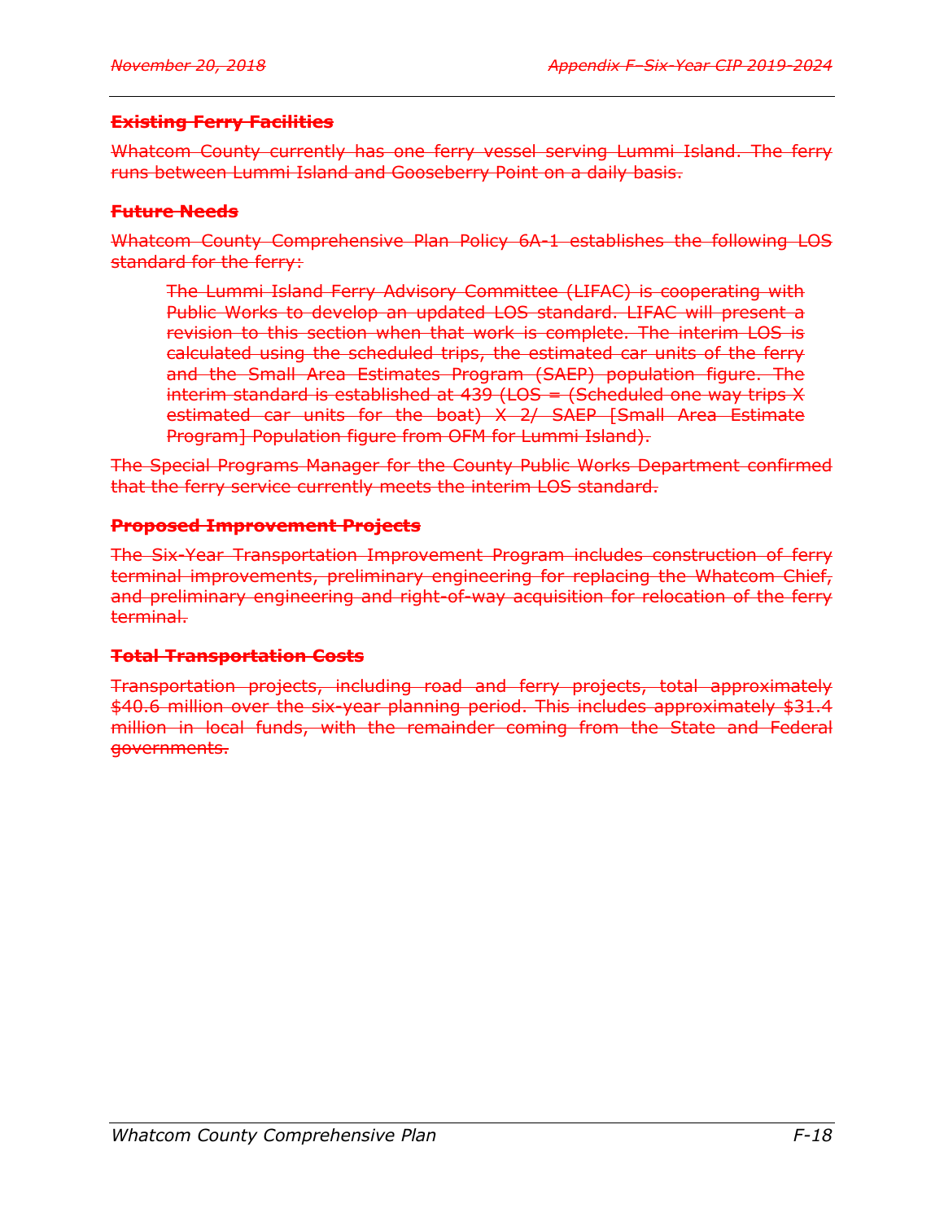~~**Existing Ferry Facilities**~~

~~Whatcom County currently has one ferry vessel serving Lummi Island. The ferry runs between Lummi Island and Gooseberry Point on a daily basis.~~

~~**Future Needs**~~

~~Whatcom County Comprehensive Plan Policy 6A-1 establishes the following LOS standard for the ferry:~~

> ~~The Lummi Island Ferry Advisory Committee (LIFAC) is cooperating with Public Works to develop an updated LOS standard. LIFAC will present a revision to this section when that work is complete. The interim LOS is calculated using the scheduled trips, the estimated car units of the ferry and the Small Area Estimates Program (SAEP) population figure. The interim standard is established at 439 (LOS = (Scheduled one way trips X estimated car units for the boat) X 2/ SAEP [Small Area Estimate Program] Population figure from OFM for Lummi Island).~~

~~The Special Programs Manager for the County Public Works Department confirmed that the ferry service currently meets the interim LOS standard.~~

~~**Proposed Improvement Projects**~~

~~The Six-Year Transportation Improvement Program includes construction of ferry terminal improvements, preliminary engineering for replacing the Whatcom Chief, and preliminary engineering and right-of-way acquisition for relocation of the ferry terminal.~~

~~**Total Transportation Costs**~~

~~Transportation projects, including road and ferry projects, total approximately $40.6 million over the six-year planning period. This includes approximately $31.4 million in local funds, with the remainder coming from the State and Federal governments.~~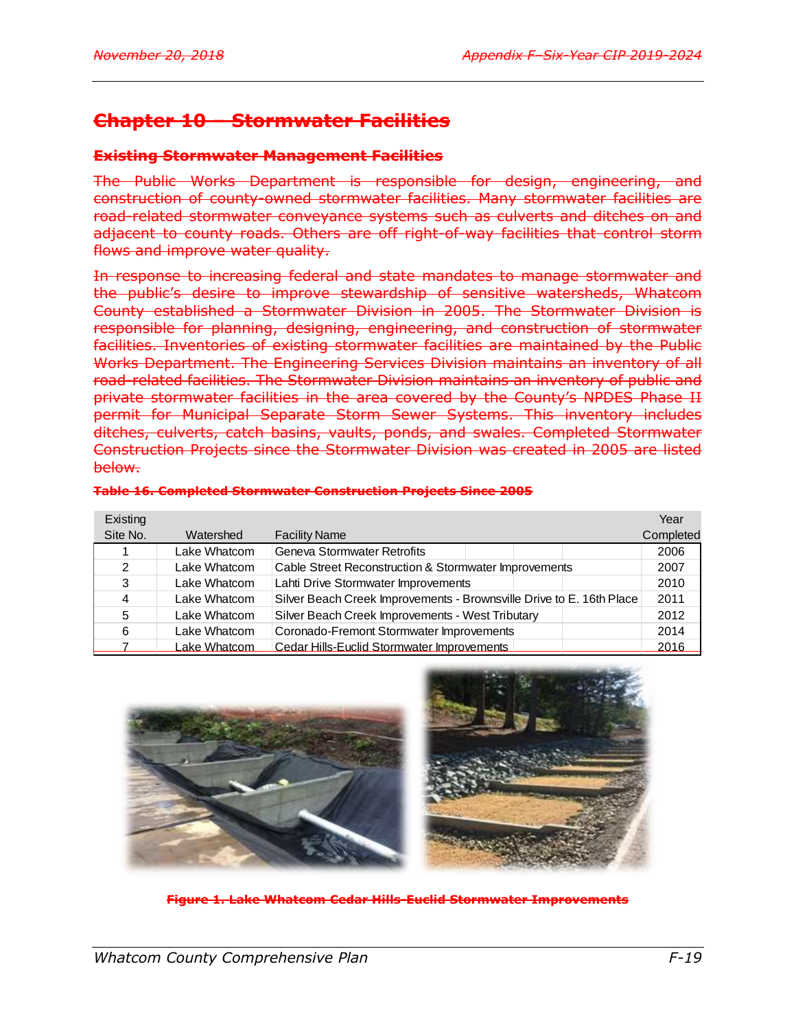# Chapter 10 – Stormwater Facilities

## Existing Stormwater Management Facilities

The Public Works Department is responsible for design, engineering, and construction of county-owned stormwater facilities. Many stormwater facilities are road-related stormwater conveyance systems such as culverts and ditches on and adjacent to county roads. Others are off right-of-way facilities that control storm flows and improve water quality.

In response to increasing federal and state mandates to manage stormwater and the public's desire to improve stewardship of sensitive watersheds, Whatcom County established a Stormwater Division in 2005. The Stormwater Division is responsible for planning, designing, engineering, and construction of stormwater facilities. Inventories of existing stormwater facilities are maintained by the Public Works Department. The Engineering Services Division maintains an inventory of all road-related facilities. The Stormwater Division maintains an inventory of public and private stormwater facilities in the area covered by the County's NPDES Phase II permit for Municipal Separate Storm Sewer Systems. This inventory includes ditches, culverts, catch basins, vaults, ponds, and swales. Completed Stormwater Construction Projects since the Stormwater Division was created in 2005 are listed below.

**Table 16. Completed Stormwater Construction Projects Since 2005**

| Existing Site No. | Watershed | Facility Name | Year Completed |
|---|---|---|---|
| 1 | Lake Whatcom | Geneva Stormwater Retrofits | 2006 |
| 2 | Lake Whatcom | Cable Street Reconstruction & Stormwater Improvements | 2007 |
| 3 | Lake Whatcom | Lahti Drive Stormwater Improvements | 2010 |
| 4 | Lake Whatcom | Silver Beach Creek Improvements - Brownsville Drive to E. 16th Place | 2011 |
| 5 | Lake Whatcom | Silver Beach Creek Improvements - West Tributary | 2012 |
| 6 | Lake Whatcom | Coronado-Fremont Stormwater Improvements | 2014 |
| 7 | Lake Whatcom | Cedar Hills-Euclid Stormwater Improvements | 2016 |

**Figure 1. Lake Whatcom Cedar Hills-Euclid Stormwater Improvements**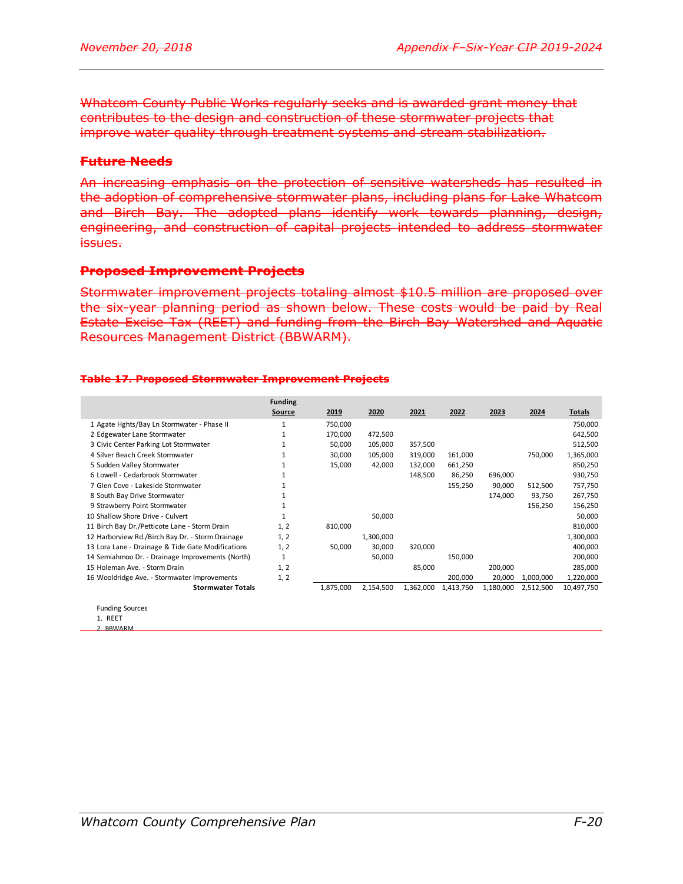~~Whatcom County Public Works regularly seeks and is awarded grant money that contributes to the design and construction of these stormwater projects that improve water quality through treatment systems and stream stabilization.~~

## ~~Future Needs~~

~~An increasing emphasis on the protection of sensitive watersheds has resulted in the adoption of comprehensive stormwater plans, including plans for Lake Whatcom and Birch Bay. The adopted plans identify work towards planning, design, engineering, and construction of capital projects intended to address stormwater issues.~~

## ~~Proposed Improvement Projects~~

~~Stormwater improvement projects totaling almost $10.5 million are proposed over the six-year planning period as shown below. These costs would be paid by Real Estate Excise Tax (REET) and funding from the Birch Bay Watershed and Aquatic Resources Management District (BBWARM).~~

**~~Table 17. Proposed Stormwater Improvement Projects~~**

| | Funding Source | 2019 | 2020 | 2021 | 2022 | 2023 | 2024 | Totals |
|---|---|---|---|---|---|---|---|---|
| 1 Agate Hghts/Bay Ln Stormwater - Phase II | 1 | 750,000 | | | | | | 750,000 |
| 2 Edgewater Lane Stormwater | 1 | 170,000 | 472,500 | | | | | 642,500 |
| 3 Civic Center Parking Lot Stormwater | 1 | 50,000 | 105,000 | 357,500 | | | | 512,500 |
| 4 Silver Beach Creek Stormwater | 1 | 30,000 | 105,000 | 319,000 | 161,000 | | 750,000 | 1,365,000 |
| 5 Sudden Valley Stormwater | 1 | 15,000 | 42,000 | 132,000 | 661,250 | | | 850,250 |
| 6 Lowell - Cedarbrook Stormwater | 1 | | | 148,500 | 86,250 | 696,000 | | 930,750 |
| 7 Glen Cove - Lakeside Stormwater | 1 | | | | 155,250 | 90,000 | 512,500 | 757,750 |
| 8 South Bay Drive Stormwater | 1 | | | | | 174,000 | 93,750 | 267,750 |
| 9 Strawberry Point Stormwater | 1 | | | | | | 156,250 | 156,250 |
| 10 Shallow Shore Drive - Culvert | 1 | | 50,000 | | | | | 50,000 |
| 11 Birch Bay Dr./Petticote Lane - Storm Drain | 1, 2 | 810,000 | | | | | | 810,000 |
| 12 Harborview Rd./Birch Bay Dr. - Storm Drainage | 1, 2 | | 1,300,000 | | | | | 1,300,000 |
| 13 Lora Lane - Drainage & Tide Gate Modifications | 1, 2 | 50,000 | 30,000 | 320,000 | | | | 400,000 |
| 14 Semiahmoo Dr. - Drainage Improvements (North) | 1 | | 50,000 | | 150,000 | | | 200,000 |
| 15 Holeman Ave. - Storm Drain | 1, 2 | | | 85,000 | | 200,000 | | 285,000 |
| 16 Wooldridge Ave. - Stormwater Improvements | 1, 2 | | | | 200,000 | 20,000 | 1,000,000 | 1,220,000 |
| **Stormwater Totals** | | 1,875,000 | 2,154,500 | 1,362,000 | 1,413,750 | 1,180,000 | 2,512,500 | 10,497,750 |

Funding Sources
1. REET
2. BBWARM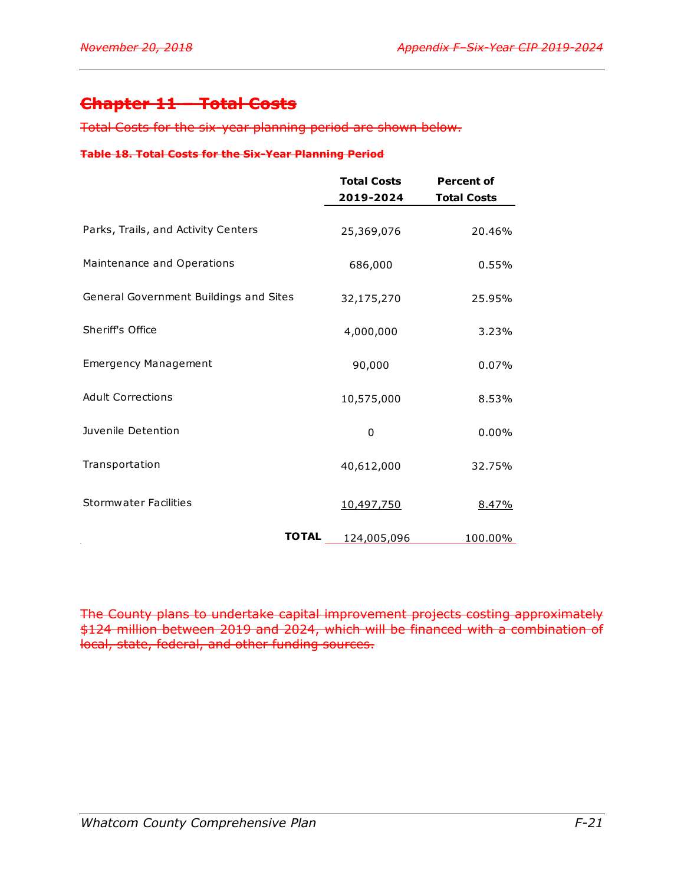## Chapter 11 – Total Costs

Total Costs for the six-year planning period are shown below.

**Table 18. Total Costs for the Six-Year Planning Period**

| | Total Costs 2019-2024 | Percent of Total Costs |
|---|---|---|
| Parks, Trails, and Activity Centers | 25,369,076 | 20.46% |
| Maintenance and Operations | 686,000 | 0.55% |
| General Government Buildings and Sites | 32,175,270 | 25.95% |
| Sheriff's Office | 4,000,000 | 3.23% |
| Emergency Management | 90,000 | 0.07% |
| Adult Corrections | 10,575,000 | 8.53% |
| Juvenile Detention | 0 | 0.00% |
| Transportation | 40,612,000 | 32.75% |
| Stormwater Facilities | 10,497,750 | 8.47% |
| **TOTAL** | 124,005,096 | 100.00% |

The County plans to undertake capital improvement projects costing approximately $124 million between 2019 and 2024, which will be financed with a combination of local, state, federal, and other funding sources.